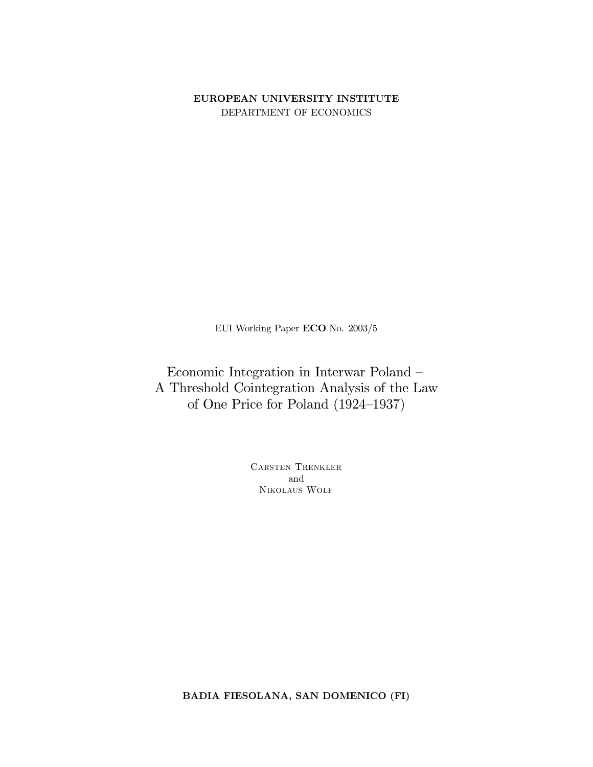**EUROPEAN UNIVERSITY INSTITUTE**
DEPARTMENT OF ECONOMICS

EUI Working Paper **ECO** No. 2003/5

# Economic Integration in Interwar Poland – A Threshold Cointegration Analysis of the Law of One Price for Poland (1924–1937)

Carsten Trenkler
and
Nikolaus Wolf

**BADIA FIESOLANA, SAN DOMENICO (FI)**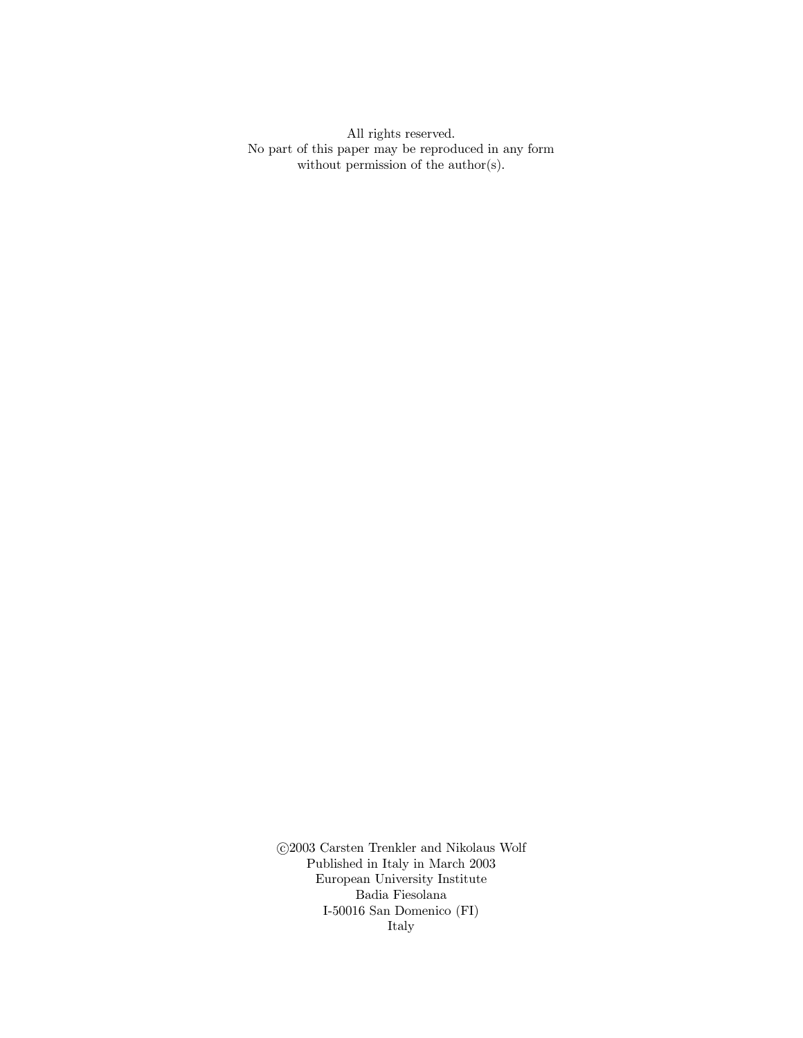All rights reserved.
No part of this paper may be reproduced in any form
without permission of the author(s).

©2003 Carsten Trenkler and Nikolaus Wolf
Published in Italy in March 2003
European University Institute
Badia Fiesolana
I-50016 San Domenico (FI)
Italy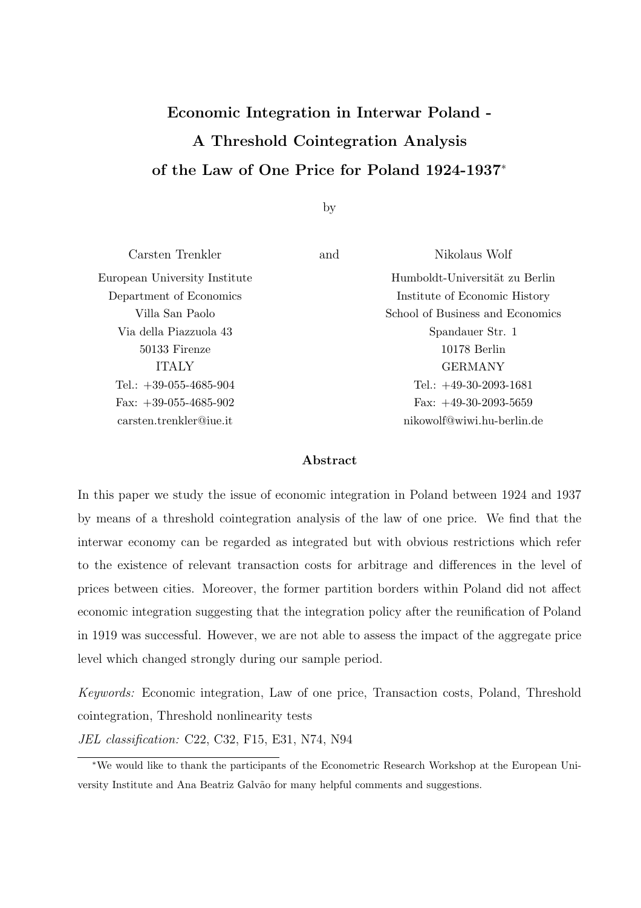# Economic Integration in Interwar Poland - A Threshold Cointegration Analysis of the Law of One Price for Poland 1924-1937*

by

Carsten Trenkler
European University Institute
Department of Economics
Villa San Paolo
Via della Piazzuola 43
50133 Firenze
ITALY
Tel.: +39-055-4685-904
Fax: +39-055-4685-902
carsten.trenkler@iue.it

and

Nikolaus Wolf
Humboldt-Universität zu Berlin
Institute of Economic History
School of Business and Economics
Spandauer Str. 1
10178 Berlin
GERMANY
Tel.: +49-30-2093-1681
Fax: +49-30-2093-5659
nikowolf@wiwi.hu-berlin.de

### Abstract

In this paper we study the issue of economic integration in Poland between 1924 and 1937 by means of a threshold cointegration analysis of the law of one price. We find that the interwar economy can be regarded as integrated but with obvious restrictions which refer to the existence of relevant transaction costs for arbitrage and differences in the level of prices between cities. Moreover, the former partition borders within Poland did not affect economic integration suggesting that the integration policy after the reunification of Poland in 1919 was successful. However, we are not able to assess the impact of the aggregate price level which changed strongly during our sample period.

*Keywords:* Economic integration, Law of one price, Transaction costs, Poland, Threshold cointegration, Threshold nonlinearity tests

*JEL classification:* C22, C32, F15, E31, N74, N94

*We would like to thank the participants of the Econometric Research Workshop at the European University Institute and Ana Beatriz Galvão for many helpful comments and suggestions.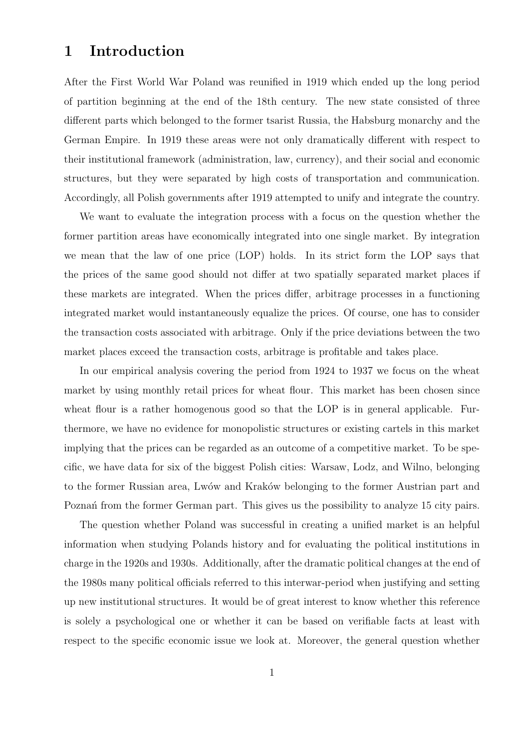# 1 Introduction

After the First World War Poland was reunified in 1919 which ended up the long period of partition beginning at the end of the 18th century. The new state consisted of three different parts which belonged to the former tsarist Russia, the Habsburg monarchy and the German Empire. In 1919 these areas were not only dramatically different with respect to their institutional framework (administration, law, currency), and their social and economic structures, but they were separated by high costs of transportation and communication. Accordingly, all Polish governments after 1919 attempted to unify and integrate the country.

We want to evaluate the integration process with a focus on the question whether the former partition areas have economically integrated into one single market. By integration we mean that the law of one price (LOP) holds. In its strict form the LOP says that the prices of the same good should not differ at two spatially separated market places if these markets are integrated. When the prices differ, arbitrage processes in a functioning integrated market would instantaneously equalize the prices. Of course, one has to consider the transaction costs associated with arbitrage. Only if the price deviations between the two market places exceed the transaction costs, arbitrage is profitable and takes place.

In our empirical analysis covering the period from 1924 to 1937 we focus on the wheat market by using monthly retail prices for wheat flour. This market has been chosen since wheat flour is a rather homogenous good so that the LOP is in general applicable. Furthermore, we have no evidence for monopolistic structures or existing cartels in this market implying that the prices can be regarded as an outcome of a competitive market. To be specific, we have data for six of the biggest Polish cities: Warsaw, Lodz, and Wilno, belonging to the former Russian area, Lwów and Kraków belonging to the former Austrian part and Poznań from the former German part. This gives us the possibility to analyze 15 city pairs.

The question whether Poland was successful in creating a unified market is an helpful information when studying Polands history and for evaluating the political institutions in charge in the 1920s and 1930s. Additionally, after the dramatic political changes at the end of the 1980s many political officials referred to this interwar-period when justifying and setting up new institutional structures. It would be of great interest to know whether this reference is solely a psychological one or whether it can be based on verifiable facts at least with respect to the specific economic issue we look at. Moreover, the general question whether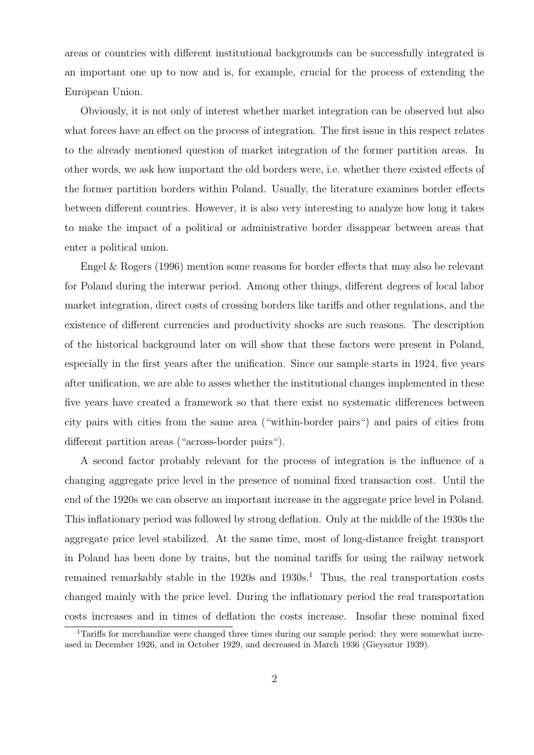areas or countries with different institutional backgrounds can be successfully integrated is an important one up to now and is, for example, crucial for the process of extending the European Union.

Obviously, it is not only of interest whether market integration can be observed but also what forces have an effect on the process of integration. The first issue in this respect relates to the already mentioned question of market integration of the former partition areas. In other words, we ask how important the old borders were, i.e. whether there existed effects of the former partition borders within Poland. Usually, the literature examines border effects between different countries. However, it is also very interesting to analyze how long it takes to make the impact of a political or administrative border disappear between areas that enter a political union.

Engel & Rogers (1996) mention some reasons for border effects that may also be relevant for Poland during the interwar period. Among other things, different degrees of local labor market integration, direct costs of crossing borders like tariffs and other regulations, and the existence of different currencies and productivity shocks are such reasons. The description of the historical background later on will show that these factors were present in Poland, especially in the first years after the unification. Since our sample starts in 1924, five years after unification, we are able to asses whether the institutional changes implemented in these five years have created a framework so that there exist no systematic differences between city pairs with cities from the same area ("within-border pairs") and pairs of cities from different partition areas ("across-border pairs").

A second factor probably relevant for the process of integration is the influence of a changing aggregate price level in the presence of nominal fixed transaction cost. Until the end of the 1920s we can observe an important increase in the aggregate price level in Poland. This inflationary period was followed by strong deflation. Only at the middle of the 1930s the aggregate price level stabilized. At the same time, most of long-distance freight transport in Poland has been done by trains, but the nominal tariffs for using the railway network remained remarkably stable in the 1920s and 1930s.[1] Thus, the real transportation costs changed mainly with the price level. During the inflationary period the real transportation costs increases and in times of deflation the costs increase. Insofar these nominal fixed

[1] Tariffs for merchandize were changed three times during our sample period: they were somewhat increased in December 1926, and in October 1929, and decreased in March 1936 (Gieysztor 1939).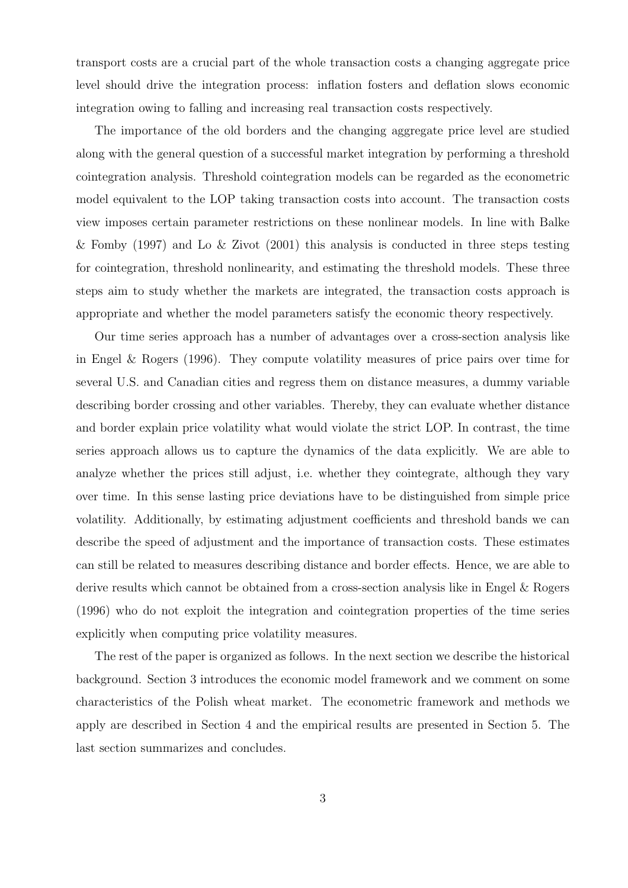transport costs are a crucial part of the whole transaction costs a changing aggregate price level should drive the integration process: inflation fosters and deflation slows economic integration owing to falling and increasing real transaction costs respectively.

The importance of the old borders and the changing aggregate price level are studied along with the general question of a successful market integration by performing a threshold cointegration analysis. Threshold cointegration models can be regarded as the econometric model equivalent to the LOP taking transaction costs into account. The transaction costs view imposes certain parameter restrictions on these nonlinear models. In line with Balke & Fomby (1997) and Lo & Zivot (2001) this analysis is conducted in three steps testing for cointegration, threshold nonlinearity, and estimating the threshold models. These three steps aim to study whether the markets are integrated, the transaction costs approach is appropriate and whether the model parameters satisfy the economic theory respectively.

Our time series approach has a number of advantages over a cross-section analysis like in Engel & Rogers (1996). They compute volatility measures of price pairs over time for several U.S. and Canadian cities and regress them on distance measures, a dummy variable describing border crossing and other variables. Thereby, they can evaluate whether distance and border explain price volatility what would violate the strict LOP. In contrast, the time series approach allows us to capture the dynamics of the data explicitly. We are able to analyze whether the prices still adjust, i.e. whether they cointegrate, although they vary over time. In this sense lasting price deviations have to be distinguished from simple price volatility. Additionally, by estimating adjustment coefficients and threshold bands we can describe the speed of adjustment and the importance of transaction costs. These estimates can still be related to measures describing distance and border effects. Hence, we are able to derive results which cannot be obtained from a cross-section analysis like in Engel & Rogers (1996) who do not exploit the integration and cointegration properties of the time series explicitly when computing price volatility measures.

The rest of the paper is organized as follows. In the next section we describe the historical background. Section 3 introduces the economic model framework and we comment on some characteristics of the Polish wheat market. The econometric framework and methods we apply are described in Section 4 and the empirical results are presented in Section 5. The last section summarizes and concludes.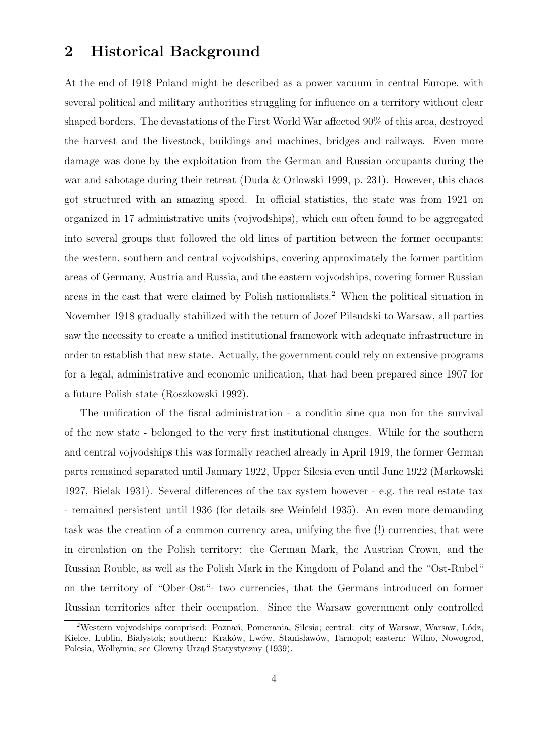## 2 Historical Background

At the end of 1918 Poland might be described as a power vacuum in central Europe, with several political and military authorities struggling for influence on a territory without clear shaped borders. The devastations of the First World War affected 90% of this area, destroyed the harvest and the livestock, buildings and machines, bridges and railways. Even more damage was done by the exploitation from the German and Russian occupants during the war and sabotage during their retreat (Duda & Orlowski 1999, p. 231). However, this chaos got structured with an amazing speed. In official statistics, the state was from 1921 on organized in 17 administrative units (vojvodships), which can often found to be aggregated into several groups that followed the old lines of partition between the former occupants: the western, southern and central vojvodships, covering approximately the former partition areas of Germany, Austria and Russia, and the eastern vojvodships, covering former Russian areas in the east that were claimed by Polish nationalists.[2] When the political situation in November 1918 gradually stabilized with the return of Jozef Pilsudski to Warsaw, all parties saw the necessity to create a unified institutional framework with adequate infrastructure in order to establish that new state. Actually, the government could rely on extensive programs for a legal, administrative and economic unification, that had been prepared since 1907 for a future Polish state (Roszkowski 1992).

The unification of the fiscal administration - a conditio sine qua non for the survival of the new state - belonged to the very first institutional changes. While for the southern and central vojvodships this was formally reached already in April 1919, the former German parts remained separated until January 1922, Upper Silesia even until June 1922 (Markowski 1927, Bielak 1931). Several differences of the tax system however - e.g. the real estate tax - remained persistent until 1936 (for details see Weinfeld 1935). An even more demanding task was the creation of a common currency area, unifying the five (!) currencies, that were in circulation on the Polish territory: the German Mark, the Austrian Crown, and the Russian Rouble, as well as the Polish Mark in the Kingdom of Poland and the "Ost-Rubel" on the territory of "Ober-Ost"- two currencies, that the Germans introduced on former Russian territories after their occupation. Since the Warsaw government only controlled

[2] Western vojvodships comprised: Poznań, Pomerania, Silesia; central: city of Warsaw, Warsaw, Lódz, Kielce, Lublin, Białystok; southern: Kraków, Lwów, Stanisławów, Tarnopol; eastern: Wilno, Nowogrod, Polesia, Wolhynia; see Głowny Urząd Statystyczny (1939).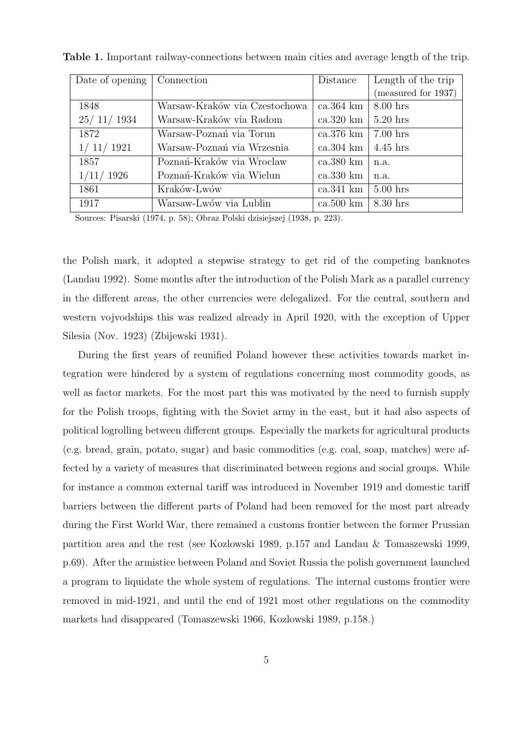**Table 1.** Important railway-connections between main cities and average length of the trip.

| Date of opening | Connection | Distance | Length of the trip (measured for 1937) |
|---|---|---|---|
| 1848 | Warsaw-Kraków via Czestochowa | ca.364 km | 8.00 hrs |
| 25/ 11/ 1934 | Warsaw-Kraków via Radom | ca.320 km | 5.20 hrs |
| 1872 | Warsaw-Poznań via Torun | ca.376 km | 7.00 hrs |
| 1/ 11/ 1921 | Warsaw-Poznań via Wrzesnia | ca.304 km | 4.45 hrs |
| 1857 | Poznań-Kraków via Wroclaw | ca.380 km | n.a. |
| 1/11/ 1926 | Poznań-Kraków via Wielun | ca.330 km | n.a. |
| 1861 | Kraków-Lwów | ca.341 km | 5.00 hrs |
| 1917 | Warsaw-Lwów via Lublin | ca.500 km | 8.30 hrs |

Sources: Pisarski (1974, p. 58); Obraz Polski dzisiejszej (1938, p. 223).

the Polish mark, it adopted a stepwise strategy to get rid of the competing banknotes (Landau 1992). Some months after the introduction of the Polish Mark as a parallel currency in the different areas, the other currencies were delegalized. For the central, southern and western vojvodships this was realized already in April 1920, with the exception of Upper Silesia (Nov. 1923) (Zbijewski 1931).

During the first years of reunified Poland however these activities towards market integration were hindered by a system of regulations concerning most commodity goods, as well as factor markets. For the most part this was motivated by the need to furnish supply for the Polish troops, fighting with the Soviet army in the east, but it had also aspects of political logrolling between different groups. Especially the markets for agricultural products (e.g. bread, grain, potato, sugar) and basic commodities (e.g. coal, soap, matches) were affected by a variety of measures that discriminated between regions and social groups. While for instance a common external tariff was introduced in November 1919 and domestic tariff barriers between the different parts of Poland had been removed for the most part already during the First World War, there remained a customs frontier between the former Prussian partition area and the rest (see Kozlowski 1989, p.157 and Landau & Tomaszewski 1999, p.69). After the armistice between Poland and Soviet Russia the polish government launched a program to liquidate the whole system of regulations. The internal customs frontier were removed in mid-1921, and until the end of 1921 most other regulations on the commodity markets had disappeared (Tomaszewski 1966, Kozlowski 1989, p.158.)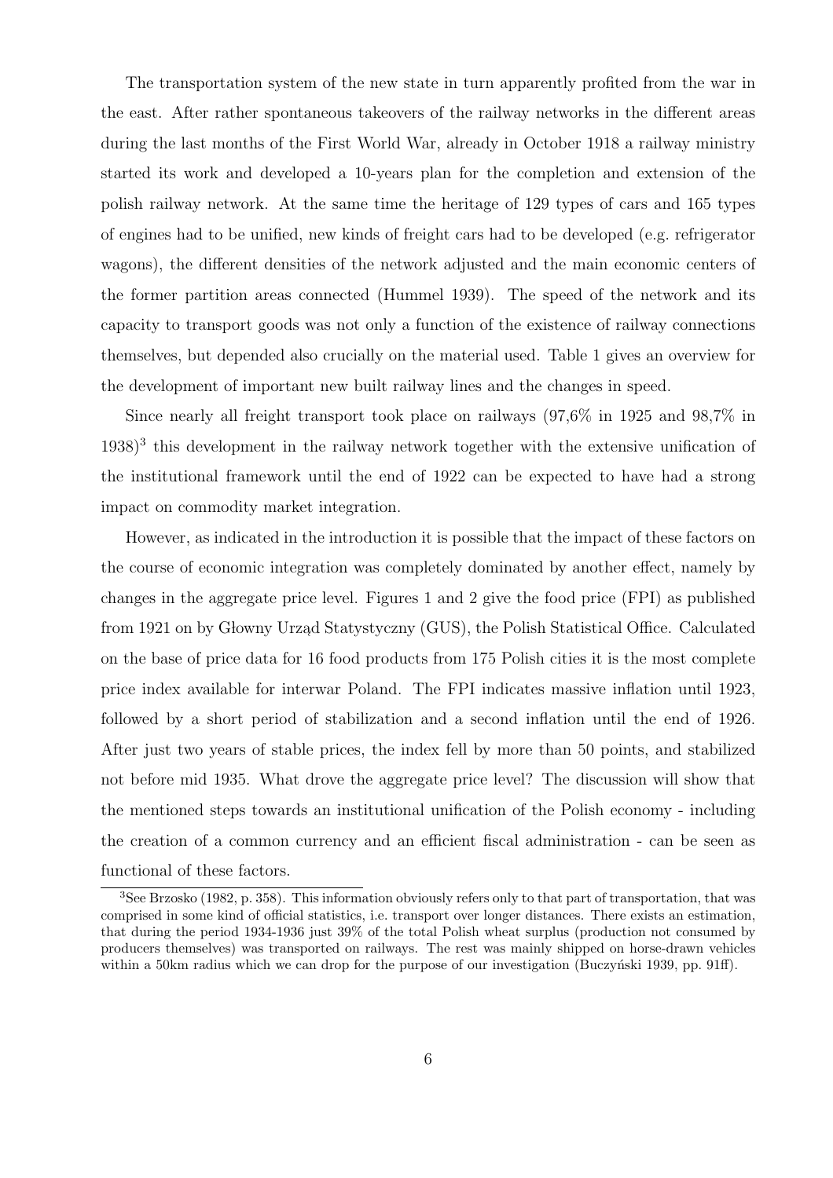The transportation system of the new state in turn apparently profited from the war in the east. After rather spontaneous takeovers of the railway networks in the different areas during the last months of the First World War, already in October 1918 a railway ministry started its work and developed a 10-years plan for the completion and extension of the polish railway network. At the same time the heritage of 129 types of cars and 165 types of engines had to be unified, new kinds of freight cars had to be developed (e.g. refrigerator wagons), the different densities of the network adjusted and the main economic centers of the former partition areas connected (Hummel 1939). The speed of the network and its capacity to transport goods was not only a function of the existence of railway connections themselves, but depended also crucially on the material used. Table 1 gives an overview for the development of important new built railway lines and the changes in speed.

Since nearly all freight transport took place on railways (97,6% in 1925 and 98,7% in 1938)[3] this development in the railway network together with the extensive unification of the institutional framework until the end of 1922 can be expected to have had a strong impact on commodity market integration.

However, as indicated in the introduction it is possible that the impact of these factors on the course of economic integration was completely dominated by another effect, namely by changes in the aggregate price level. Figures 1 and 2 give the food price (FPI) as published from 1921 on by Głowny Urząd Statystyczny (GUS), the Polish Statistical Office. Calculated on the base of price data for 16 food products from 175 Polish cities it is the most complete price index available for interwar Poland. The FPI indicates massive inflation until 1923, followed by a short period of stabilization and a second inflation until the end of 1926. After just two years of stable prices, the index fell by more than 50 points, and stabilized not before mid 1935. What drove the aggregate price level? The discussion will show that the mentioned steps towards an institutional unification of the Polish economy - including the creation of a common currency and an efficient fiscal administration - can be seen as functional of these factors.

[3]See Brzosko (1982, p. 358). This information obviously refers only to that part of transportation, that was comprised in some kind of official statistics, i.e. transport over longer distances. There exists an estimation, that during the period 1934-1936 just 39% of the total Polish wheat surplus (production not consumed by producers themselves) was transported on railways. The rest was mainly shipped on horse-drawn vehicles within a 50km radius which we can drop for the purpose of our investigation (Buczyński 1939, pp. 91ff).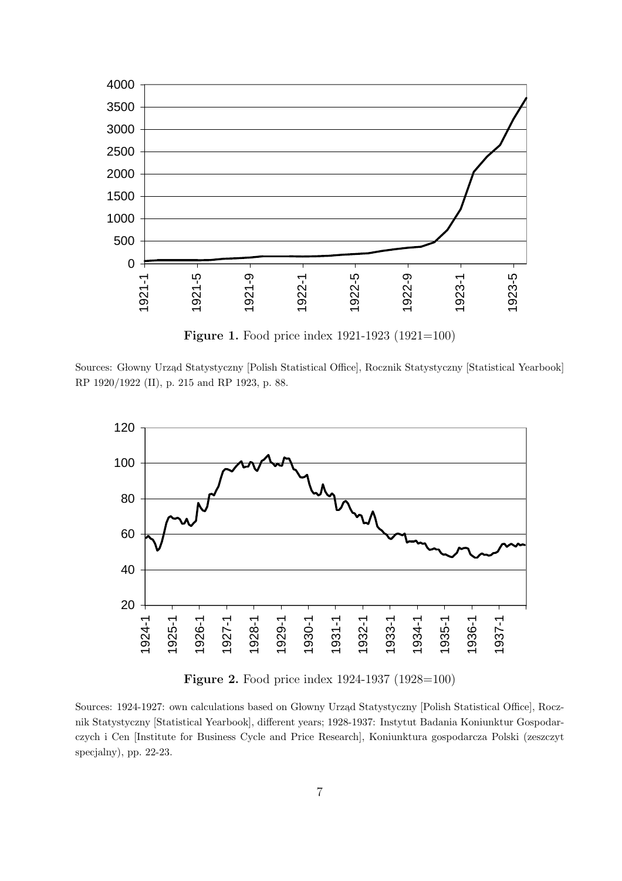**Figure 1.** Food price index 1921-1923 (1921=100)

Sources: Głowny Urząd Statystyczny [Polish Statistical Office], Rocznik Statystyczny [Statistical Yearbook] RP 1920/1922 (II), p. 215 and RP 1923, p. 88.

**Figure 2.** Food price index 1924-1937 (1928=100)

Sources: 1924-1927: own calculations based on Głowny Urząd Statystyczny [Polish Statistical Office], Rocznik Statystyczny [Statistical Yearbook], different years; 1928-1937: Instytut Badania Koniunktur Gospodarczych i Cen [Institute for Business Cycle and Price Research], Koniunktura gospodarcza Polski (zeszczyt specjalny), pp. 22-23.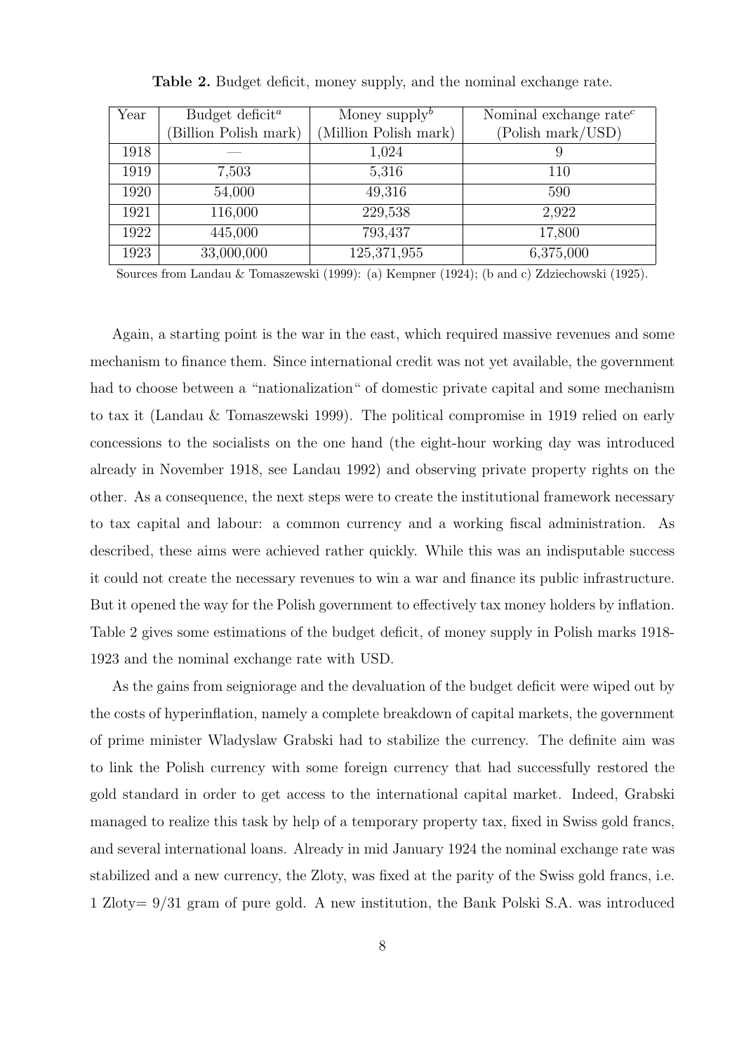**Table 2.** Budget deficit, money supply, and the nominal exchange rate.

| Year | Budget deficit[a] (Billion Polish mark) | Money supply[b] (Million Polish mark) | Nominal exchange rate[c] (Polish mark/USD) |
|---|---|---|---|
| 1918 | — | 1,024 | 9 |
| 1919 | 7,503 | 5,316 | 110 |
| 1920 | 54,000 | 49,316 | 590 |
| 1921 | 116,000 | 229,538 | 2,922 |
| 1922 | 445,000 | 793,437 | 17,800 |
| 1923 | 33,000,000 | 125,371,955 | 6,375,000 |

Sources from Landau & Tomaszewski (1999): (a) Kempner (1924); (b and c) Zdziechowski (1925).

Again, a starting point is the war in the east, which required massive revenues and some mechanism to finance them. Since international credit was not yet available, the government had to choose between a "nationalization" of domestic private capital and some mechanism to tax it (Landau & Tomaszewski 1999). The political compromise in 1919 relied on early concessions to the socialists on the one hand (the eight-hour working day was introduced already in November 1918, see Landau 1992) and observing private property rights on the other. As a consequence, the next steps were to create the institutional framework necessary to tax capital and labour: a common currency and a working fiscal administration. As described, these aims were achieved rather quickly. While this was an indisputable success it could not create the necessary revenues to win a war and finance its public infrastructure. But it opened the way for the Polish government to effectively tax money holders by inflation. Table 2 gives some estimations of the budget deficit, of money supply in Polish marks 1918-1923 and the nominal exchange rate with USD.

As the gains from seigniorage and the devaluation of the budget deficit were wiped out by the costs of hyperinflation, namely a complete breakdown of capital markets, the government of prime minister Wladyslaw Grabski had to stabilize the currency. The definite aim was to link the Polish currency with some foreign currency that had successfully restored the gold standard in order to get access to the international capital market. Indeed, Grabski managed to realize this task by help of a temporary property tax, fixed in Swiss gold francs, and several international loans. Already in mid January 1924 the nominal exchange rate was stabilized and a new currency, the Zloty, was fixed at the parity of the Swiss gold francs, i.e. 1 Zloty= 9/31 gram of pure gold. A new institution, the Bank Polski S.A. was introduced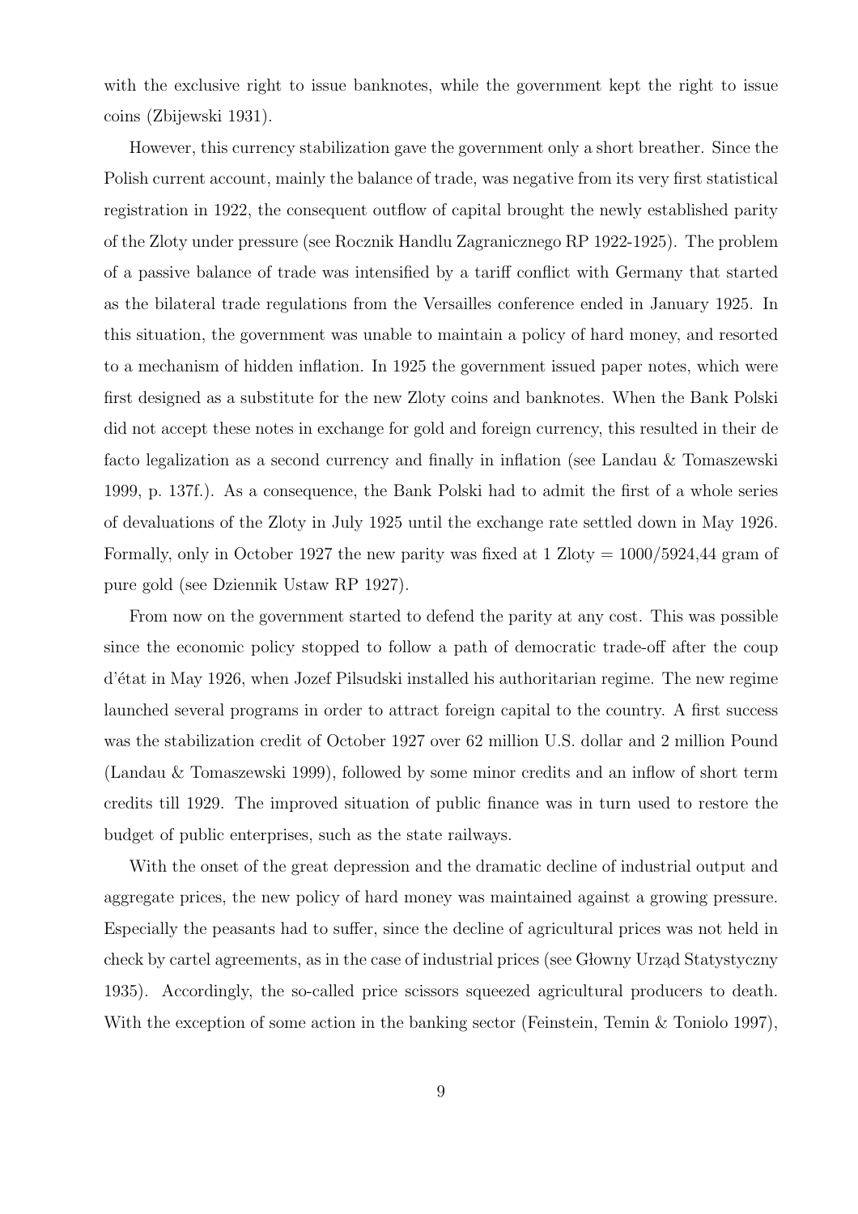with the exclusive right to issue banknotes, while the government kept the right to issue coins (Zbijewski 1931).

However, this currency stabilization gave the government only a short breather. Since the Polish current account, mainly the balance of trade, was negative from its very first statistical registration in 1922, the consequent outflow of capital brought the newly established parity of the Zloty under pressure (see Rocznik Handlu Zagranicznego RP 1922-1925). The problem of a passive balance of trade was intensified by a tariff conflict with Germany that started as the bilateral trade regulations from the Versailles conference ended in January 1925. In this situation, the government was unable to maintain a policy of hard money, and resorted to a mechanism of hidden inflation. In 1925 the government issued paper notes, which were first designed as a substitute for the new Zloty coins and banknotes. When the Bank Polski did not accept these notes in exchange for gold and foreign currency, this resulted in their de facto legalization as a second currency and finally in inflation (see Landau & Tomaszewski 1999, p. 137f.). As a consequence, the Bank Polski had to admit the first of a whole series of devaluations of the Zloty in July 1925 until the exchange rate settled down in May 1926. Formally, only in October 1927 the new parity was fixed at 1 Zloty = 1000/5924,44 gram of pure gold (see Dziennik Ustaw RP 1927).

From now on the government started to defend the parity at any cost. This was possible since the economic policy stopped to follow a path of democratic trade-off after the coup d'état in May 1926, when Jozef Pilsudski installed his authoritarian regime. The new regime launched several programs in order to attract foreign capital to the country. A first success was the stabilization credit of October 1927 over 62 million U.S. dollar and 2 million Pound (Landau & Tomaszewski 1999), followed by some minor credits and an inflow of short term credits till 1929. The improved situation of public finance was in turn used to restore the budget of public enterprises, such as the state railways.

With the onset of the great depression and the dramatic decline of industrial output and aggregate prices, the new policy of hard money was maintained against a growing pressure. Especially the peasants had to suffer, since the decline of agricultural prices was not held in check by cartel agreements, as in the case of industrial prices (see Głowny Urząd Statystyczny 1935). Accordingly, the so-called price scissors squeezed agricultural producers to death. With the exception of some action in the banking sector (Feinstein, Temin & Toniolo 1997),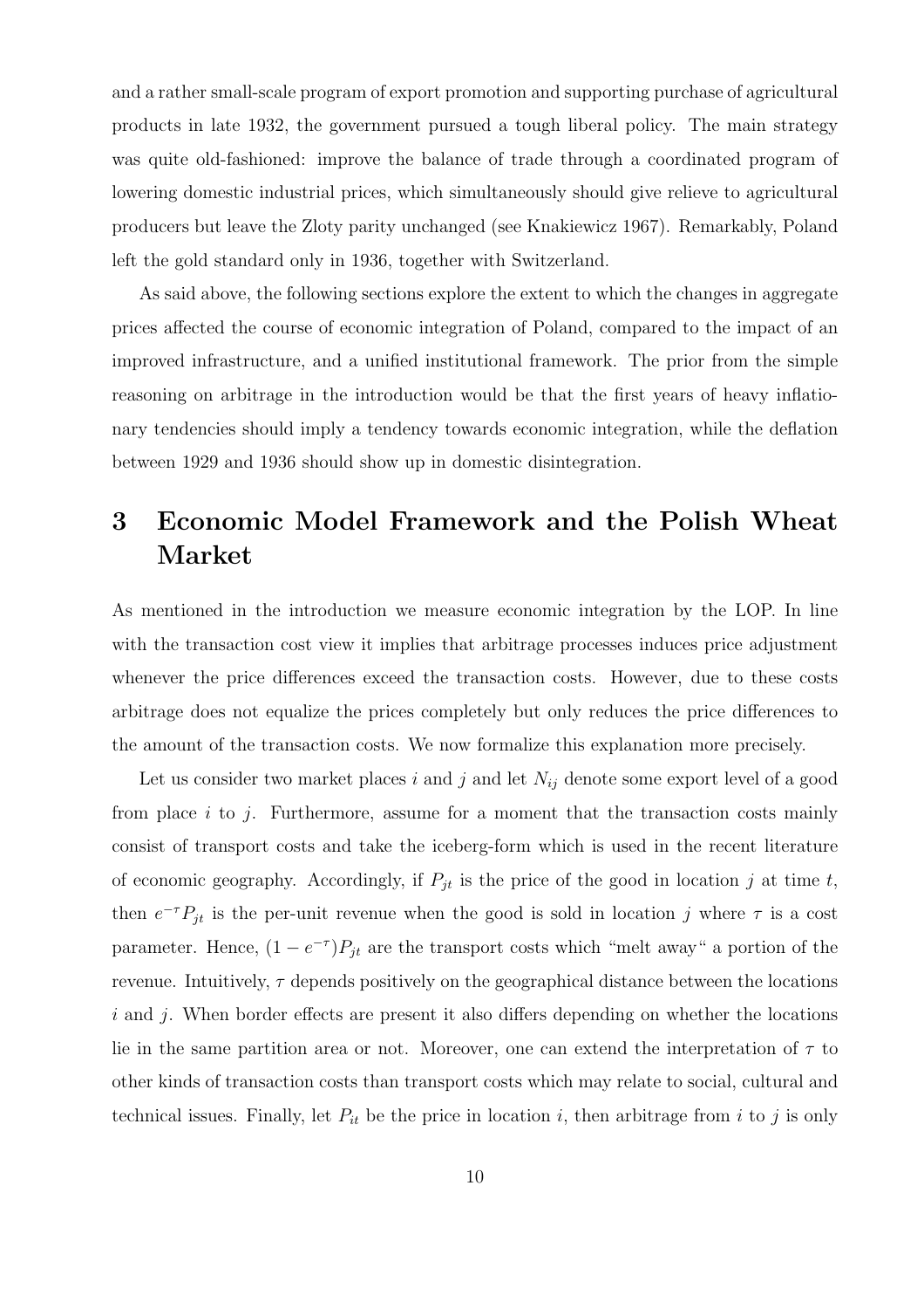and a rather small-scale program of export promotion and supporting purchase of agricultural products in late 1932, the government pursued a tough liberal policy. The main strategy was quite old-fashioned: improve the balance of trade through a coordinated program of lowering domestic industrial prices, which simultaneously should give relieve to agricultural producers but leave the Zloty parity unchanged (see Knakiewicz 1967). Remarkably, Poland left the gold standard only in 1936, together with Switzerland.

As said above, the following sections explore the extent to which the changes in aggregate prices affected the course of economic integration of Poland, compared to the impact of an improved infrastructure, and a unified institutional framework. The prior from the simple reasoning on arbitrage in the introduction would be that the first years of heavy inflationary tendencies should imply a tendency towards economic integration, while the deflation between 1929 and 1936 should show up in domestic disintegration.

# 3 Economic Model Framework and the Polish Wheat Market

As mentioned in the introduction we measure economic integration by the LOP. In line with the transaction cost view it implies that arbitrage processes induces price adjustment whenever the price differences exceed the transaction costs. However, due to these costs arbitrage does not equalize the prices completely but only reduces the price differences to the amount of the transaction costs. We now formalize this explanation more precisely.

Let us consider two market places $i$ and $j$ and let $N_{ij}$ denote some export level of a good from place $i$ to $j$. Furthermore, assume for a moment that the transaction costs mainly consist of transport costs and take the iceberg-form which is used in the recent literature of economic geography. Accordingly, if $P_{jt}$ is the price of the good in location $j$ at time $t$, then $e^{-\tau}P_{jt}$ is the per-unit revenue when the good is sold in location $j$ where $\tau$ is a cost parameter. Hence, $(1-e^{-\tau})P_{jt}$ are the transport costs which "melt away" a portion of the revenue. Intuitively, $\tau$ depends positively on the geographical distance between the locations $i$ and $j$. When border effects are present it also differs depending on whether the locations lie in the same partition area or not. Moreover, one can extend the interpretation of $\tau$ to other kinds of transaction costs than transport costs which may relate to social, cultural and technical issues. Finally, let $P_{it}$ be the price in location $i$, then arbitrage from $i$ to $j$ is only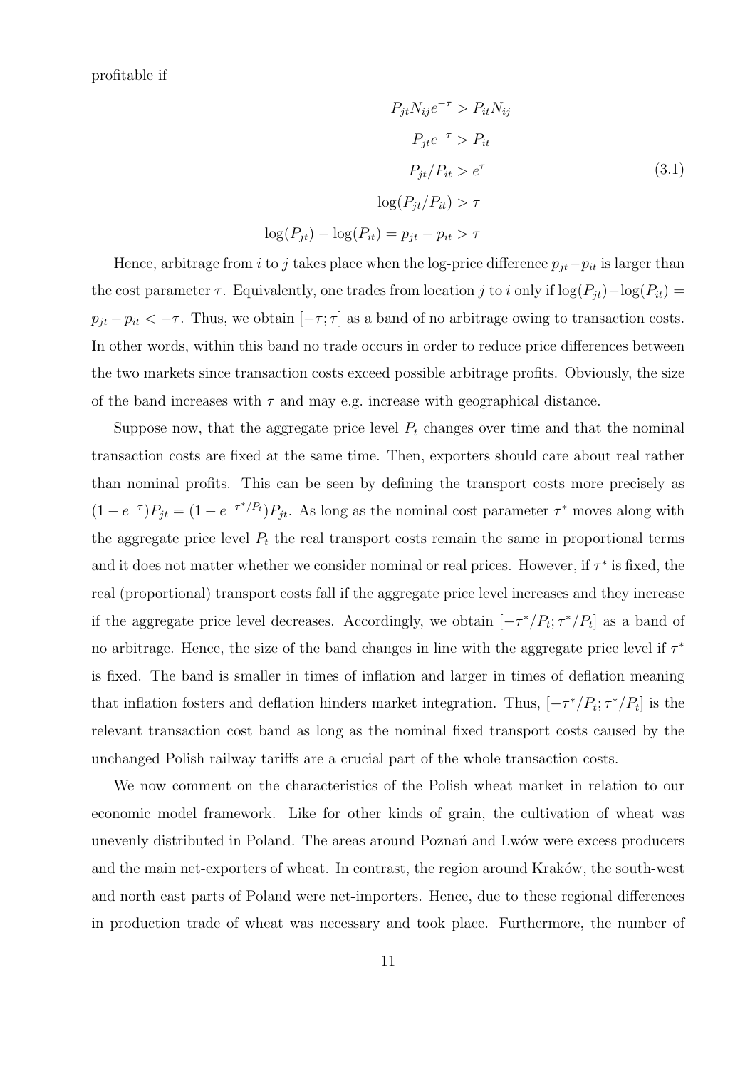profitable if

$$
\begin{aligned}
P_{jt}N_{ij}e^{-\tau} &> P_{it}N_{ij} \\
P_{jt}e^{-\tau} &> P_{it} \\
P_{jt}/P_{it} &> e^{\tau} \\
\log(P_{jt}/P_{it}) &> \tau \\
\log(P_{jt}) - \log(P_{it}) = p_{jt} - p_{it} &> \tau
\end{aligned}
\tag{3.1}
$$

Hence, arbitrage from $i$ to $j$ takes place when the log-price difference $p_{jt} - p_{it}$ is larger than the cost parameter $\tau$. Equivalently, one trades from location $j$ to $i$ only if $\log(P_{jt}) - \log(P_{it}) = p_{jt} - p_{it} < -\tau$. Thus, we obtain $[-\tau; \tau]$ as a band of no arbitrage owing to transaction costs. In other words, within this band no trade occurs in order to reduce price differences between the two markets since transaction costs exceed possible arbitrage profits. Obviously, the size of the band increases with $\tau$ and may e.g. increase with geographical distance.

Suppose now, that the aggregate price level $P_t$ changes over time and that the nominal transaction costs are fixed at the same time. Then, exporters should care about real rather than nominal profits. This can be seen by defining the transport costs more precisely as $(1 - e^{-\tau})P_{jt} = (1 - e^{-\tau^*/P_t})P_{jt}$. As long as the nominal cost parameter $\tau^*$ moves along with the aggregate price level $P_t$ the real transport costs remain the same in proportional terms and it does not matter whether we consider nominal or real prices. However, if $\tau^*$ is fixed, the real (proportional) transport costs fall if the aggregate price level increases and they increase if the aggregate price level decreases. Accordingly, we obtain $[-\tau^*/P_t; \tau^*/P_t]$ as a band of no arbitrage. Hence, the size of the band changes in line with the aggregate price level if $\tau^*$ is fixed. The band is smaller in times of inflation and larger in times of deflation meaning that inflation fosters and deflation hinders market integration. Thus, $[-\tau^*/P_t; \tau^*/P_t]$ is the relevant transaction cost band as long as the nominal fixed transport costs caused by the unchanged Polish railway tariffs are a crucial part of the whole transaction costs.

We now comment on the characteristics of the Polish wheat market in relation to our economic model framework. Like for other kinds of grain, the cultivation of wheat was unevenly distributed in Poland. The areas around Poznań and Lwów were excess producers and the main net-exporters of wheat. In contrast, the region around Kraków, the south-west and north east parts of Poland were net-importers. Hence, due to these regional differences in production trade of wheat was necessary and took place. Furthermore, the number of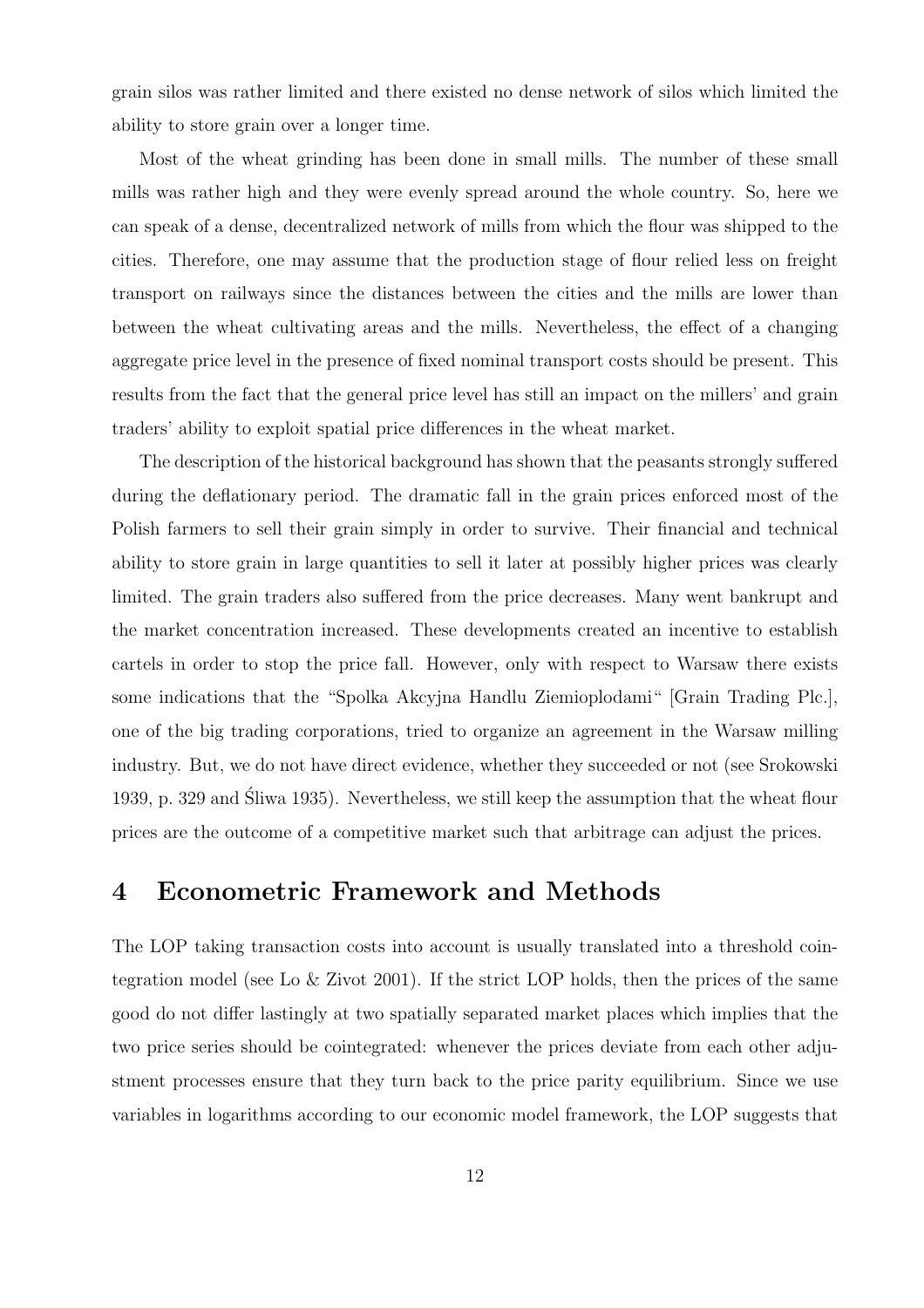grain silos was rather limited and there existed no dense network of silos which limited the ability to store grain over a longer time.

Most of the wheat grinding has been done in small mills. The number of these small mills was rather high and they were evenly spread around the whole country. So, here we can speak of a dense, decentralized network of mills from which the flour was shipped to the cities. Therefore, one may assume that the production stage of flour relied less on freight transport on railways since the distances between the cities and the mills are lower than between the wheat cultivating areas and the mills. Nevertheless, the effect of a changing aggregate price level in the presence of fixed nominal transport costs should be present. This results from the fact that the general price level has still an impact on the millers' and grain traders' ability to exploit spatial price differences in the wheat market.

The description of the historical background has shown that the peasants strongly suffered during the deflationary period. The dramatic fall in the grain prices enforced most of the Polish farmers to sell their grain simply in order to survive. Their financial and technical ability to store grain in large quantities to sell it later at possibly higher prices was clearly limited. The grain traders also suffered from the price decreases. Many went bankrupt and the market concentration increased. These developments created an incentive to establish cartels in order to stop the price fall. However, only with respect to Warsaw there exists some indications that the "Spolka Akcyjna Handlu Ziemioplodami" [Grain Trading Plc.], one of the big trading corporations, tried to organize an agreement in the Warsaw milling industry. But, we do not have direct evidence, whether they succeeded or not (see Srokowski 1939, p. 329 and Śliwa 1935). Nevertheless, we still keep the assumption that the wheat flour prices are the outcome of a competitive market such that arbitrage can adjust the prices.

# 4 Econometric Framework and Methods

The LOP taking transaction costs into account is usually translated into a threshold cointegration model (see Lo & Zivot 2001). If the strict LOP holds, then the prices of the same good do not differ lastingly at two spatially separated market places which implies that the two price series should be cointegrated: whenever the prices deviate from each other adjustment processes ensure that they turn back to the price parity equilibrium. Since we use variables in logarithms according to our economic model framework, the LOP suggests that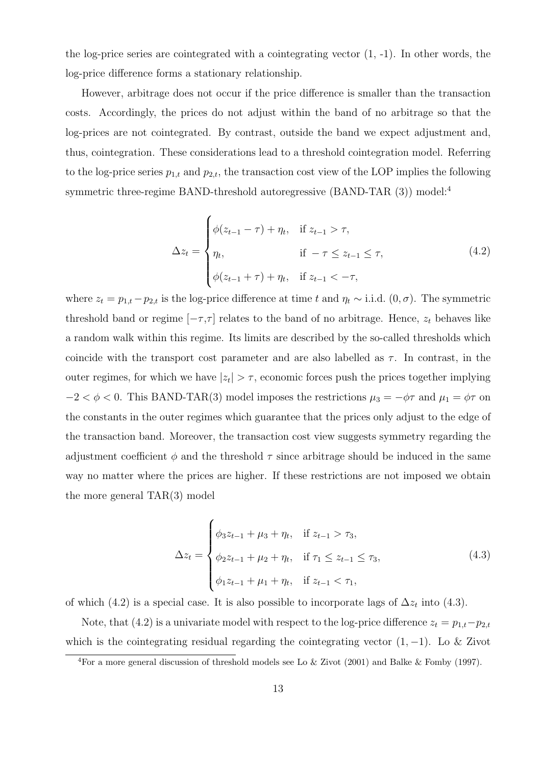the log-price series are cointegrated with a cointegrating vector (1, -1). In other words, the log-price difference forms a stationary relationship.

However, arbitrage does not occur if the price difference is smaller than the transaction costs. Accordingly, the prices do not adjust within the band of no arbitrage so that the log-prices are not cointegrated. By contrast, outside the band we expect adjustment and, thus, cointegration. These considerations lead to a threshold cointegration model. Referring to the log-price series $p_{1,t}$ and $p_{2,t}$, the transaction cost view of the LOP implies the following symmetric three-regime BAND-threshold autoregressive (BAND-TAR (3)) model:[4]

$$\Delta z_t = \begin{cases} \phi(z_{t-1} - \tau) + \eta_t, & \text{if } z_{t-1} > \tau, \\ \eta_t, & \text{if } -\tau \leq z_{t-1} \leq \tau, \\ \phi(z_{t-1} + \tau) + \eta_t, & \text{if } z_{t-1} < -\tau, \end{cases} \tag{4.2}$$

where $z_t = p_{1,t} - p_{2,t}$ is the log-price difference at time $t$ and $\eta_t \sim$ i.i.d. $(0, \sigma)$. The symmetric threshold band or regime $[-\tau,\tau]$ relates to the band of no arbitrage. Hence, $z_t$ behaves like a random walk within this regime. Its limits are described by the so-called thresholds which coincide with the transport cost parameter and are also labelled as $\tau$. In contrast, in the outer regimes, for which we have $|z_t| > \tau$, economic forces push the prices together implying $-2 < \phi < 0$. This BAND-TAR(3) model imposes the restrictions $\mu_3 = -\phi\tau$ and $\mu_1 = \phi\tau$ on the constants in the outer regimes which guarantee that the prices only adjust to the edge of the transaction band. Moreover, the transaction cost view suggests symmetry regarding the adjustment coefficient $\phi$ and the threshold $\tau$ since arbitrage should be induced in the same way no matter where the prices are higher. If these restrictions are not imposed we obtain the more general TAR(3) model

$$\Delta z_t = \begin{cases} \phi_3 z_{t-1} + \mu_3 + \eta_t, & \text{if } z_{t-1} > \tau_3, \\ \phi_2 z_{t-1} + \mu_2 + \eta_t, & \text{if } \tau_1 \leq z_{t-1} \leq \tau_3, \\ \phi_1 z_{t-1} + \mu_1 + \eta_t, & \text{if } z_{t-1} < \tau_1, \end{cases} \tag{4.3}$$

of which (4.2) is a special case. It is also possible to incorporate lags of $\Delta z_t$ into (4.3).

Note, that (4.2) is a univariate model with respect to the log-price difference $z_t = p_{1,t} - p_{2,t}$ which is the cointegrating residual regarding the cointegrating vector $(1, -1)$. Lo & Zivot

[4] For a more general discussion of threshold models see Lo & Zivot (2001) and Balke & Fomby (1997).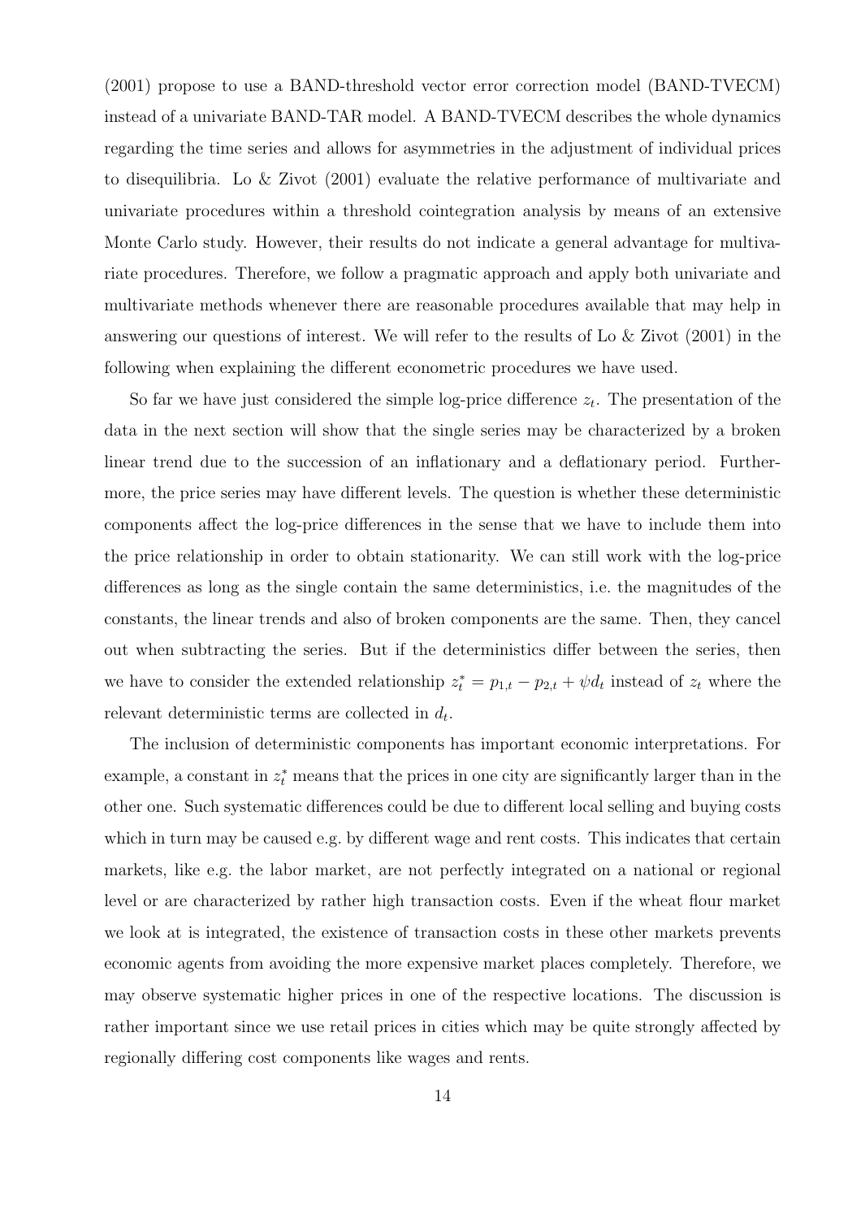(2001) propose to use a BAND-threshold vector error correction model (BAND-TVECM) instead of a univariate BAND-TAR model. A BAND-TVECM describes the whole dynamics regarding the time series and allows for asymmetries in the adjustment of individual prices to disequilibria. Lo & Zivot (2001) evaluate the relative performance of multivariate and univariate procedures within a threshold cointegration analysis by means of an extensive Monte Carlo study. However, their results do not indicate a general advantage for multivariate procedures. Therefore, we follow a pragmatic approach and apply both univariate and multivariate methods whenever there are reasonable procedures available that may help in answering our questions of interest. We will refer to the results of Lo & Zivot (2001) in the following when explaining the different econometric procedures we have used.

So far we have just considered the simple log-price difference $z_t$. The presentation of the data in the next section will show that the single series may be characterized by a broken linear trend due to the succession of an inflationary and a deflationary period. Furthermore, the price series may have different levels. The question is whether these deterministic components affect the log-price differences in the sense that we have to include them into the price relationship in order to obtain stationarity. We can still work with the log-price differences as long as the single contain the same deterministics, i.e. the magnitudes of the constants, the linear trends and also of broken components are the same. Then, they cancel out when subtracting the series. But if the deterministics differ between the series, then we have to consider the extended relationship $z_t^* = p_{1,t} - p_{2,t} + \psi d_t$ instead of $z_t$ where the relevant deterministic terms are collected in $d_t$.

The inclusion of deterministic components has important economic interpretations. For example, a constant in $z_t^*$ means that the prices in one city are significantly larger than in the other one. Such systematic differences could be due to different local selling and buying costs which in turn may be caused e.g. by different wage and rent costs. This indicates that certain markets, like e.g. the labor market, are not perfectly integrated on a national or regional level or are characterized by rather high transaction costs. Even if the wheat flour market we look at is integrated, the existence of transaction costs in these other markets prevents economic agents from avoiding the more expensive market places completely. Therefore, we may observe systematic higher prices in one of the respective locations. The discussion is rather important since we use retail prices in cities which may be quite strongly affected by regionally differing cost components like wages and rents.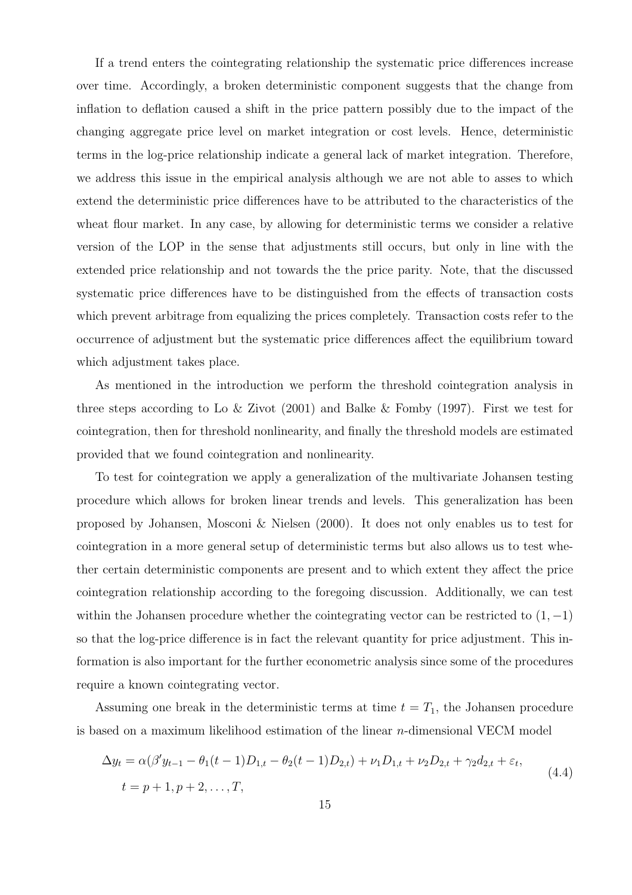If a trend enters the cointegrating relationship the systematic price differences increase over time. Accordingly, a broken deterministic component suggests that the change from inflation to deflation caused a shift in the price pattern possibly due to the impact of the changing aggregate price level on market integration or cost levels. Hence, deterministic terms in the log-price relationship indicate a general lack of market integration. Therefore, we address this issue in the empirical analysis although we are not able to asses to which extend the deterministic price differences have to be attributed to the characteristics of the wheat flour market. In any case, by allowing for deterministic terms we consider a relative version of the LOP in the sense that adjustments still occurs, but only in line with the extended price relationship and not towards the the price parity. Note, that the discussed systematic price differences have to be distinguished from the effects of transaction costs which prevent arbitrage from equalizing the prices completely. Transaction costs refer to the occurrence of adjustment but the systematic price differences affect the equilibrium toward which adjustment takes place.

As mentioned in the introduction we perform the threshold cointegration analysis in three steps according to Lo & Zivot (2001) and Balke & Fomby (1997). First we test for cointegration, then for threshold nonlinearity, and finally the threshold models are estimated provided that we found cointegration and nonlinearity.

To test for cointegration we apply a generalization of the multivariate Johansen testing procedure which allows for broken linear trends and levels. This generalization has been proposed by Johansen, Mosconi & Nielsen (2000). It does not only enables us to test for cointegration in a more general setup of deterministic terms but also allows us to test whether certain deterministic components are present and to which extent they affect the price cointegration relationship according to the foregoing discussion. Additionally, we can test within the Johansen procedure whether the cointegrating vector can be restricted to $(1, -1)$ so that the log-price difference is in fact the relevant quantity for price adjustment. This information is also important for the further econometric analysis since some of the procedures require a known cointegrating vector.

Assuming one break in the deterministic terms at time $t = T_1$, the Johansen procedure is based on a maximum likelihood estimation of the linear $n$-dimensional VECM model

$$\Delta y_t = \alpha(\beta' y_{t-1} - \theta_1(t-1)D_{1,t} - \theta_2(t-1)D_{2,t}) + \nu_1 D_{1,t} + \nu_2 D_{2,t} + \gamma_2 d_{2,t} + \varepsilon_t, \qquad t = p+1, p+2, \ldots, T, \tag{4.4}$$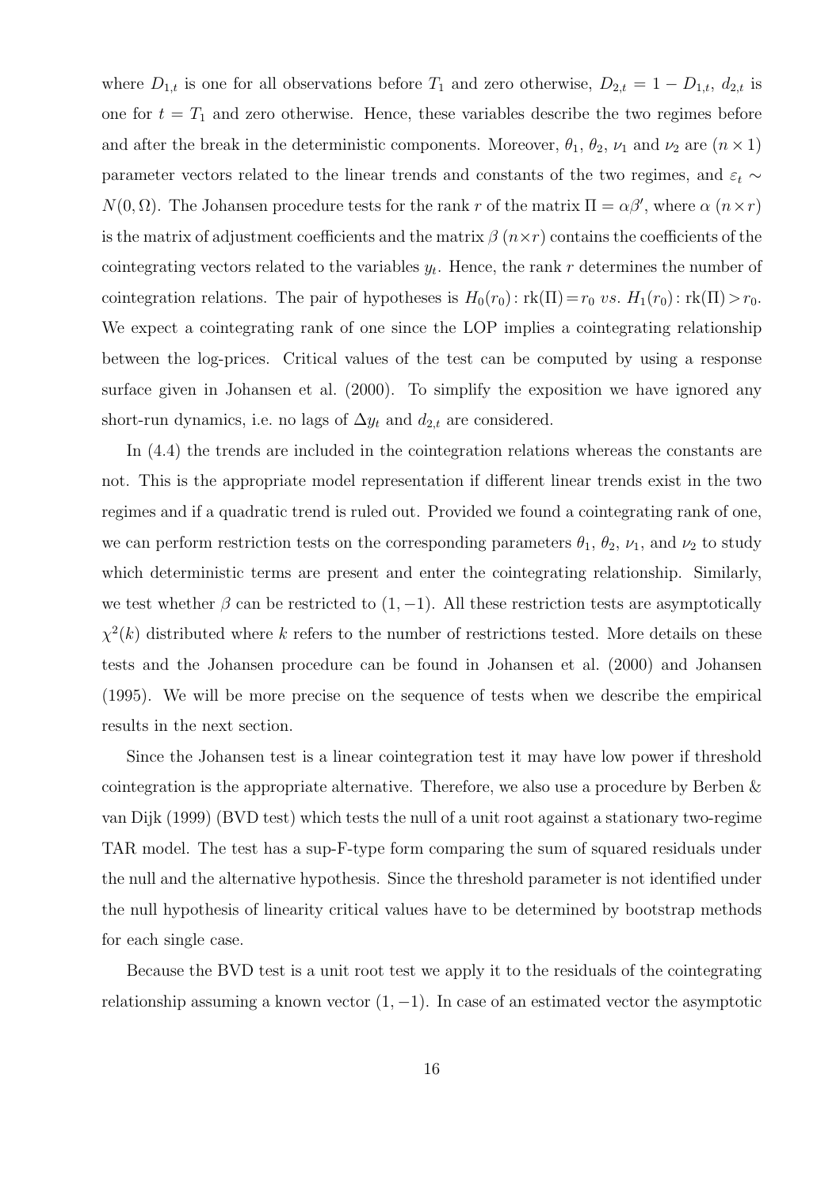where $D_{1,t}$ is one for all observations before $T_1$ and zero otherwise, $D_{2,t} = 1 - D_{1,t}$, $d_{2,t}$ is one for $t = T_1$ and zero otherwise. Hence, these variables describe the two regimes before and after the break in the deterministic components. Moreover, $\theta_1$, $\theta_2$, $\nu_1$ and $\nu_2$ are $(n \times 1)$ parameter vectors related to the linear trends and constants of the two regimes, and $\varepsilon_t \sim N(0, \Omega)$. The Johansen procedure tests for the rank $r$ of the matrix $\Pi = \alpha\beta'$, where $\alpha$ $(n \times r)$ is the matrix of adjustment coefficients and the matrix $\beta$ $(n \times r)$ contains the coefficients of the cointegrating vectors related to the variables $y_t$. Hence, the rank $r$ determines the number of cointegration relations. The pair of hypotheses is $H_0(r_0)\colon \text{rk}(\Pi) = r_0$ *vs.* $H_1(r_0)\colon \text{rk}(\Pi) > r_0$. We expect a cointegrating rank of one since the LOP implies a cointegrating relationship between the log-prices. Critical values of the test can be computed by using a response surface given in Johansen et al. (2000). To simplify the exposition we have ignored any short-run dynamics, i.e. no lags of $\Delta y_t$ and $d_{2,t}$ are considered.

In (4.4) the trends are included in the cointegration relations whereas the constants are not. This is the appropriate model representation if different linear trends exist in the two regimes and if a quadratic trend is ruled out. Provided we found a cointegrating rank of one, we can perform restriction tests on the corresponding parameters $\theta_1$, $\theta_2$, $\nu_1$, and $\nu_2$ to study which deterministic terms are present and enter the cointegrating relationship. Similarly, we test whether $\beta$ can be restricted to $(1, -1)$. All these restriction tests are asymptotically $\chi^2(k)$ distributed where $k$ refers to the number of restrictions tested. More details on these tests and the Johansen procedure can be found in Johansen et al. (2000) and Johansen (1995). We will be more precise on the sequence of tests when we describe the empirical results in the next section.

Since the Johansen test is a linear cointegration test it may have low power if threshold cointegration is the appropriate alternative. Therefore, we also use a procedure by Berben & van Dijk (1999) (BVD test) which tests the null of a unit root against a stationary two-regime TAR model. The test has a sup-F-type form comparing the sum of squared residuals under the null and the alternative hypothesis. Since the threshold parameter is not identified under the null hypothesis of linearity critical values have to be determined by bootstrap methods for each single case.

Because the BVD test is a unit root test we apply it to the residuals of the cointegrating relationship assuming a known vector $(1, -1)$. In case of an estimated vector the asymptotic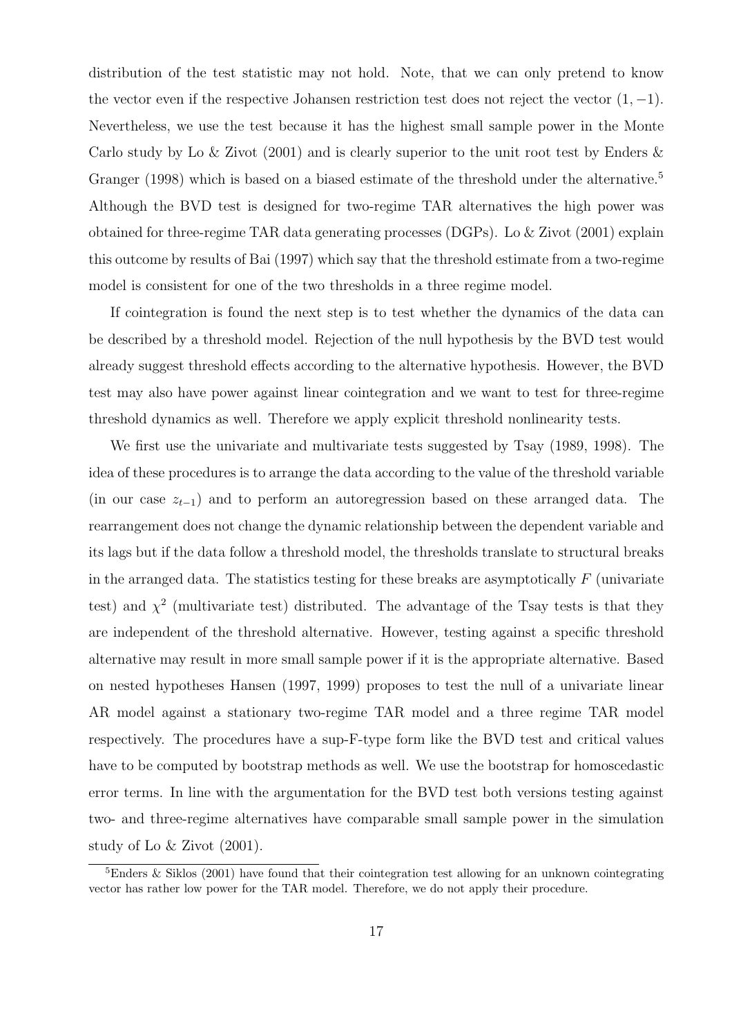distribution of the test statistic may not hold. Note, that we can only pretend to know the vector even if the respective Johansen restriction test does not reject the vector $(1, -1)$. Nevertheless, we use the test because it has the highest small sample power in the Monte Carlo study by Lo & Zivot (2001) and is clearly superior to the unit root test by Enders & Granger (1998) which is based on a biased estimate of the threshold under the alternative.[5] Although the BVD test is designed for two-regime TAR alternatives the high power was obtained for three-regime TAR data generating processes (DGPs). Lo & Zivot (2001) explain this outcome by results of Bai (1997) which say that the threshold estimate from a two-regime model is consistent for one of the two thresholds in a three regime model.

If cointegration is found the next step is to test whether the dynamics of the data can be described by a threshold model. Rejection of the null hypothesis by the BVD test would already suggest threshold effects according to the alternative hypothesis. However, the BVD test may also have power against linear cointegration and we want to test for three-regime threshold dynamics as well. Therefore we apply explicit threshold nonlinearity tests.

We first use the univariate and multivariate tests suggested by Tsay (1989, 1998). The idea of these procedures is to arrange the data according to the value of the threshold variable (in our case $z_{t-1}$) and to perform an autoregression based on these arranged data. The rearrangement does not change the dynamic relationship between the dependent variable and its lags but if the data follow a threshold model, the thresholds translate to structural breaks in the arranged data. The statistics testing for these breaks are asymptotically $F$ (univariate test) and $\chi^2$ (multivariate test) distributed. The advantage of the Tsay tests is that they are independent of the threshold alternative. However, testing against a specific threshold alternative may result in more small sample power if it is the appropriate alternative. Based on nested hypotheses Hansen (1997, 1999) proposes to test the null of a univariate linear AR model against a stationary two-regime TAR model and a three regime TAR model respectively. The procedures have a sup-F-type form like the BVD test and critical values have to be computed by bootstrap methods as well. We use the bootstrap for homoscedastic error terms. In line with the argumentation for the BVD test both versions testing against two- and three-regime alternatives have comparable small sample power in the simulation study of Lo & Zivot (2001).

[5] Enders & Siklos (2001) have found that their cointegration test allowing for an unknown cointegrating vector has rather low power for the TAR model. Therefore, we do not apply their procedure.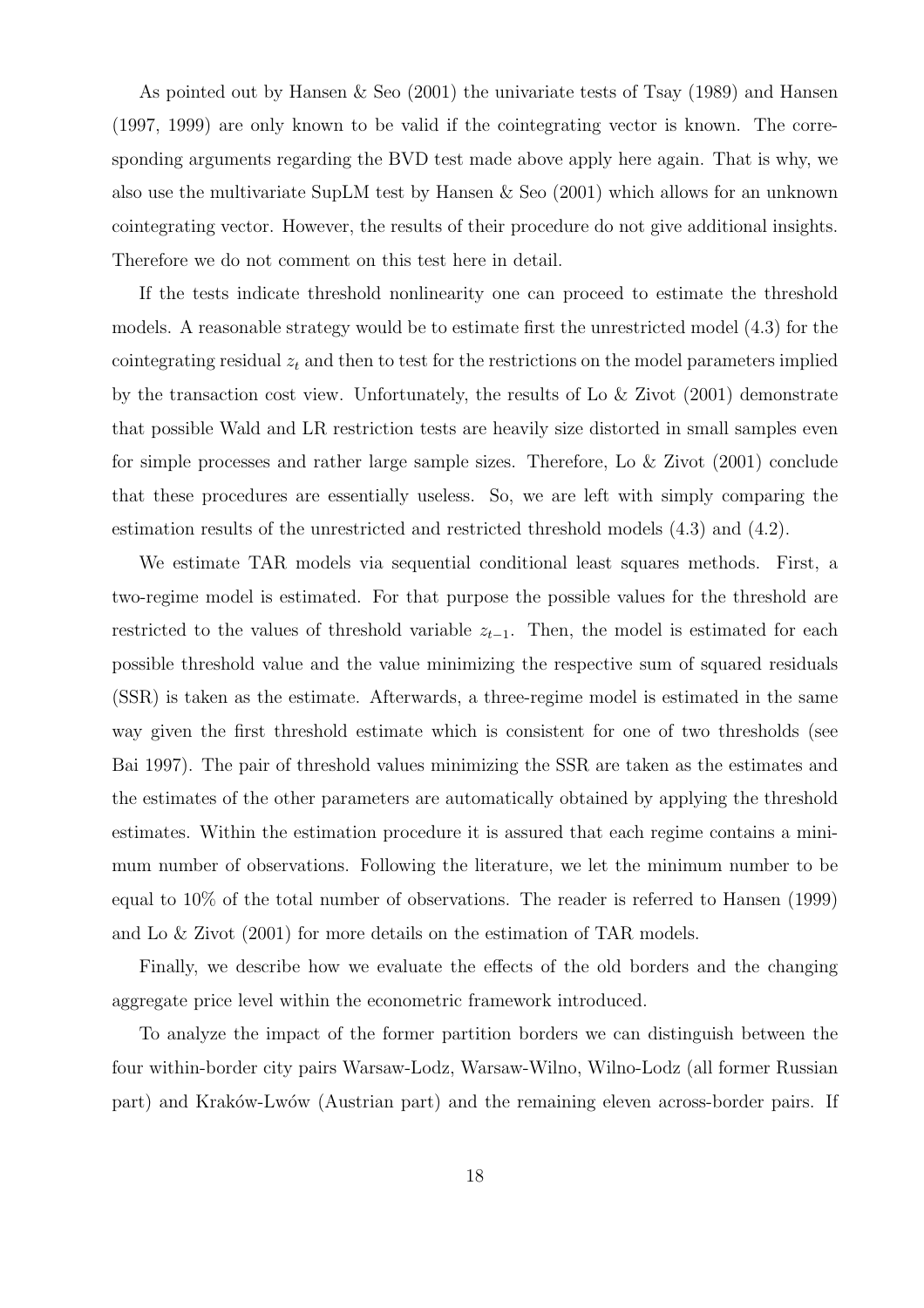As pointed out by Hansen & Seo (2001) the univariate tests of Tsay (1989) and Hansen (1997, 1999) are only known to be valid if the cointegrating vector is known. The corresponding arguments regarding the BVD test made above apply here again. That is why, we also use the multivariate SupLM test by Hansen & Seo (2001) which allows for an unknown cointegrating vector. However, the results of their procedure do not give additional insights. Therefore we do not comment on this test here in detail.

If the tests indicate threshold nonlinearity one can proceed to estimate the threshold models. A reasonable strategy would be to estimate first the unrestricted model (4.3) for the cointegrating residual $z_t$ and then to test for the restrictions on the model parameters implied by the transaction cost view. Unfortunately, the results of Lo & Zivot (2001) demonstrate that possible Wald and LR restriction tests are heavily size distorted in small samples even for simple processes and rather large sample sizes. Therefore, Lo & Zivot (2001) conclude that these procedures are essentially useless. So, we are left with simply comparing the estimation results of the unrestricted and restricted threshold models (4.3) and (4.2).

We estimate TAR models via sequential conditional least squares methods. First, a two-regime model is estimated. For that purpose the possible values for the threshold are restricted to the values of threshold variable $z_{t-1}$. Then, the model is estimated for each possible threshold value and the value minimizing the respective sum of squared residuals (SSR) is taken as the estimate. Afterwards, a three-regime model is estimated in the same way given the first threshold estimate which is consistent for one of two thresholds (see Bai 1997). The pair of threshold values minimizing the SSR are taken as the estimates and the estimates of the other parameters are automatically obtained by applying the threshold estimates. Within the estimation procedure it is assured that each regime contains a minimum number of observations. Following the literature, we let the minimum number to be equal to 10% of the total number of observations. The reader is referred to Hansen (1999) and Lo & Zivot (2001) for more details on the estimation of TAR models.

Finally, we describe how we evaluate the effects of the old borders and the changing aggregate price level within the econometric framework introduced.

To analyze the impact of the former partition borders we can distinguish between the four within-border city pairs Warsaw-Lodz, Warsaw-Wilno, Wilno-Lodz (all former Russian part) and Kraków-Lwów (Austrian part) and the remaining eleven across-border pairs. If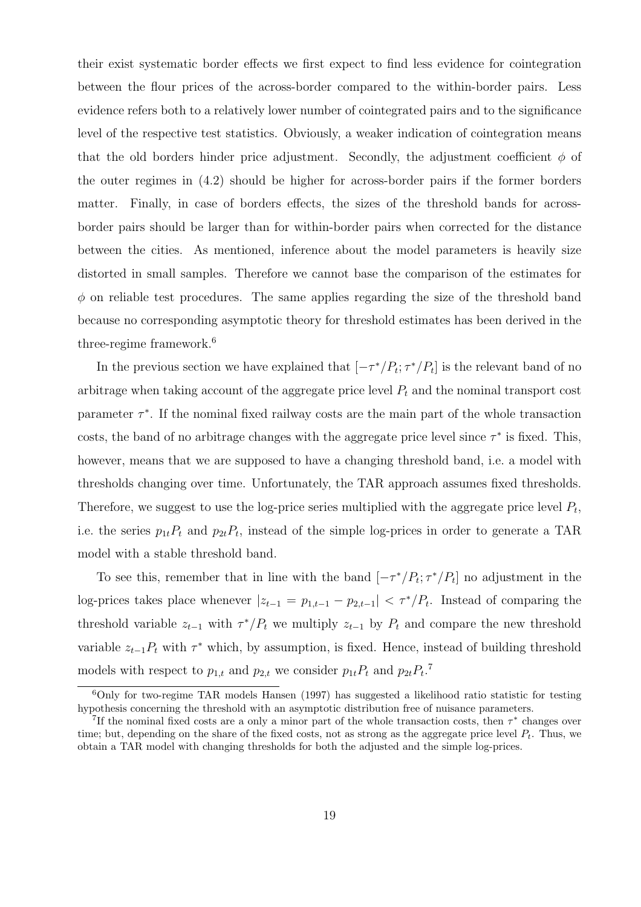their exist systematic border effects we first expect to find less evidence for cointegration between the flour prices of the across-border compared to the within-border pairs. Less evidence refers both to a relatively lower number of cointegrated pairs and to the significance level of the respective test statistics. Obviously, a weaker indication of cointegration means that the old borders hinder price adjustment. Secondly, the adjustment coefficient $\phi$ of the outer regimes in (4.2) should be higher for across-border pairs if the former borders matter. Finally, in case of borders effects, the sizes of the threshold bands for across-border pairs should be larger than for within-border pairs when corrected for the distance between the cities. As mentioned, inference about the model parameters is heavily size distorted in small samples. Therefore we cannot base the comparison of the estimates for $\phi$ on reliable test procedures. The same applies regarding the size of the threshold band because no corresponding asymptotic theory for threshold estimates has been derived in the three-regime framework.[6]

In the previous section we have explained that $[-\tau^*/P_t; \tau^*/P_t]$ is the relevant band of no arbitrage when taking account of the aggregate price level $P_t$ and the nominal transport cost parameter $\tau^*$. If the nominal fixed railway costs are the main part of the whole transaction costs, the band of no arbitrage changes with the aggregate price level since $\tau^*$ is fixed. This, however, means that we are supposed to have a changing threshold band, i.e. a model with thresholds changing over time. Unfortunately, the TAR approach assumes fixed thresholds. Therefore, we suggest to use the log-price series multiplied with the aggregate price level $P_t$, i.e. the series $p_{1t}P_t$ and $p_{2t}P_t$, instead of the simple log-prices in order to generate a TAR model with a stable threshold band.

To see this, remember that in line with the band $[-\tau^*/P_t; \tau^*/P_t]$ no adjustment in the log-prices takes place whenever $|z_{t-1} = p_{1,t-1} - p_{2,t-1}| < \tau^*/P_t$. Instead of comparing the threshold variable $z_{t-1}$ with $\tau^*/P_t$ we multiply $z_{t-1}$ by $P_t$ and compare the new threshold variable $z_{t-1}P_t$ with $\tau^*$ which, by assumption, is fixed. Hence, instead of building threshold models with respect to $p_{1,t}$ and $p_{2,t}$ we consider $p_{1t}P_t$ and $p_{2t}P_t$.[7]

[6] Only for two-regime TAR models Hansen (1997) has suggested a likelihood ratio statistic for testing hypothesis concerning the threshold with an asymptotic distribution free of nuisance parameters.

[7] If the nominal fixed costs are a only a minor part of the whole transaction costs, then $\tau^*$ changes over time; but, depending on the share of the fixed costs, not as strong as the aggregate price level $P_t$. Thus, we obtain a TAR model with changing thresholds for both the adjusted and the simple log-prices.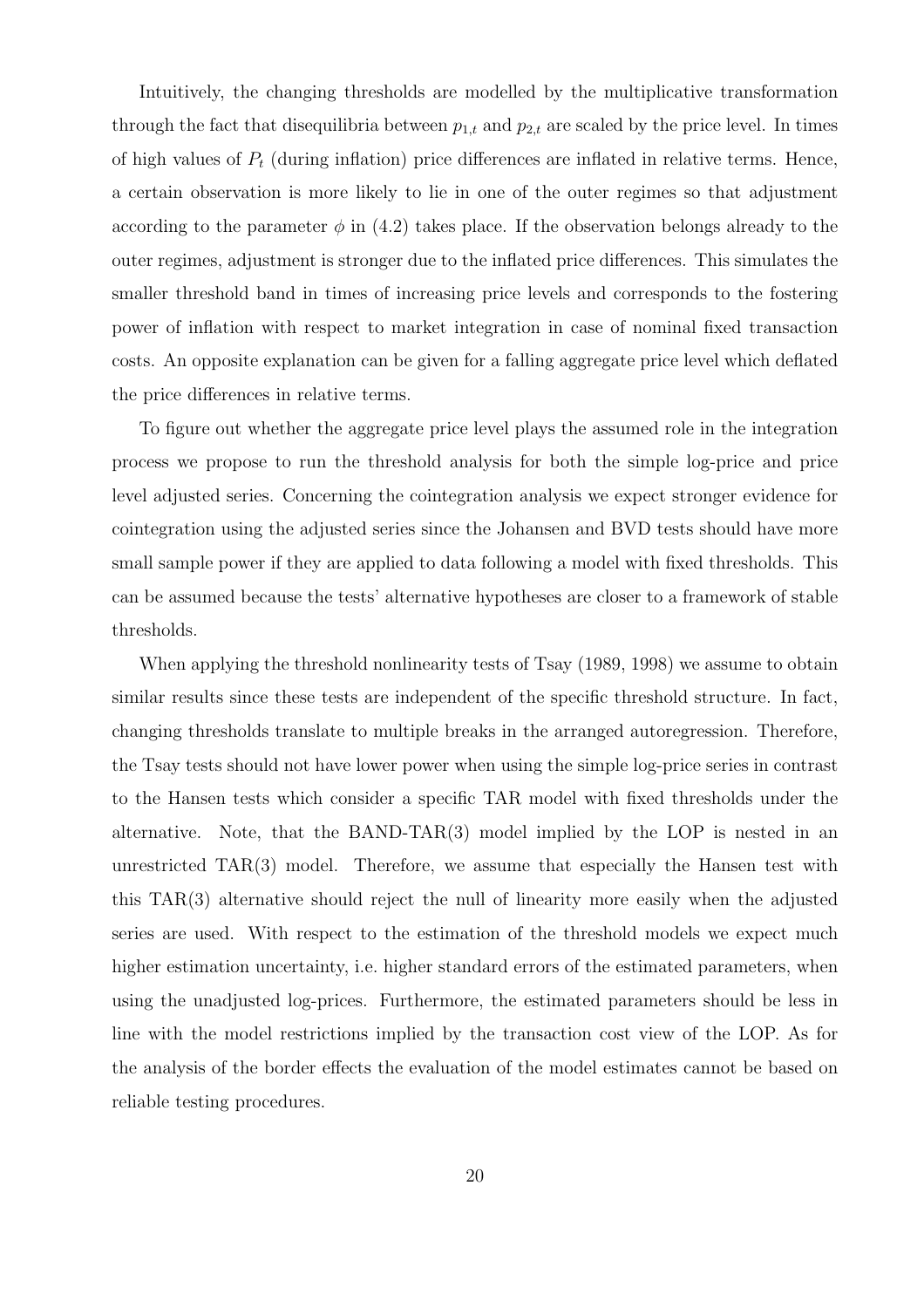Intuitively, the changing thresholds are modelled by the multiplicative transformation through the fact that disequilibria between $p_{1,t}$ and $p_{2,t}$ are scaled by the price level. In times of high values of $P_t$ (during inflation) price differences are inflated in relative terms. Hence, a certain observation is more likely to lie in one of the outer regimes so that adjustment according to the parameter $\phi$ in (4.2) takes place. If the observation belongs already to the outer regimes, adjustment is stronger due to the inflated price differences. This simulates the smaller threshold band in times of increasing price levels and corresponds to the fostering power of inflation with respect to market integration in case of nominal fixed transaction costs. An opposite explanation can be given for a falling aggregate price level which deflated the price differences in relative terms.

To figure out whether the aggregate price level plays the assumed role in the integration process we propose to run the threshold analysis for both the simple log-price and price level adjusted series. Concerning the cointegration analysis we expect stronger evidence for cointegration using the adjusted series since the Johansen and BVD tests should have more small sample power if they are applied to data following a model with fixed thresholds. This can be assumed because the tests' alternative hypotheses are closer to a framework of stable thresholds.

When applying the threshold nonlinearity tests of Tsay (1989, 1998) we assume to obtain similar results since these tests are independent of the specific threshold structure. In fact, changing thresholds translate to multiple breaks in the arranged autoregression. Therefore, the Tsay tests should not have lower power when using the simple log-price series in contrast to the Hansen tests which consider a specific TAR model with fixed thresholds under the alternative. Note, that the BAND-TAR(3) model implied by the LOP is nested in an unrestricted TAR(3) model. Therefore, we assume that especially the Hansen test with this TAR(3) alternative should reject the null of linearity more easily when the adjusted series are used. With respect to the estimation of the threshold models we expect much higher estimation uncertainty, i.e. higher standard errors of the estimated parameters, when using the unadjusted log-prices. Furthermore, the estimated parameters should be less in line with the model restrictions implied by the transaction cost view of the LOP. As for the analysis of the border effects the evaluation of the model estimates cannot be based on reliable testing procedures.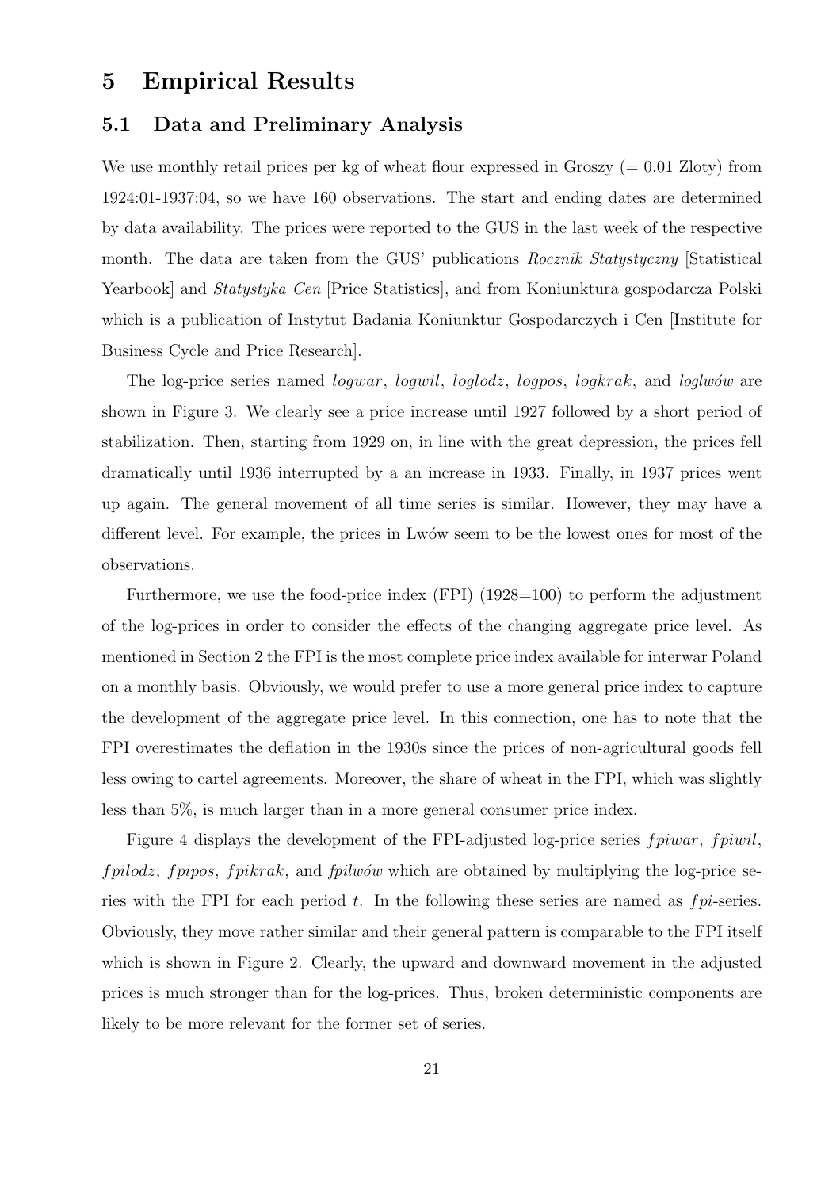# 5 Empirical Results

## 5.1 Data and Preliminary Analysis

We use monthly retail prices per kg of wheat flour expressed in Groszy (= 0.01 Zloty) from 1924:01-1937:04, so we have 160 observations. The start and ending dates are determined by data availability. The prices were reported to the GUS in the last week of the respective month. The data are taken from the GUS' publications *Rocznik Statystyczny* [Statistical Yearbook] and *Statystyka Cen* [Price Statistics], and from Koniunktura gospodarcza Polski which is a publication of Instytut Badania Koniunktur Gospodarczych i Cen [Institute for Business Cycle and Price Research].

The log-price series named $logwar$, $logwil$, $loglodz$, $logpos$, $logkrak$, and *loglwów* are shown in Figure 3. We clearly see a price increase until 1927 followed by a short period of stabilization. Then, starting from 1929 on, in line with the great depression, the prices fell dramatically until 1936 interrupted by a an increase in 1933. Finally, in 1937 prices went up again. The general movement of all time series is similar. However, they may have a different level. For example, the prices in Lwów seem to be the lowest ones for most of the observations.

Furthermore, we use the food-price index (FPI) (1928=100) to perform the adjustment of the log-prices in order to consider the effects of the changing aggregate price level. As mentioned in Section 2 the FPI is the most complete price index available for interwar Poland on a monthly basis. Obviously, we would prefer to use a more general price index to capture the development of the aggregate price level. In this connection, one has to note that the FPI overestimates the deflation in the 1930s since the prices of non-agricultural goods fell less owing to cartel agreements. Moreover, the share of wheat in the FPI, which was slightly less than 5%, is much larger than in a more general consumer price index.

Figure 4 displays the development of the FPI-adjusted log-price series $fpiwar$, $fpiwil$, $fpilodz$, $fpipos$, $fpikrak$, and *fpilwów* which are obtained by multiplying the log-price series with the FPI for each period $t$. In the following these series are named as $fpi$-series. Obviously, they move rather similar and their general pattern is comparable to the FPI itself which is shown in Figure 2. Clearly, the upward and downward movement in the adjusted prices is much stronger than for the log-prices. Thus, broken deterministic components are likely to be more relevant for the former set of series.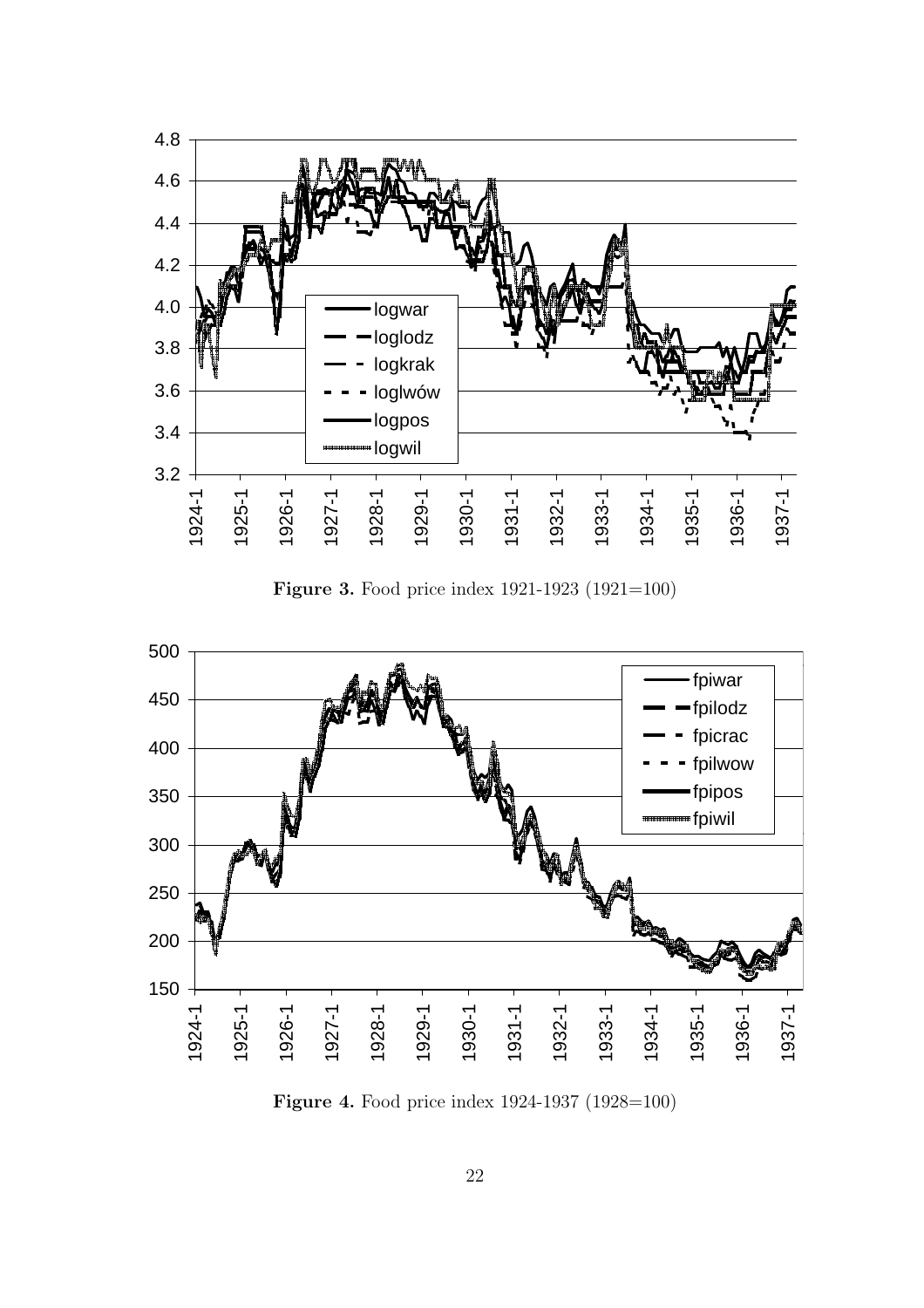**Figure 3.** Food price index 1921-1923 (1921=100)

**Figure 4.** Food price index 1924-1937 (1928=100)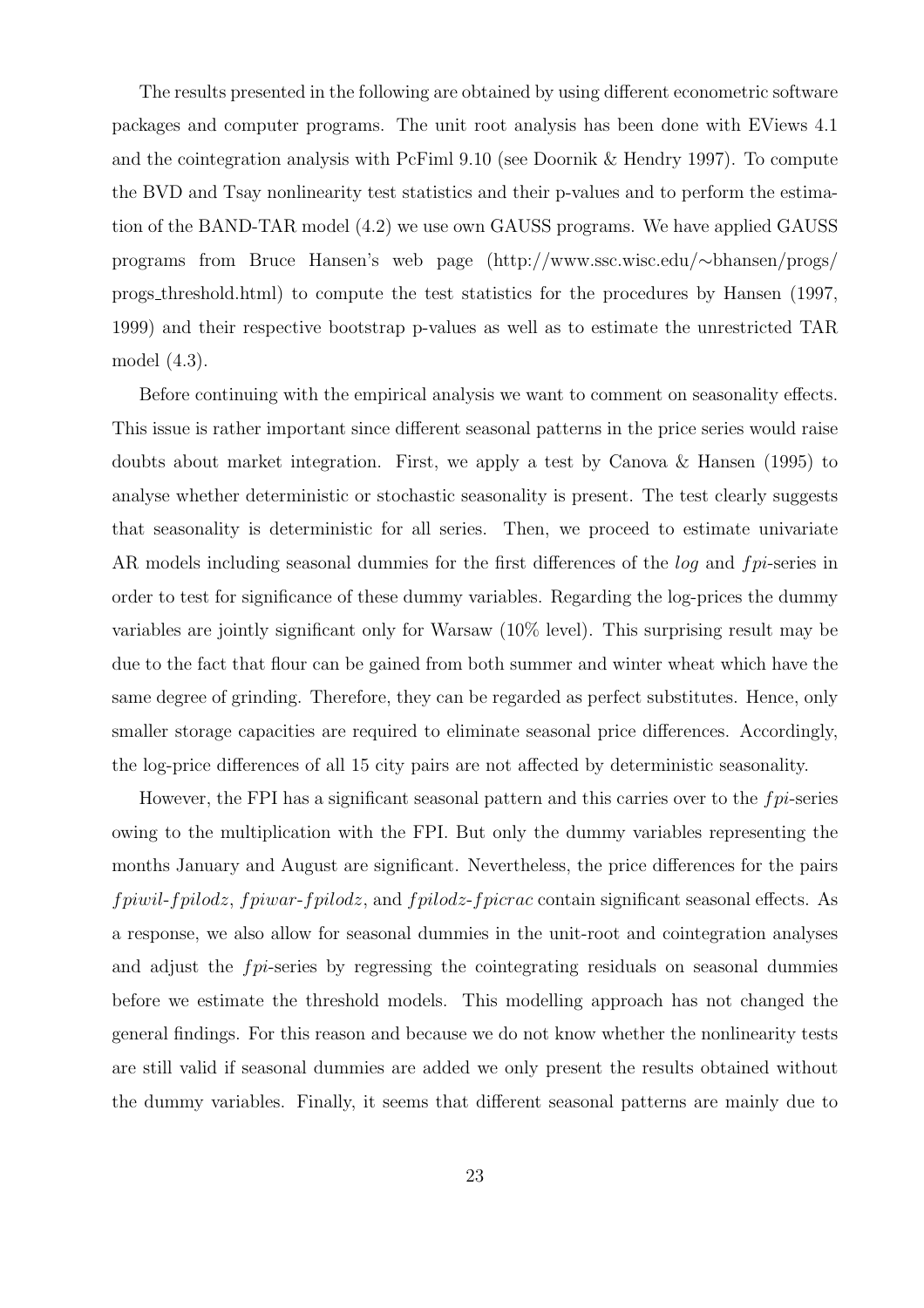The results presented in the following are obtained by using different econometric software packages and computer programs. The unit root analysis has been done with EViews 4.1 and the cointegration analysis with PcFiml 9.10 (see Doornik & Hendry 1997). To compute the BVD and Tsay nonlinearity test statistics and their p-values and to perform the estimation of the BAND-TAR model (4.2) we use own GAUSS programs. We have applied GAUSS programs from Bruce Hansen's web page (http://www.ssc.wisc.edu/∼bhansen/progs/progs_threshold.html) to compute the test statistics for the procedures by Hansen (1997, 1999) and their respective bootstrap p-values as well as to estimate the unrestricted TAR model (4.3).

Before continuing with the empirical analysis we want to comment on seasonality effects. This issue is rather important since different seasonal patterns in the price series would raise doubts about market integration. First, we apply a test by Canova & Hansen (1995) to analyse whether deterministic or stochastic seasonality is present. The test clearly suggests that seasonality is deterministic for all series. Then, we proceed to estimate univariate AR models including seasonal dummies for the first differences of the *log* and *fpi*-series in order to test for significance of these dummy variables. Regarding the log-prices the dummy variables are jointly significant only for Warsaw (10% level). This surprising result may be due to the fact that flour can be gained from both summer and winter wheat which have the same degree of grinding. Therefore, they can be regarded as perfect substitutes. Hence, only smaller storage capacities are required to eliminate seasonal price differences. Accordingly, the log-price differences of all 15 city pairs are not affected by deterministic seasonality.

However, the FPI has a significant seasonal pattern and this carries over to the *fpi*-series owing to the multiplication with the FPI. But only the dummy variables representing the months January and August are significant. Nevertheless, the price differences for the pairs *fpiwil*-*fpilodz*, *fpiwar*-*fpilodz*, and *fpilodz*-*fpicrac* contain significant seasonal effects. As a response, we also allow for seasonal dummies in the unit-root and cointegration analyses and adjust the *fpi*-series by regressing the cointegrating residuals on seasonal dummies before we estimate the threshold models. This modelling approach has not changed the general findings. For this reason and because we do not know whether the nonlinearity tests are still valid if seasonal dummies are added we only present the results obtained without the dummy variables. Finally, it seems that different seasonal patterns are mainly due to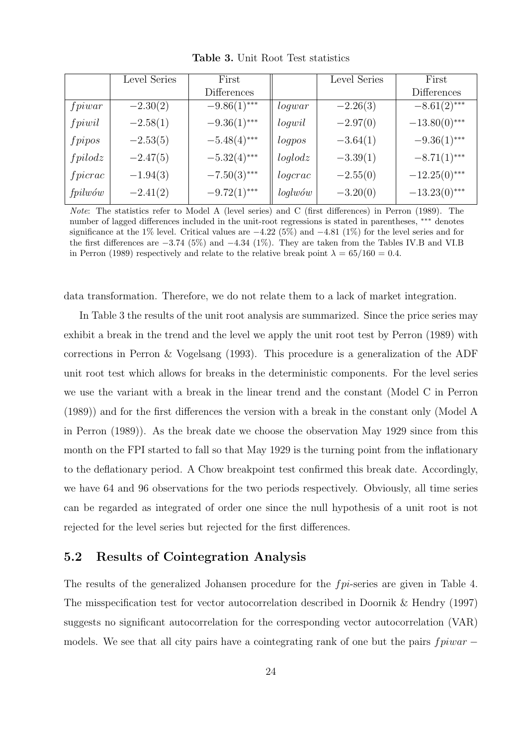**Table 3.** Unit Root Test statistics

| | Level Series | First Differences | | Level Series | First Differences |
|---|---|---|---|---|---|
| $fpiwar$ | $-2.30(2)$ | $-9.86(1)^{***}$ | $logwar$ | $-2.26(3)$ | $-8.61(2)^{***}$ |
| $fpiwil$ | $-2.58(1)$ | $-9.36(1)^{***}$ | $logwil$ | $-2.97(0)$ | $-13.80(0)^{***}$ |
| $fpipos$ | $-2.53(5)$ | $-5.48(4)^{***}$ | $logpos$ | $-3.64(1)$ | $-9.36(1)^{***}$ |
| $fpilodz$ | $-2.47(5)$ | $-5.32(4)^{***}$ | $loglodz$ | $-3.39(1)$ | $-8.71(1)^{***}$ |
| $fpicrac$ | $-1.94(3)$ | $-7.50(3)^{***}$ | $logcrac$ | $-2.55(0)$ | $-12.25(0)^{***}$ |
| *fpilwów* | $-2.41(2)$ | $-9.72(1)^{***}$ | *loglwów* | $-3.20(0)$ | $-13.23(0)^{***}$ |

*Note*: The statistics refer to Model A (level series) and C (first differences) in Perron (1989). The number of lagged differences included in the unit-root regressions is stated in parentheses, *** denotes significance at the 1% level. Critical values are $-4.22$ (5%) and $-4.81$ (1%) for the level series and for the first differences are $-3.74$ (5%) and $-4.34$ (1%). They are taken from the Tables IV.B and VI.B in Perron (1989) respectively and relate to the relative break point $\lambda = 65/160 = 0.4$.

data transformation. Therefore, we do not relate them to a lack of market integration.

In Table 3 the results of the unit root analysis are summarized. Since the price series may exhibit a break in the trend and the level we apply the unit root test by Perron (1989) with corrections in Perron & Vogelsang (1993). This procedure is a generalization of the ADF unit root test which allows for breaks in the deterministic components. For the level series we use the variant with a break in the linear trend and the constant (Model C in Perron (1989)) and for the first differences the version with a break in the constant only (Model A in Perron (1989)). As the break date we choose the observation May 1929 since from this month on the FPI started to fall so that May 1929 is the turning point from the inflationary to the deflationary period. A Chow breakpoint test confirmed this break date. Accordingly, we have 64 and 96 observations for the two periods respectively. Obviously, all time series can be regarded as integrated of order one since the null hypothesis of a unit root is not rejected for the level series but rejected for the first differences.

## 5.2 Results of Cointegration Analysis

The results of the generalized Johansen procedure for the $fpi$-series are given in Table 4. The misspecification test for vector autocorrelation described in Doornik & Hendry (1997) suggests no significant autocorrelation for the corresponding vector autocorrelation (VAR) models. We see that all city pairs have a cointegrating rank of one but the pairs $fpiwar -$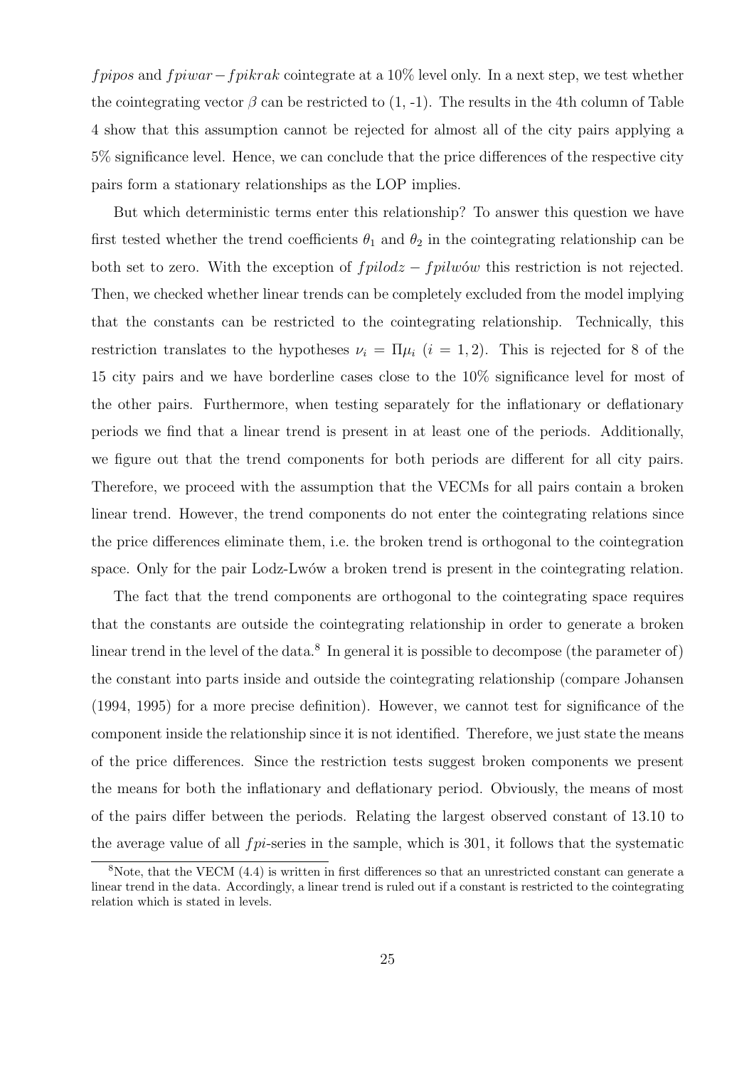$fpipos$ and $fpiwar - fpikrak$ cointegrate at a 10% level only. In a next step, we test whether the cointegrating vector $\beta$ can be restricted to (1, -1). The results in the 4th column of Table 4 show that this assumption cannot be rejected for almost all of the city pairs applying a 5% significance level. Hence, we can conclude that the price differences of the respective city pairs form a stationary relationships as the LOP implies.

But which deterministic terms enter this relationship? To answer this question we have first tested whether the trend coefficients $\theta_1$ and $\theta_2$ in the cointegrating relationship can be both set to zero. With the exception of $fpilodz - fpilwów$ this restriction is not rejected. Then, we checked whether linear trends can be completely excluded from the model implying that the constants can be restricted to the cointegrating relationship. Technically, this restriction translates to the hypotheses $\nu_i = \Pi\mu_i$ $(i = 1, 2)$. This is rejected for 8 of the 15 city pairs and we have borderline cases close to the 10% significance level for most of the other pairs. Furthermore, when testing separately for the inflationary or deflationary periods we find that a linear trend is present in at least one of the periods. Additionally, we figure out that the trend components for both periods are different for all city pairs. Therefore, we proceed with the assumption that the VECMs for all pairs contain a broken linear trend. However, the trend components do not enter the cointegrating relations since the price differences eliminate them, i.e. the broken trend is orthogonal to the cointegration space. Only for the pair Lodz-Lwów a broken trend is present in the cointegrating relation.

The fact that the trend components are orthogonal to the cointegrating space requires that the constants are outside the cointegrating relationship in order to generate a broken linear trend in the level of the data.[8] In general it is possible to decompose (the parameter of) the constant into parts inside and outside the cointegrating relationship (compare Johansen (1994, 1995) for a more precise definition). However, we cannot test for significance of the component inside the relationship since it is not identified. Therefore, we just state the means of the price differences. Since the restriction tests suggest broken components we present the means for both the inflationary and deflationary period. Obviously, the means of most of the pairs differ between the periods. Relating the largest observed constant of 13.10 to the average value of all $fpi$-series in the sample, which is 301, it follows that the systematic

[8]Note, that the VECM (4.4) is written in first differences so that an unrestricted constant can generate a linear trend in the data. Accordingly, a linear trend is ruled out if a constant is restricted to the cointegrating relation which is stated in levels.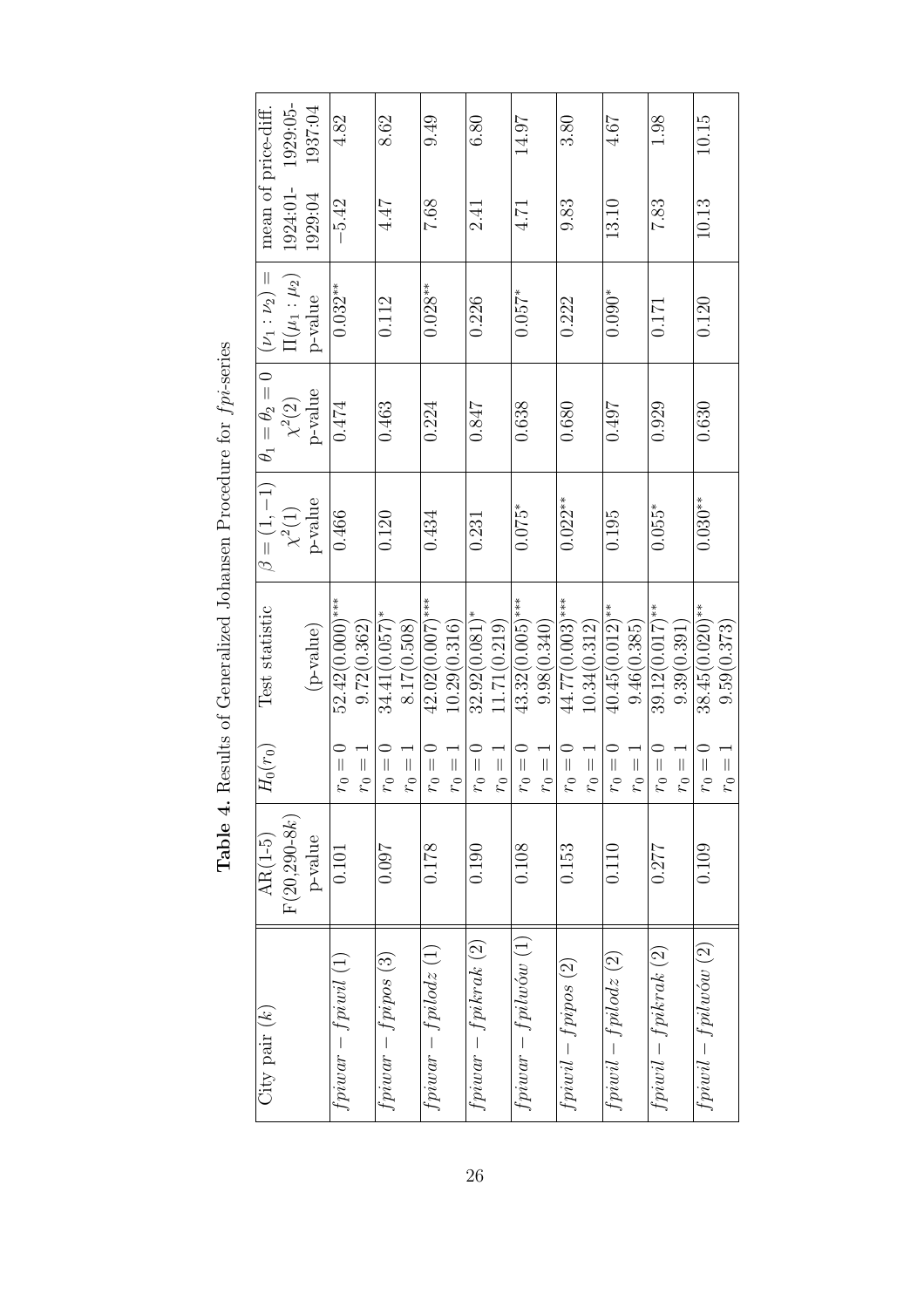**Table 4.** Results of Generalized Johansen Procedure for $fpi$-series

| City pair ($k$) | AR(1-5) F(20,290-8$k$) p-value | $H_0(r_0)$ | Test statistic (p-value) | $\beta = (1, -1)$ $\chi^2(1)$ p-value | $\theta_1 = \theta_2 = 0$ $\chi^2(2)$ p-value | $(\nu_1 : \nu_2) = \Pi(\mu_1 : \mu_2)$ p-value | mean of price-diff. 1924:01-1929:04 | mean of price-diff. 1929:05-1937:04 |
|---|---|---|---|---|---|---|---|---|
| $fpiwar - fpiwil$ (1) | 0.101 | $r_0 = 0$ | 52.42(0.000)$^{***}$ | 0.466 | 0.474 | 0.032$^{**}$ | −5.42 | 4.82 |
| | | $r_0 = 1$ | 9.72(0.362) | | | | | |
| $fpiwar - fpipos$ (3) | 0.097 | $r_0 = 0$ | 34.41(0.057)$^{*}$ | 0.120 | 0.463 | 0.112 | 4.47 | 8.62 |
| | | $r_0 = 1$ | 8.17(0.508) | | | | | |
| $fpiwar - fpilodz$ (1) | 0.178 | $r_0 = 0$ | 42.02(0.007)$^{***}$ | 0.434 | 0.224 | 0.028$^{**}$ | 7.68 | 9.49 |
| | | $r_0 = 1$ | 10.29(0.316) | | | | | |
| $fpiwar - fpikrak$ (2) | 0.190 | $r_0 = 0$ | 32.92(0.081)$^{*}$ | 0.231 | 0.847 | 0.226 | 2.41 | 6.80 |
| | | $r_0 = 1$ | 11.71(0.219) | | | | | |
| $fpiwar - fpilwów$ (1) | 0.108 | $r_0 = 0$ | 43.32(0.005)$^{***}$ | 0.075$^{*}$ | 0.638 | 0.057$^{*}$ | 4.71 | 14.97 |
| | | $r_0 = 1$ | 9.98(0.340) | | | | | |
| $fpiwil - fpipos$ (2) | 0.153 | $r_0 = 0$ | 44.77(0.003)$^{***}$ | 0.022$^{**}$ | 0.680 | 0.222 | 9.83 | 3.80 |
| | | $r_0 = 1$ | 10.34(0.312) | | | | | |
| $fpiwil - fpilodz$ (2) | 0.110 | $r_0 = 0$ | 40.45(0.012)$^{**}$ | 0.195 | 0.497 | 0.090$^{*}$ | 13.10 | 4.67 |
| | | $r_0 = 1$ | 9.46(0.385) | | | | | |
| $fpiwil - fpikrak$ (2) | 0.277 | $r_0 = 0$ | 39.12(0.017)$^{**}$ | 0.055$^{*}$ | 0.929 | 0.171 | 7.83 | 1.98 |
| | | $r_0 = 1$ | 9.39(0.391) | | | | | |
| $fpiwil - fpilwów$ (2) | 0.109 | $r_0 = 0$ | 38.45(0.020)$^{**}$ | 0.030$^{**}$ | 0.630 | 0.120 | 10.13 | 10.15 |
| | | $r_0 = 1$ | 9.59(0.373) | | | | | |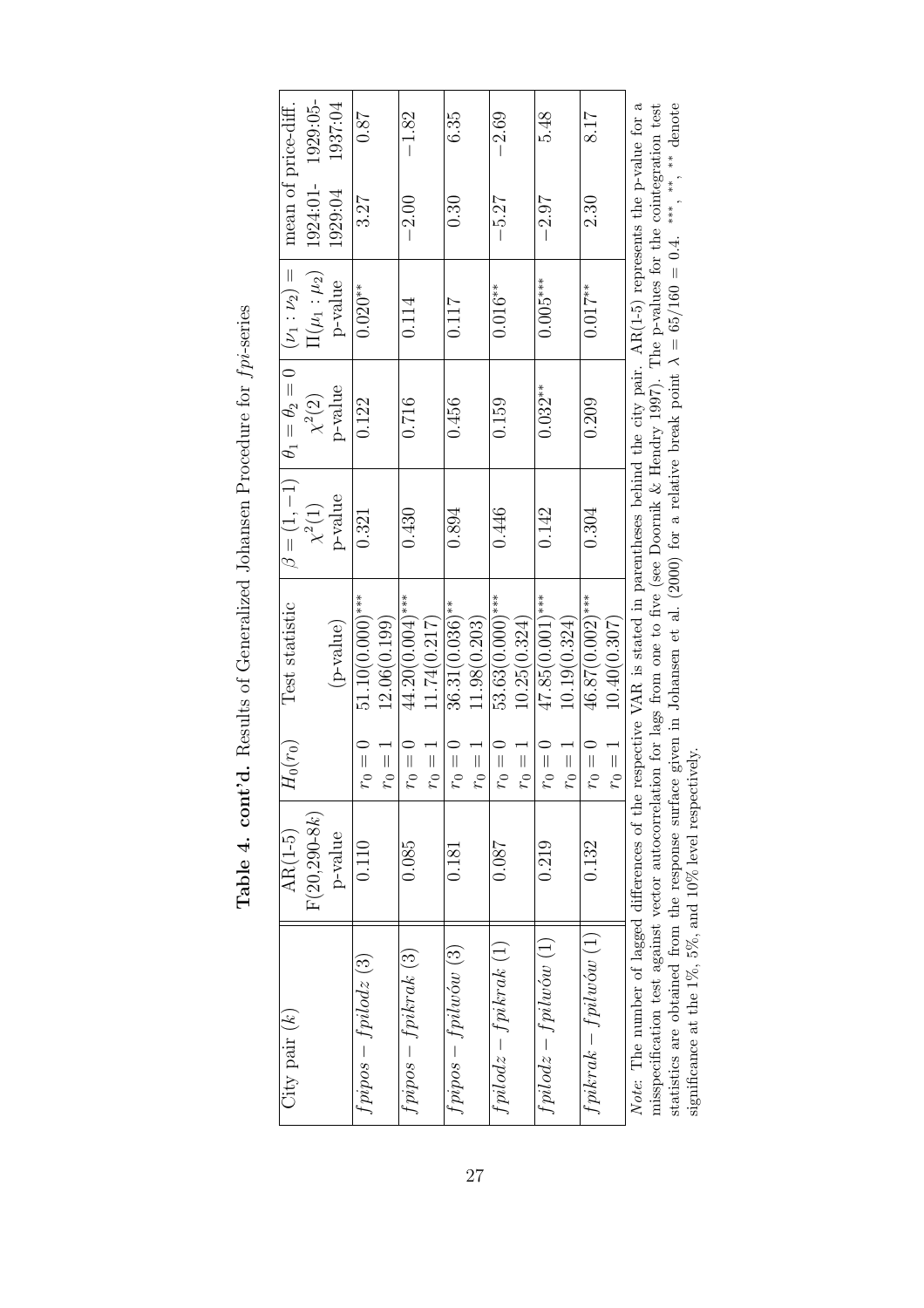**Table 4. cont'd.** Results of Generalized Johansen Procedure for $fpi$-series

| City pair ($k$) | AR(1-5) $F(20,290\text{-}8k)$ p-value | $H_0(r_0)$ | Test statistic (p-value) | $\beta = (1,-1)$ $\chi^2(1)$ p-value | $\theta_1 = \theta_2 = 0$ $\chi^2(2)$ p-value | $(\nu_1 : \nu_2) = \Pi(\mu_1 : \mu_2)$ p-value | mean of price-diff. 1924:01-1929:04 | 1929:05-1937:04 |
|---|---|---|---|---|---|---|---|---|
| $fpipos - fpilodz$ (3) | 0.110 | $r_0 = 0$ | $51.10(0.000)^{***}$ | 0.321 | 0.122 | $0.020^{**}$ | 3.27 | 0.87 |
| | | $r_0 = 1$ | $12.06(0.199)$ | | | | | |
| $fpipos - fpikrak$ (3) | 0.085 | $r_0 = 0$ | $44.20(0.004)^{***}$ | 0.430 | 0.716 | 0.114 | $-2.00$ | $-1.82$ |
| | | $r_0 = 1$ | $11.74(0.217)$ | | | | | |
| $fpipos - fpilwów$ (3) | 0.181 | $r_0 = 0$ | $36.31(0.036)^{**}$ | 0.894 | 0.456 | 0.117 | 0.30 | 6.35 |
| | | $r_0 = 1$ | $11.98(0.203)$ | | | | | |
| $fpilodz - fpikrak$ (1) | 0.087 | $r_0 = 0$ | $53.63(0.000)^{***}$ | 0.446 | 0.159 | $0.016^{**}$ | $-5.27$ | $-2.69$ |
| | | $r_0 = 1$ | $10.25(0.324)$ | | | | | |
| $fpilodz - fpilwów$ (1) | 0.219 | $r_0 = 0$ | $47.85(0.001)^{***}$ | 0.142 | $0.032^{**}$ | $0.005^{***}$ | $-2.97$ | 5.48 |
| | | $r_0 = 1$ | $10.19(0.324)$ | | | | | |
| $fpikrak - fpilwów$ (1) | 0.132 | $r_0 = 0$ | $46.87(0.002)^{***}$ | 0.304 | 0.209 | $0.017^{**}$ | 2.30 | 8.17 |
| | | $r_0 = 1$ | $10.40(0.307)$ | | | | | |

*Note:* The number of lagged differences of the respective VAR is stated in parentheses behind the city pair. AR(1-5) represents the p-value for a misspecification test against vector autocorrelation for lags from one to five (see Doornik & Hendry 1997). The p-values for the cointegration test statistics are obtained from the response surface given in Johansen et al. (2000) for a relative break point $\lambda = 65/160 = 0.4$. $^{***}$, $^{**}$, $^{*}$ denote significance at the 1%, 5%, and 10% level respectively.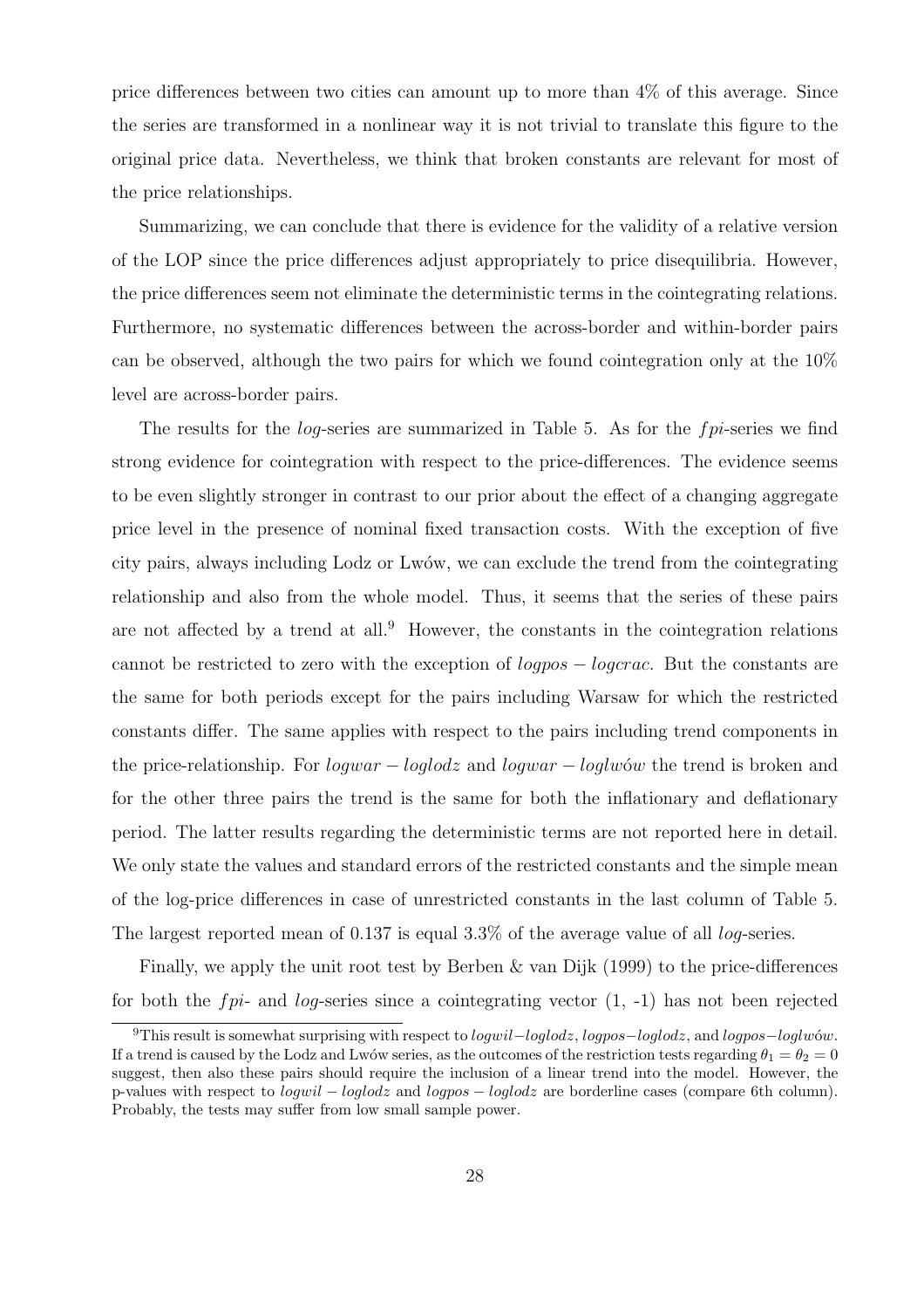price differences between two cities can amount up to more than 4% of this average. Since the series are transformed in a nonlinear way it is not trivial to translate this figure to the original price data. Nevertheless, we think that broken constants are relevant for most of the price relationships.

Summarizing, we can conclude that there is evidence for the validity of a relative version of the LOP since the price differences adjust appropriately to price disequilibria. However, the price differences seem not eliminate the deterministic terms in the cointegrating relations. Furthermore, no systematic differences between the across-border and within-border pairs can be observed, although the two pairs for which we found cointegration only at the 10% level are across-border pairs.

The results for the *log*-series are summarized in Table 5. As for the *fpi*-series we find strong evidence for cointegration with respect to the price-differences. The evidence seems to be even slightly stronger in contrast to our prior about the effect of a changing aggregate price level in the presence of nominal fixed transaction costs. With the exception of five city pairs, always including Lodz or Lwów, we can exclude the trend from the cointegrating relationship and also from the whole model. Thus, it seems that the series of these pairs are not affected by a trend at all.[9] However, the constants in the cointegration relations cannot be restricted to zero with the exception of $logpos - logcrac$. But the constants are the same for both periods except for the pairs including Warsaw for which the restricted constants differ. The same applies with respect to the pairs including trend components in the price-relationship. For $logwar - loglodz$ and $logwar - loglwów$ the trend is broken and for the other three pairs the trend is the same for both the inflationary and deflationary period. The latter results regarding the deterministic terms are not reported here in detail. We only state the values and standard errors of the restricted constants and the simple mean of the log-price differences in case of unrestricted constants in the last column of Table 5. The largest reported mean of 0.137 is equal 3.3% of the average value of all *log*-series.

Finally, we apply the unit root test by Berben & van Dijk (1999) to the price-differences for both the *fpi*- and *log*-series since a cointegrating vector (1, -1) has not been rejected

[9] This result is somewhat surprising with respect to $logwil - loglodz$, $logpos - loglodz$, and $logpos - loglwów$. If a trend is caused by the Lodz and Lwów series, as the outcomes of the restriction tests regarding $\theta_1 = \theta_2 = 0$ suggest, then also these pairs should require the inclusion of a linear trend into the model. However, the p-values with respect to $logwil - loglodz$ and $logpos - loglodz$ are borderline cases (compare 6th column). Probably, the tests may suffer from low small sample power.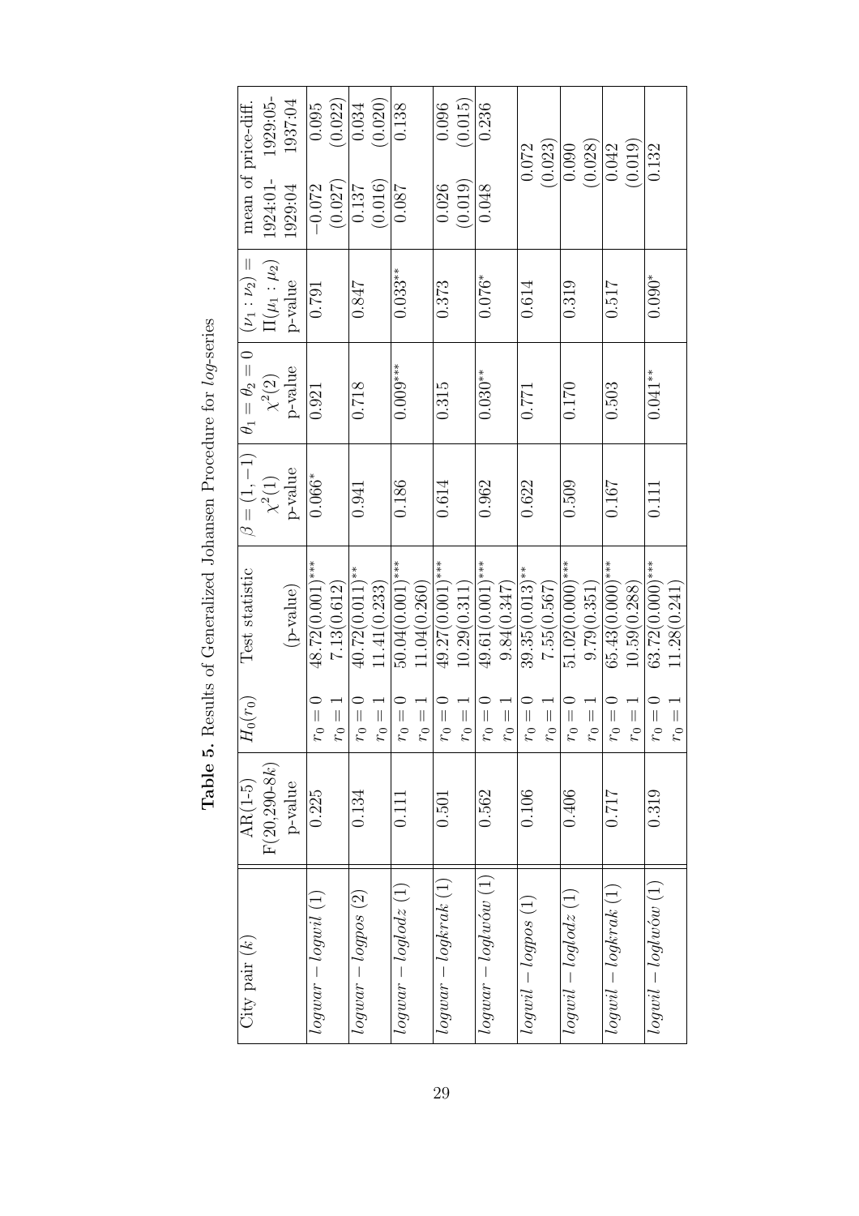**Table 5.** Results of Generalized Johansen Procedure for *log*-series

| City pair ($k$) | AR(1-5) $F(20,290\text{-}8k)$ p-value | $H_0(r_0)$ | Test statistic (p-value) | $\beta = (1,-1)$ $\chi^2(1)$ p-value | $\theta_1 = \theta_2 = 0$ $\chi^2(2)$ p-value | $(\nu_1 : \nu_2) = \Pi(\mu_1 : \mu_2)$ p-value | mean of price-diff. 1924:01-1929:04 | mean of price-diff. 1929:05-1937:04 |
|---|---|---|---|---|---|---|---|---|
| $logwar - logwil$ (1) | 0.225 | $r_0 = 0$ | 48.72(0.001)*** | 0.066* | 0.921 | 0.791 | −0.072 | 0.095 |
| | | $r_0 = 1$ | 7.13(0.612) | | | | (0.027) | (0.022) |
| $logwar - logpos$ (2) | 0.134 | $r_0 = 0$ | 40.72(0.011)** | 0.941 | 0.718 | 0.847 | 0.137 | 0.034 |
| | | $r_0 = 1$ | 11.41(0.233) | | | | (0.016) | (0.020) |
| $logwar - loglodz$ (1) | 0.111 | $r_0 = 0$ | 50.04(0.001)*** | 0.186 | 0.009*** | 0.033** | 0.087 | 0.138 |
| | | $r_0 = 1$ | 11.04(0.260) | | | | | |
| $logwar - logkrak$ (1) | 0.501 | $r_0 = 0$ | 49.27(0.001)*** | 0.614 | 0.315 | 0.373 | 0.026 | 0.096 |
| | | $r_0 = 1$ | 10.29(0.311) | | | | (0.019) | (0.015) |
| $logwar - loglwów$ (1) | 0.562 | $r_0 = 0$ | 49.61(0.001)*** | 0.962 | 0.030** | 0.076* | 0.048 | 0.236 |
| | | $r_0 = 1$ | 9.84(0.347) | | | | | |
| $logwil - logpos$ (1) | 0.106 | $r_0 = 0$ | 39.35(0.013)** | 0.622 | 0.771 | 0.614 | | 0.072 |
| | | $r_0 = 1$ | 7.55(0.567) | | | | | (0.023) |
| $logwil - loglodz$ (1) | 0.406 | $r_0 = 0$ | 51.02(0.000)*** | 0.509 | 0.170 | 0.319 | | 0.090 |
| | | $r_0 = 1$ | 9.79(0.351) | | | | | (0.028) |
| $logwil - logkrak$ (1) | 0.717 | $r_0 = 0$ | 65.43(0.000)*** | 0.167 | 0.503 | 0.517 | | 0.042 |
| | | $r_0 = 1$ | 10.59(0.288) | | | | | (0.019) |
| $logwil - loglwów$ (1) | 0.319 | $r_0 = 0$ | 63.72(0.000)*** | 0.111 | 0.041** | 0.090* | | 0.132 |
| | | $r_0 = 1$ | 11.28(0.241) | | | | | |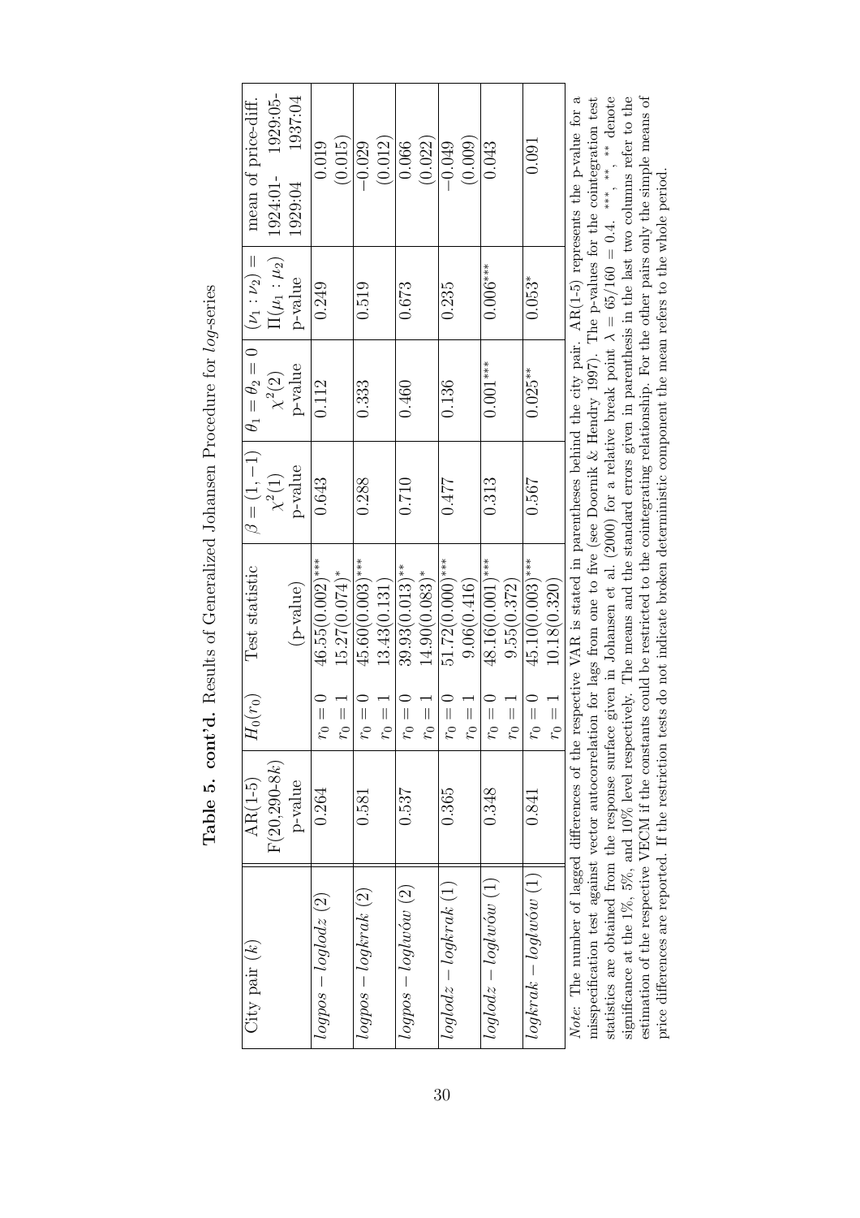**Table 5. cont'd.** Results of Generalized Johansen Procedure for *log*-series

| City pair ($k$) | AR(1-5) $F(20,290\text{-}8k)$ p-value | $H_0(r_0)$ | Test statistic (p-value) | $\beta = (1,-1)$ $\chi^2(1)$ p-value | $\theta_1 = \theta_2 = 0$ $\chi^2(2)$ p-value | $(\nu_1 : \nu_2) = \Pi(\mu_1 : \mu_2)$ p-value | mean of price-diff. 1924:01-1929:04 | 1929:05-1937:04 |
|---|---|---|---|---|---|---|---|---|
| $logpos - loglodz$ (2) | 0.264 | $r_0 = 0$ | $46.55(0.002)^{***}$ | 0.643 | 0.112 | 0.249 | 0.019 | |
| | | $r_0 = 1$ | $15.27(0.074)^{*}$ | | | | (0.015) | |
| $logpos - logkrak$ (2) | 0.581 | $r_0 = 0$ | $45.60(0.003)^{***}$ | 0.288 | 0.333 | 0.519 | −0.029 | |
| | | $r_0 = 1$ | 13.43(0.131) | | | | (0.012) | |
| $logpos - loglwów$ (2) | 0.537 | $r_0 = 0$ | $39.93(0.013)^{**}$ | 0.710 | 0.460 | 0.673 | 0.066 | |
| | | $r_0 = 1$ | $14.90(0.083)^{*}$ | | | | (0.022) | |
| $loglodz - logkrak$ (1) | 0.365 | $r_0 = 0$ | $51.72(0.000)^{***}$ | 0.477 | 0.136 | 0.235 | −0.049 | |
| | | $r_0 = 1$ | 9.06(0.416) | | | | (0.009) | |
| $loglodz - loglwów$ (1) | 0.348 | $r_0 = 0$ | $48.16(0.001)^{***}$ | 0.313 | $0.001^{***}$ | $0.006^{***}$ | 0.043 | |
| | | $r_0 = 1$ | 9.55(0.372) | | | | | |
| $logkrak - loglwów$ (1) | 0.841 | $r_0 = 0$ | $45.10(0.003)^{***}$ | 0.567 | $0.025^{**}$ | $0.053^{*}$ | 0.091 | |
| | | $r_0 = 1$ | 10.18(0.320) | | | | | |

*Note:* The number of lagged differences of the respective VAR is stated in parentheses behind the city pair. AR(1-5) represents the p-value for a misspecification test against vector autocorrelation for lags from one to five (see Doornik & Hendry 1997). The p-values for the cointegration test statistics are obtained from the response surface given in Johansen et al. (2000) for a relative break point $\lambda = 65/160 = 0.4$. $^{***}$, $^{**}$, $^{**}$ denote significance at the 1%, 5%, and 10% level respectively. The means and the standard errors given in parenthesis in the last two columns refer to the estimation of the respective VECM if the constants could be restricted to the cointegrating relationship. For the other pairs only the simple means of price differences are reported. If the restriction tests do not indicate broken deterministic component the mean refers to the whole period.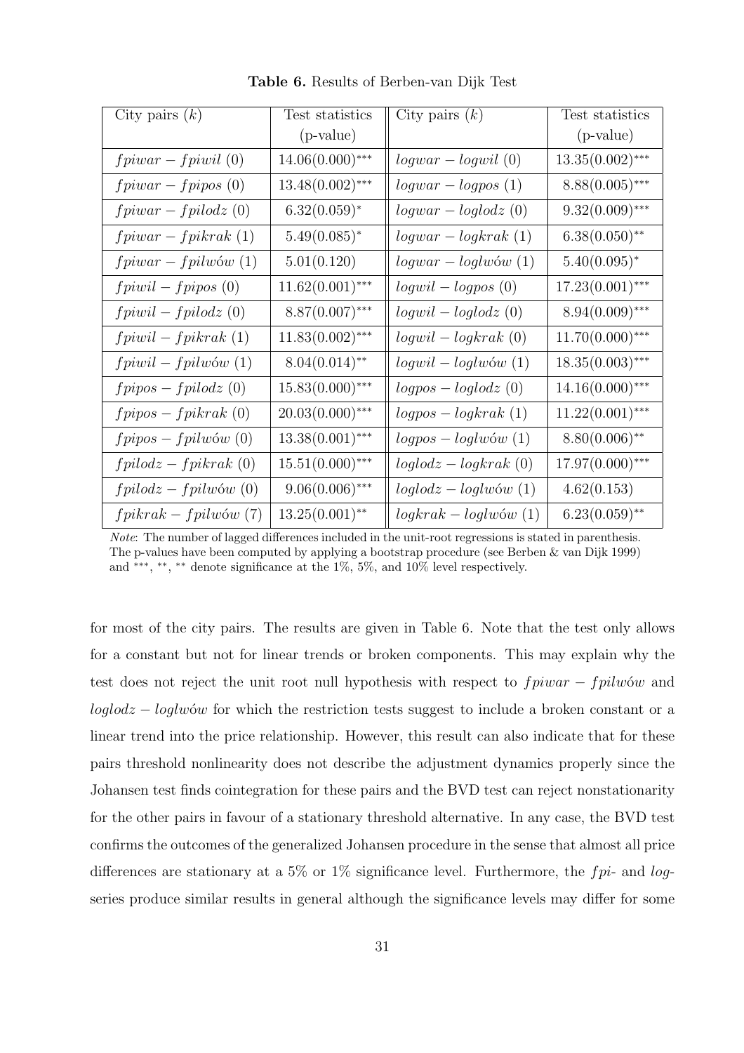**Table 6.** Results of Berben-van Dijk Test

| City pairs $(k)$ | Test statistics (p-value) | City pairs $(k)$ | Test statistics (p-value) |
|---|---|---|---|
| $fpiwar - fpiwil$ (0) | $14.06(0.000)^{***}$ | $logwar - logwil$ (0) | $13.35(0.002)^{***}$ |
| $fpiwar - fpipos$ (0) | $13.48(0.002)^{***}$ | $logwar - logpos$ (1) | $8.88(0.005)^{***}$ |
| $fpiwar - fpilodz$ (0) | $6.32(0.059)^{*}$ | $logwar - loglodz$ (0) | $9.32(0.009)^{***}$ |
| $fpiwar - fpikrak$ (1) | $5.49(0.085)^{*}$ | $logwar - logkrak$ (1) | $6.38(0.050)^{**}$ |
| $fpiwar - fpilwów$ (1) | $5.01(0.120)$ | $logwar - loglwów$ (1) | $5.40(0.095)^{*}$ |
| $fpiwil - fpipos$ (0) | $11.62(0.001)^{***}$ | $logwil - logpos$ (0) | $17.23(0.001)^{***}$ |
| $fpiwil - fpilodz$ (0) | $8.87(0.007)^{***}$ | $logwil - loglodz$ (0) | $8.94(0.009)^{***}$ |
| $fpiwil - fpikrak$ (1) | $11.83(0.002)^{***}$ | $logwil - logkrak$ (0) | $11.70(0.000)^{***}$ |
| $fpiwil - fpilwów$ (1) | $8.04(0.014)^{**}$ | $logwil - loglwów$ (1) | $18.35(0.003)^{***}$ |
| $fpipos - fpilodz$ (0) | $15.83(0.000)^{***}$ | $logpos - loglodz$ (0) | $14.16(0.000)^{***}$ |
| $fpipos - fpikrak$ (0) | $20.03(0.000)^{***}$ | $logpos - logkrak$ (1) | $11.22(0.001)^{***}$ |
| $fpipos - fpilwów$ (0) | $13.38(0.001)^{***}$ | $logpos - loglwów$ (1) | $8.80(0.006)^{**}$ |
| $fpilodz - fpikrak$ (0) | $15.51(0.000)^{***}$ | $loglodz - logkrak$ (0) | $17.97(0.000)^{***}$ |
| $fpilodz - fpilwów$ (0) | $9.06(0.006)^{***}$ | $loglodz - loglwów$ (1) | $4.62(0.153)$ |
| $fpikrak - fpilwów$ (7) | $13.25(0.001)^{**}$ | $logkrak - loglwów$ (1) | $6.23(0.059)^{**}$ |

*Note*: The number of lagged differences included in the unit-root regressions is stated in parenthesis. The p-values have been computed by applying a bootstrap procedure (see Berben & van Dijk 1999) and $^{***}$, $^{**}$, $^{**}$ denote significance at the 1%, 5%, and 10% level respectively.

for most of the city pairs. The results are given in Table 6. Note that the test only allows for a constant but not for linear trends or broken components. This may explain why the test does not reject the unit root null hypothesis with respect to $fpiwar - fpilwów$ and $loglodz - loglwów$ for which the restriction tests suggest to include a broken constant or a linear trend into the price relationship. However, this result can also indicate that for these pairs threshold nonlinearity does not describe the adjustment dynamics properly since the Johansen test finds cointegration for these pairs and the BVD test can reject nonstationarity for the other pairs in favour of a stationary threshold alternative. In any case, the BVD test confirms the outcomes of the generalized Johansen procedure in the sense that almost all price differences are stationary at a 5% or 1% significance level. Furthermore, the $fpi$- and $log$-series produce similar results in general although the significance levels may differ for some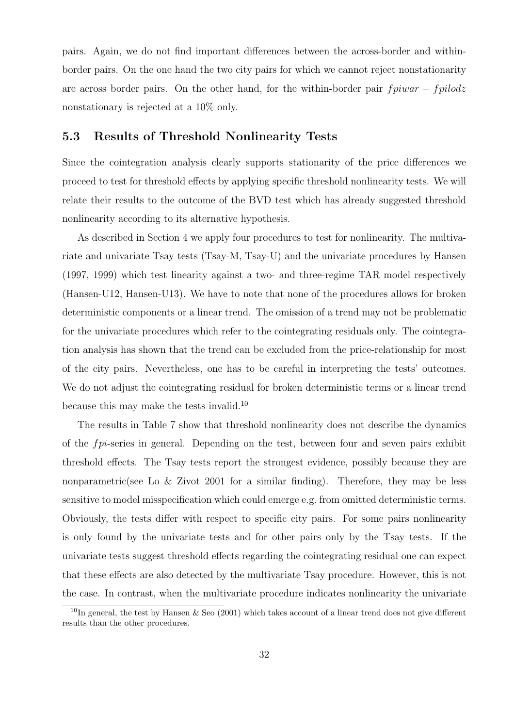pairs. Again, we do not find important differences between the across-border and within-border pairs. On the one hand the two city pairs for which we cannot reject nonstationarity are across border pairs. On the other hand, for the within-border pair $fpiwar - fpilodz$ nonstationary is rejected at a 10% only.

### 5.3 Results of Threshold Nonlinearity Tests

Since the cointegration analysis clearly supports stationarity of the price differences we proceed to test for threshold effects by applying specific threshold nonlinearity tests. We will relate their results to the outcome of the BVD test which has already suggested threshold nonlinearity according to its alternative hypothesis.

As described in Section 4 we apply four procedures to test for nonlinearity. The multivariate and univariate Tsay tests (Tsay-M, Tsay-U) and the univariate procedures by Hansen (1997, 1999) which test linearity against a two- and three-regime TAR model respectively (Hansen-U12, Hansen-U13). We have to note that none of the procedures allows for broken deterministic components or a linear trend. The omission of a trend may not be problematic for the univariate procedures which refer to the cointegrating residuals only. The cointegration analysis has shown that the trend can be excluded from the price-relationship for most of the city pairs. Nevertheless, one has to be careful in interpreting the tests' outcomes. We do not adjust the cointegrating residual for broken deterministic terms or a linear trend because this may make the tests invalid.[10]

The results in Table 7 show that threshold nonlinearity does not describe the dynamics of the $fpi$-series in general. Depending on the test, between four and seven pairs exhibit threshold effects. The Tsay tests report the strongest evidence, possibly because they are nonparametric(see Lo & Zivot 2001 for a similar finding). Therefore, they may be less sensitive to model misspecification which could emerge e.g. from omitted deterministic terms. Obviously, the tests differ with respect to specific city pairs. For some pairs nonlinearity is only found by the univariate tests and for other pairs only by the Tsay tests. If the univariate tests suggest threshold effects regarding the cointegrating residual one can expect that these effects are also detected by the multivariate Tsay procedure. However, this is not the case. In contrast, when the multivariate procedure indicates nonlinearity the univariate

[10]In general, the test by Hansen & Seo (2001) which takes account of a linear trend does not give different results than the other procedures.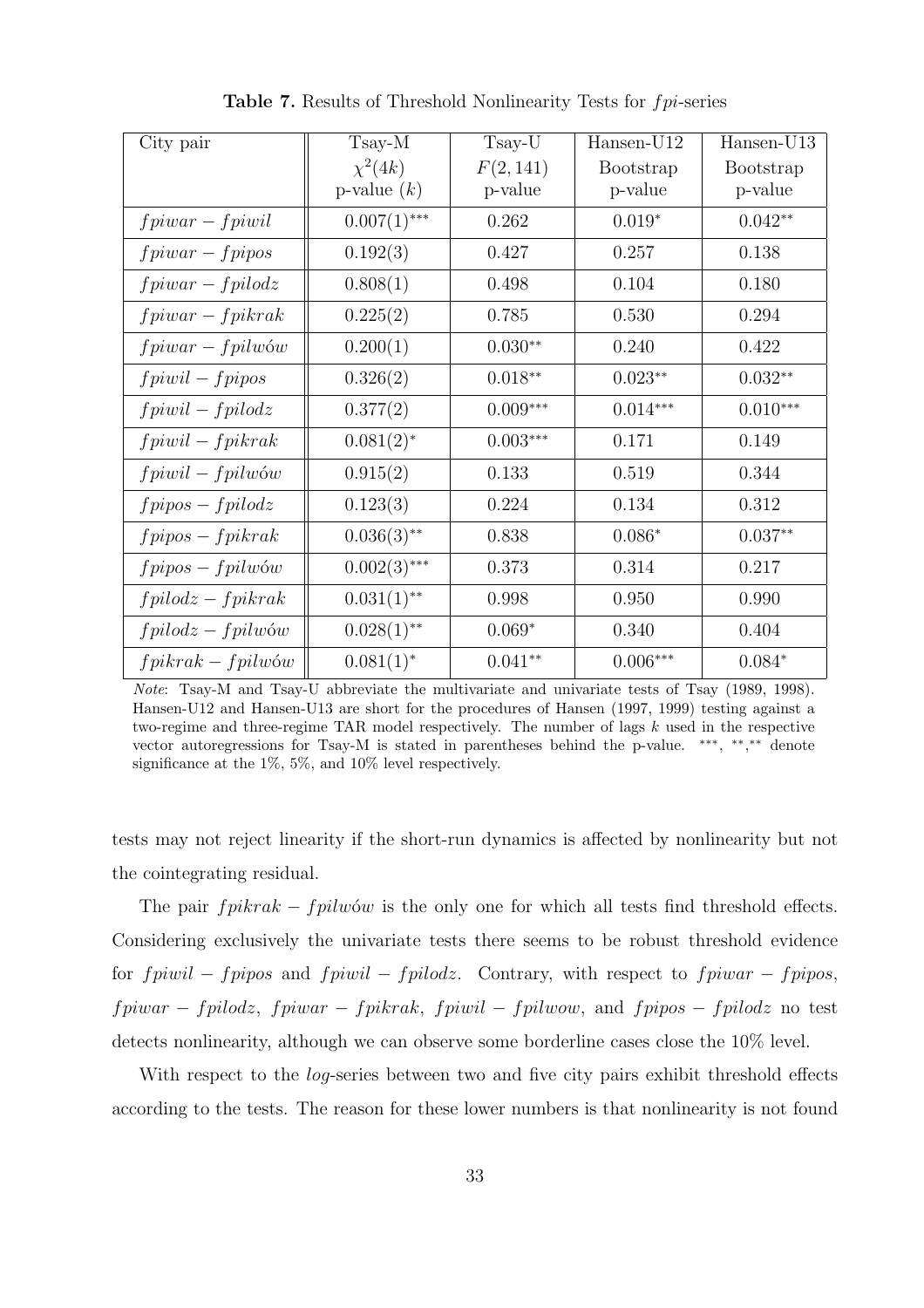**Table 7.** Results of Threshold Nonlinearity Tests for $fpi$-series

| City pair | Tsay-M $\chi^2(4k)$ p-value $(k)$ | Tsay-U $F(2,141)$ p-value | Hansen-U12 Bootstrap p-value | Hansen-U13 Bootstrap p-value |
|---|---|---|---|---|
| $fpiwar - fpiwil$ | $0.007(1)^{***}$ | 0.262 | $0.019^{*}$ | $0.042^{**}$ |
| $fpiwar - fpipos$ | 0.192(3) | 0.427 | 0.257 | 0.138 |
| $fpiwar - fpilodz$ | 0.808(1) | 0.498 | 0.104 | 0.180 |
| $fpiwar - fpikrak$ | 0.225(2) | 0.785 | 0.530 | 0.294 |
| $fpiwar - fpilwów$ | 0.200(1) | $0.030^{**}$ | 0.240 | 0.422 |
| $fpiwil - fpipos$ | 0.326(2) | $0.018^{**}$ | $0.023^{**}$ | $0.032^{**}$ |
| $fpiwil - fpilodz$ | 0.377(2) | $0.009^{***}$ | $0.014^{***}$ | $0.010^{***}$ |
| $fpiwil - fpikrak$ | $0.081(2)^{*}$ | $0.003^{***}$ | 0.171 | 0.149 |
| $fpiwil - fpilwów$ | 0.915(2) | 0.133 | 0.519 | 0.344 |
| $fpipos - fpilodz$ | 0.123(3) | 0.224 | 0.134 | 0.312 |
| $fpipos - fpikrak$ | $0.036(3)^{**}$ | 0.838 | $0.086^{*}$ | $0.037^{**}$ |
| $fpipos - fpilwów$ | $0.002(3)^{***}$ | 0.373 | 0.314 | 0.217 |
| $fpilodz - fpikrak$ | $0.031(1)^{**}$ | 0.998 | 0.950 | 0.990 |
| $fpilodz - fpilwów$ | $0.028(1)^{**}$ | $0.069^{*}$ | 0.340 | 0.404 |
| $fpikrak - fpilwów$ | $0.081(1)^{*}$ | $0.041^{**}$ | $0.006^{***}$ | $0.084^{*}$ |

*Note*: Tsay-M and Tsay-U abbreviate the multivariate and univariate tests of Tsay (1989, 1998). Hansen-U12 and Hansen-U13 are short for the procedures of Hansen (1997, 1999) testing against a two-regime and three-regime TAR model respectively. The number of lags $k$ used in the respective vector autoregressions for Tsay-M is stated in parentheses behind the p-value. $^{***}$, $^{**}$,$^{**}$ denote significance at the 1%, 5%, and 10% level respectively.

tests may not reject linearity if the short-run dynamics is affected by nonlinearity but not the cointegrating residual.

The pair $fpikrak - fpilwów$ is the only one for which all tests find threshold effects. Considering exclusively the univariate tests there seems to be robust threshold evidence for $fpiwil - fpipos$ and $fpiwil - fpilodz$. Contrary, with respect to $fpiwar - fpipos$, $fpiwar - fpilodz$, $fpiwar - fpikrak$, $fpiwil - fpilwow$, and $fpipos - fpilodz$ no test detects nonlinearity, although we can observe some borderline cases close the 10% level.

With respect to the *log*-series between two and five city pairs exhibit threshold effects according to the tests. The reason for these lower numbers is that nonlinearity is not found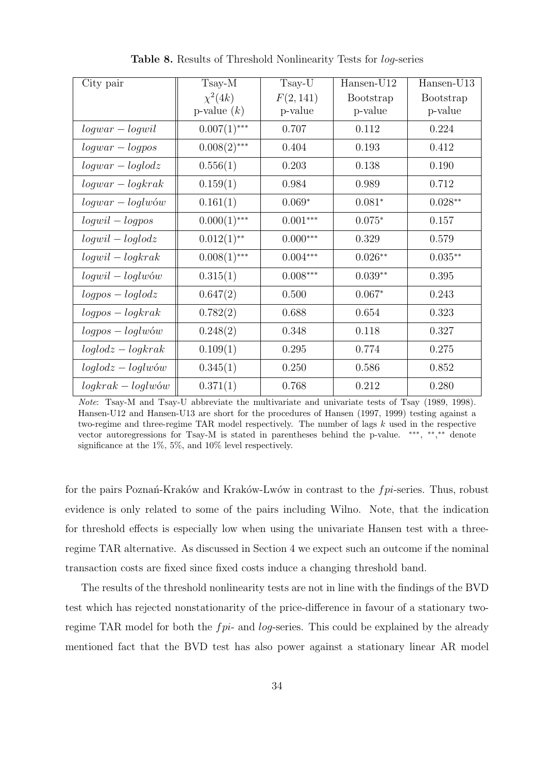**Table 8.** Results of Threshold Nonlinearity Tests for *log*-series

| City pair | Tsay-M $\chi^2(4k)$ p-value $(k)$ | Tsay-U $F(2,141)$ p-value | Hansen-U12 Bootstrap p-value | Hansen-U13 Bootstrap p-value |
|---|---|---|---|---|
| $logwar - logwil$ | $0.007(1)^{***}$ | 0.707 | 0.112 | 0.224 |
| $logwar - logpos$ | $0.008(2)^{***}$ | 0.404 | 0.193 | 0.412 |
| $logwar - loglodz$ | 0.556(1) | 0.203 | 0.138 | 0.190 |
| $logwar - logkrak$ | 0.159(1) | 0.984 | 0.989 | 0.712 |
| $logwar - loglwów$ | 0.161(1) | $0.069^{*}$ | $0.081^{*}$ | $0.028^{**}$ |
| $logwil - logpos$ | $0.000(1)^{***}$ | $0.001^{***}$ | $0.075^{*}$ | 0.157 |
| $logwil - loglodz$ | $0.012(1)^{**}$ | $0.000^{***}$ | 0.329 | 0.579 |
| $logwil - logkrak$ | $0.008(1)^{***}$ | $0.004^{***}$ | $0.026^{**}$ | $0.035^{**}$ |
| $logwil - loglwów$ | 0.315(1) | $0.008^{***}$ | $0.039^{**}$ | 0.395 |
| $logpos - loglodz$ | 0.647(2) | 0.500 | $0.067^{*}$ | 0.243 |
| $logpos - logkrak$ | 0.782(2) | 0.688 | 0.654 | 0.323 |
| $logpos - loglwów$ | 0.248(2) | 0.348 | 0.118 | 0.327 |
| $loglodz - logkrak$ | 0.109(1) | 0.295 | 0.774 | 0.275 |
| $loglodz - loglwów$ | 0.345(1) | 0.250 | 0.586 | 0.852 |
| $logkrak - loglwów$ | 0.371(1) | 0.768 | 0.212 | 0.280 |

*Note*: Tsay-M and Tsay-U abbreviate the multivariate and univariate tests of Tsay (1989, 1998). Hansen-U12 and Hansen-U13 are short for the procedures of Hansen (1997, 1999) testing against a two-regime and three-regime TAR model respectively. The number of lags $k$ used in the respective vector autoregressions for Tsay-M is stated in parentheses behind the p-value. $^{***}$, $^{**}$,$^{**}$ denote significance at the 1%, 5%, and 10% level respectively.

for the pairs Poznań-Kraków and Kraków-Lwów in contrast to the $fpi$-series. Thus, robust evidence is only related to some of the pairs including Wilno. Note, that the indication for threshold effects is especially low when using the univariate Hansen test with a three-regime TAR alternative. As discussed in Section 4 we expect such an outcome if the nominal transaction costs are fixed since fixed costs induce a changing threshold band.

The results of the threshold nonlinearity tests are not in line with the findings of the BVD test which has rejected nonstationarity of the price-difference in favour of a stationary two-regime TAR model for both the $fpi$- and $log$-series. This could be explained by the already mentioned fact that the BVD test has also power against a stationary linear AR model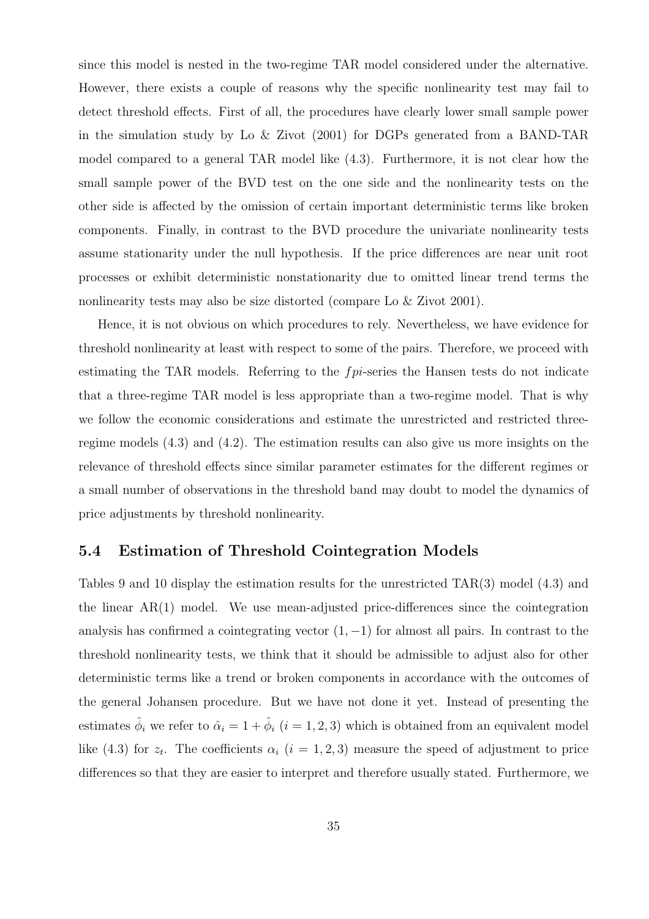since this model is nested in the two-regime TAR model considered under the alternative. However, there exists a couple of reasons why the specific nonlinearity test may fail to detect threshold effects. First of all, the procedures have clearly lower small sample power in the simulation study by Lo & Zivot (2001) for DGPs generated from a BAND-TAR model compared to a general TAR model like (4.3). Furthermore, it is not clear how the small sample power of the BVD test on the one side and the nonlinearity tests on the other side is affected by the omission of certain important deterministic terms like broken components. Finally, in contrast to the BVD procedure the univariate nonlinearity tests assume stationarity under the null hypothesis. If the price differences are near unit root processes or exhibit deterministic nonstationarity due to omitted linear trend terms the nonlinearity tests may also be size distorted (compare Lo & Zivot 2001).

Hence, it is not obvious on which procedures to rely. Nevertheless, we have evidence for threshold nonlinearity at least with respect to some of the pairs. Therefore, we proceed with estimating the TAR models. Referring to the $fpi$-series the Hansen tests do not indicate that a three-regime TAR model is less appropriate than a two-regime model. That is why we follow the economic considerations and estimate the unrestricted and restricted three-regime models (4.3) and (4.2). The estimation results can also give us more insights on the relevance of threshold effects since similar parameter estimates for the different regimes or a small number of observations in the threshold band may doubt to model the dynamics of price adjustments by threshold nonlinearity.

## 5.4 Estimation of Threshold Cointegration Models

Tables 9 and 10 display the estimation results for the unrestricted TAR(3) model (4.3) and the linear AR(1) model. We use mean-adjusted price-differences since the cointegration analysis has confirmed a cointegrating vector $(1, -1)$ for almost all pairs. In contrast to the threshold nonlinearity tests, we think that it should be admissible to adjust also for other deterministic terms like a trend or broken components in accordance with the outcomes of the general Johansen procedure. But we have not done it yet. Instead of presenting the estimates $\hat{\phi}_i$ we refer to $\hat{\alpha}_i = 1 + \hat{\phi}_i$ $(i = 1, 2, 3)$ which is obtained from an equivalent model like (4.3) for $z_t$. The coefficients $\alpha_i$ $(i = 1, 2, 3)$ measure the speed of adjustment to price differences so that they are easier to interpret and therefore usually stated. Furthermore, we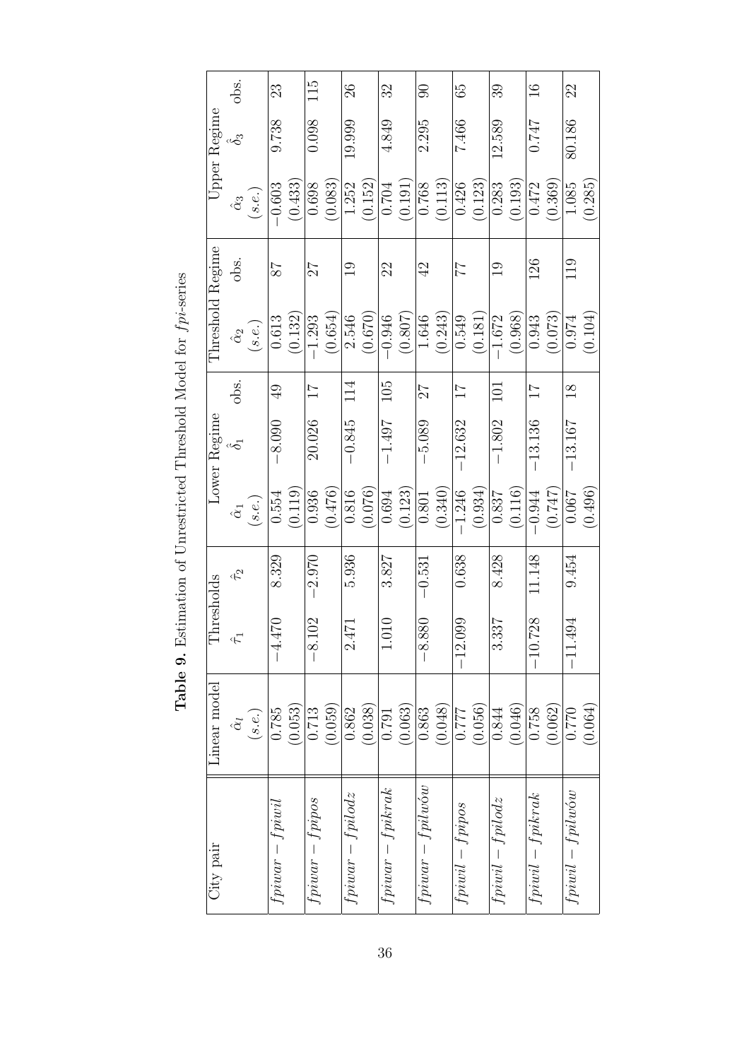**Table 9**. Estimation of Unrestricted Threshold Model for *fpi*-series

| City pair | Linear model | Thresholds | | Lower Regime | | | Threshold Regime | | Upper Regime | | |
|---|---|---|---|---|---|---|---|---|---|---|---|
| | $\hat{\alpha}_l$ (*s.e.*) | $\hat{\tau}_1$ | $\hat{\tau}_2$ | $\hat{\alpha}_1$ (*s.e.*) | $\hat{\delta}_1$ | obs. | $\hat{\alpha}_2$ (*s.e.*) | obs. | $\hat{\alpha}_3$ (*s.e.*) | $\hat{\delta}_3$ | obs. |
| $fpiwar - fpiwil$ | 0.785 (0.053) | −4.470 | 8.329 | 0.554 (0.119) | −8.090 | 49 | 0.613 (0.132) | 87 | −0.603 (0.433) | 9.738 | 23 |
| $fpiwar - fpipos$ | 0.713 (0.059) | −8.102 | −2.970 | 0.936 (0.476) | 20.026 | 17 | −1.293 (0.654) | 27 | 0.698 (0.083) | 0.098 | 115 |
| $fpiwar - fpilodz$ | 0.862 (0.038) | 2.471 | 5.936 | 0.816 (0.076) | −0.845 | 114 | 2.546 (0.670) | 19 | 1.252 (0.152) | 19.999 | 26 |
| $fpiwar - fpikrak$ | 0.791 (0.063) | 1.010 | 3.827 | 0.694 (0.123) | −1.497 | 105 | −0.946 (0.807) | 22 | 0.704 (0.191) | 4.849 | 32 |
| $fpiwar - fpilwów$ | 0.863 (0.048) | −8.880 | −0.531 | 0.801 (0.340) | −5.089 | 27 | 1.646 (0.243) | 42 | 0.768 (0.113) | 2.295 | 90 |
| $fpiwil - fpipos$ | 0.777 (0.056) | −12.099 | 0.638 | −1.246 (0.934) | −12.632 | 17 | 0.549 (0.181) | 77 | 0.426 (0.123) | 7.466 | 65 |
| $fpiwil - fpilodz$ | 0.844 (0.046) | 3.337 | 8.428 | 0.837 (0.116) | −1.802 | 101 | −1.672 (0.968) | 19 | 0.283 (0.193) | 12.589 | 39 |
| $fpiwil - fpikrak$ | 0.758 (0.062) | −10.728 | 11.148 | −0.944 (0.747) | −13.136 | 17 | 0.943 (0.073) | 126 | 0.472 (0.369) | 0.747 | 16 |
| $fpiwil - fpilwów$ | 0.770 (0.064) | −11.494 | 9.454 | 0.067 (0.496) | −13.167 | 18 | 0.974 (0.104) | 119 | 1.085 (0.285) | 80.186 | 22 |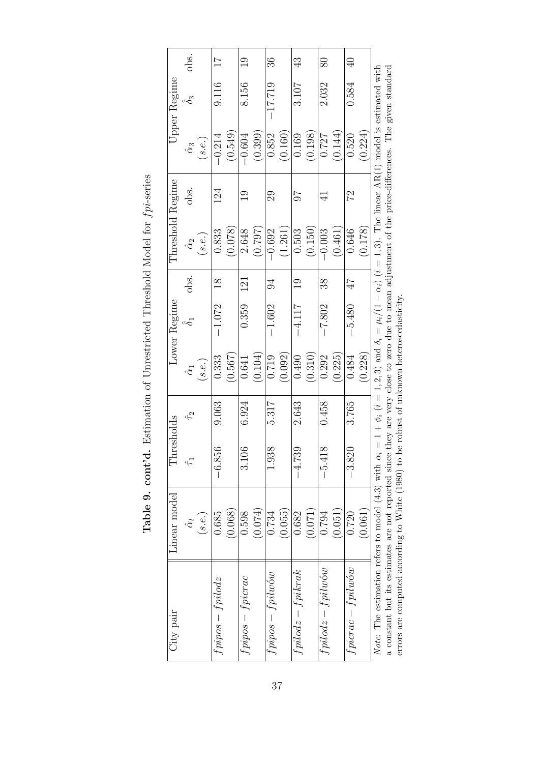**Table 9. cont'd.** Estimation of Unrestricted Threshold Model for *fpi*-series

| City pair | Linear model | Thresholds | | Lower Regime | | | Threshold Regime | | Upper Regime | | |
|---|---|---|---|---|---|---|---|---|---|---|---|
| | $\hat{\alpha}_l$ (*s.e.*) | $\hat{\tau}_1$ | $\hat{\tau}_2$ | $\hat{\alpha}_1$ (*s.e.*) | $\hat{\delta}_1$ | obs. | $\hat{\alpha}_2$ (*s.e.*) | obs. | $\hat{\alpha}_3$ (*s.e.*) | $\hat{\delta}_3$ | obs. |
| $fpipos - fpilodz$ | 0.685 (0.068) | −6.856 | 9.063 | 0.333 (0.567) | −1.072 | 18 | 0.833 (0.078) | 124 | −0.214 (0.549) | 9.116 | 17 |
| $fpipos - fpicrac$ | 0.598 (0.074) | 3.106 | 6.924 | 0.641 (0.104) | 0.359 | 121 | 2.648 (0.797) | 19 | −0.604 (0.399) | 8.156 | 19 |
| $fpipos - fpilwów$ | 0.734 (0.055) | 1.938 | 5.317 | 0.719 (0.092) | −1.602 | 94 | −0.692 (1.261) | 29 | 0.852 (0.160) | −17.719 | 36 |
| $fpilodz - fpikrak$ | 0.682 (0.071) | −4.739 | 2.643 | 0.490 (0.310) | −4.117 | 19 | 0.503 (0.150) | 97 | 0.169 (0.198) | 3.107 | 43 |
| $fpilodz - fpilwów$ | 0.794 (0.051) | −5.418 | 0.458 | 0.292 (0.225) | −7.802 | 38 | −0.003 (0.461) | 41 | 0.727 (0.144) | 2.032 | 80 |
| $fpicrac - fpilwów$ | 0.720 (0.061) | −3.820 | 3.765 | 0.484 (0.228) | −5.480 | 47 | 0.646 (0.178) | 72 | 0.520 (0.224) | 0.584 | 40 |

*Note*: The estimation refers to model (4.3) with $\alpha_i = 1 + \phi_i$ $(i = 1, 2, 3)$ and $\delta_i = \mu_i/(1 - \alpha_i)$ $(i = 1, 3)$. The linear AR(1) model is estimated with a constant but its estimates are not reported since they are very close to zero due to mean adjustment of the price-differences. The given standard errors are computed according to White (1980) to be robust of unknown heteroscedasticity.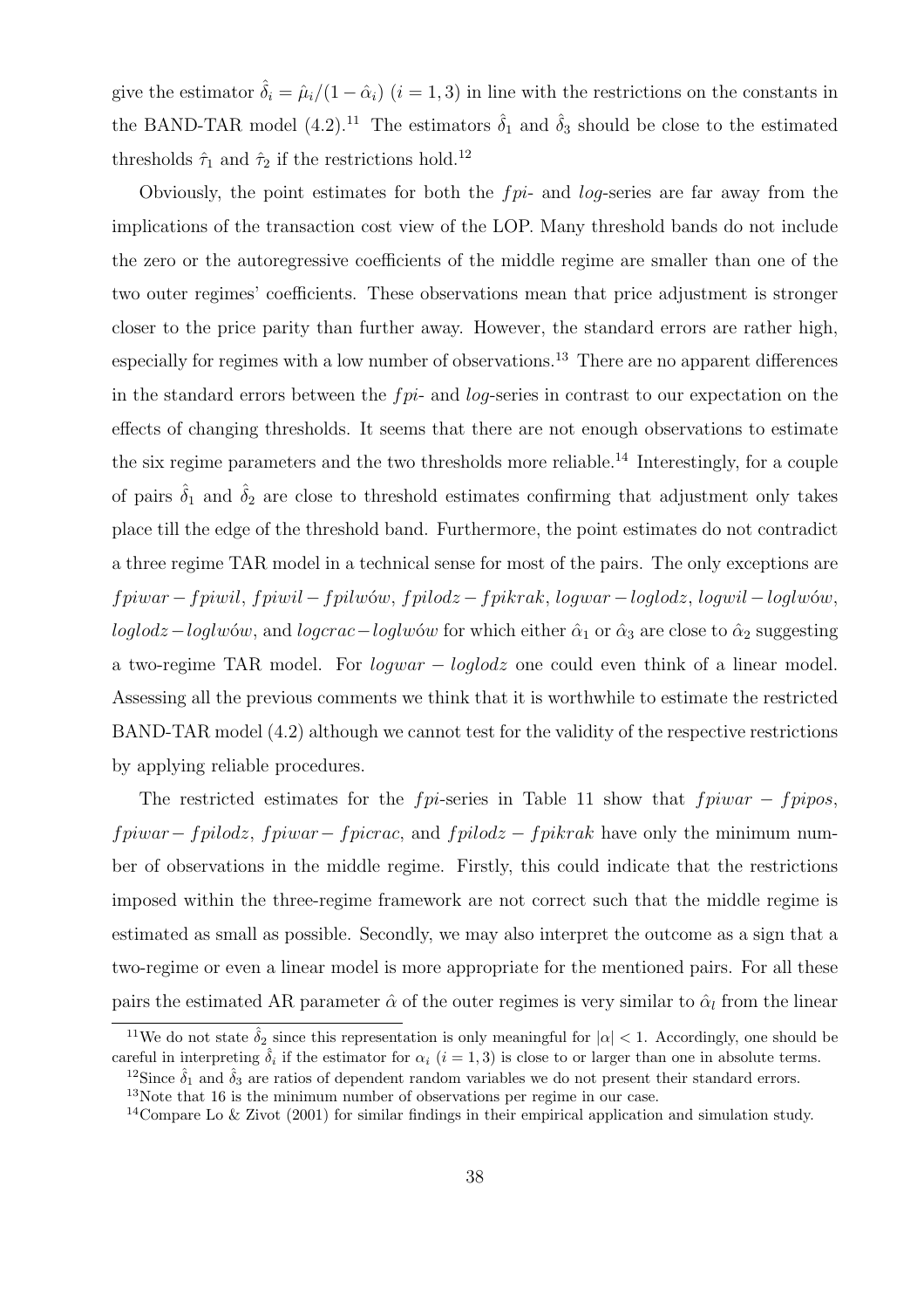give the estimator $\hat{\delta}_i = \hat{\mu}_i/(1-\hat{\alpha}_i)$ $(i = 1, 3)$ in line with the restrictions on the constants in the BAND-TAR model (4.2).[11] The estimators $\hat{\delta}_1$ and $\hat{\delta}_3$ should be close to the estimated thresholds $\hat{\tau}_1$ and $\hat{\tau}_2$ if the restrictions hold.[12]

Obviously, the point estimates for both the $fpi$- and $log$-series are far away from the implications of the transaction cost view of the LOP. Many threshold bands do not include the zero or the autoregressive coefficients of the middle regime are smaller than one of the two outer regimes' coefficients. These observations mean that price adjustment is stronger closer to the price parity than further away. However, the standard errors are rather high, especially for regimes with a low number of observations.[13] There are no apparent differences in the standard errors between the $fpi$- and $log$-series in contrast to our expectation on the effects of changing thresholds. It seems that there are not enough observations to estimate the six regime parameters and the two thresholds more reliable.[14] Interestingly, for a couple of pairs $\hat{\delta}_1$ and $\hat{\delta}_2$ are close to threshold estimates confirming that adjustment only takes place till the edge of the threshold band. Furthermore, the point estimates do not contradict a three regime TAR model in a technical sense for most of the pairs. The only exceptions are $fpiwar - fpiwil$, $fpiwil - fpilwów$, $fpilodz - fpikrak$, $logwar - loglodz$, $logwil - loglwów$, $loglodz - loglwów$, and $logcrac - loglwów$ for which either $\hat{\alpha}_1$ or $\hat{\alpha}_3$ are close to $\hat{\alpha}_2$ suggesting a two-regime TAR model. For $logwar - loglodz$ one could even think of a linear model. Assessing all the previous comments we think that it is worthwhile to estimate the restricted BAND-TAR model (4.2) although we cannot test for the validity of the respective restrictions by applying reliable procedures.

The restricted estimates for the $fpi$-series in Table 11 show that $fpiwar - fpipos$, $fpiwar - fpilodz$, $fpiwar - fpicrac$, and $fpilodz - fpikrak$ have only the minimum number of observations in the middle regime. Firstly, this could indicate that the restrictions imposed within the three-regime framework are not correct such that the middle regime is estimated as small as possible. Secondly, we may also interpret the outcome as a sign that a two-regime or even a linear model is more appropriate for the mentioned pairs. For all these pairs the estimated AR parameter $\hat{\alpha}$ of the outer regimes is very similar to $\hat{\alpha}_l$ from the linear

[11] We do not state $\hat{\delta}_2$ since this representation is only meaningful for $|\alpha| < 1$. Accordingly, one should be careful in interpreting $\hat{\delta}_i$ if the estimator for $\alpha_i$ $(i = 1, 3)$ is close to or larger than one in absolute terms.

[12] Since $\hat{\delta}_1$ and $\hat{\delta}_3$ are ratios of dependent random variables we do not present their standard errors.

[13] Note that 16 is the minimum number of observations per regime in our case.

[14] Compare Lo & Zivot (2001) for similar findings in their empirical application and simulation study.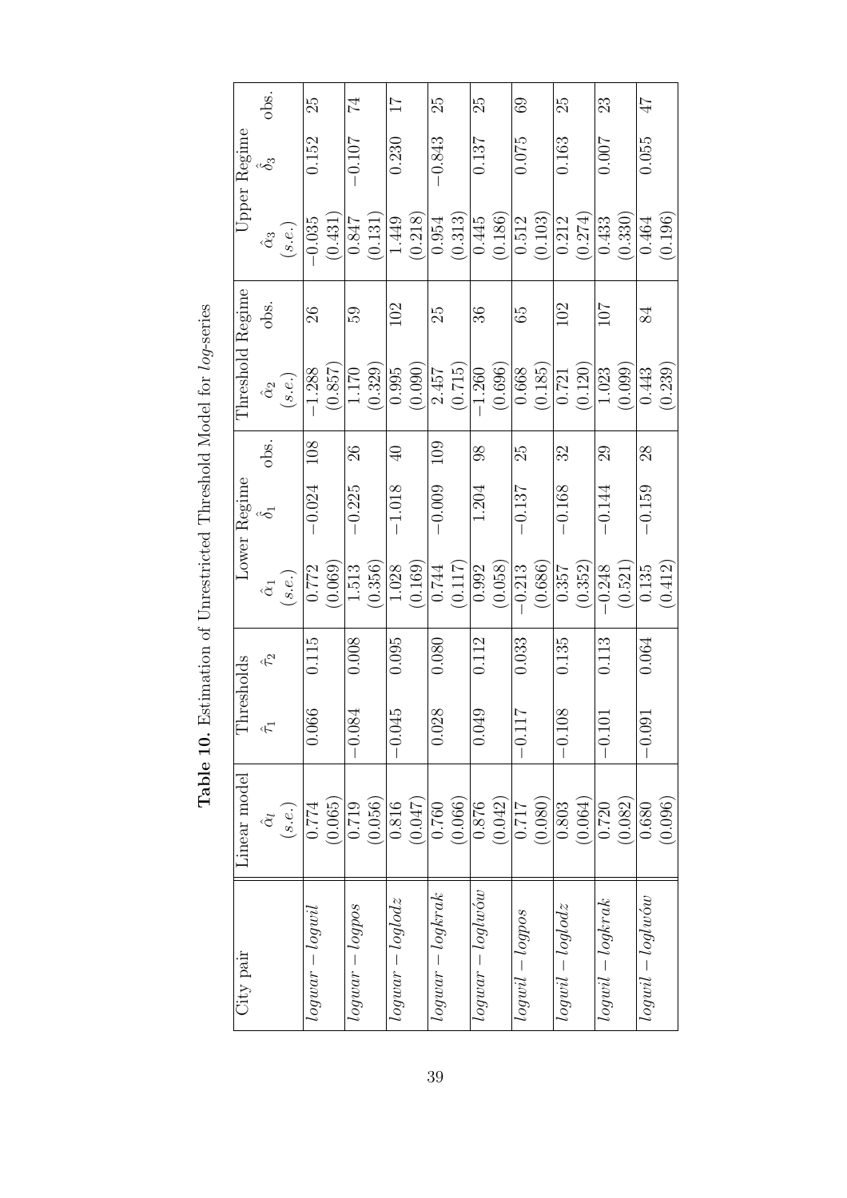**Table 10.** Estimation of Unrestricted Threshold Model for *log*-series

| City pair | Linear model | Thresholds | | Lower Regime | | | Threshold Regime | | Upper Regime | | |
|---|---|---|---|---|---|---|---|---|---|---|---|
| | $\hat{\alpha}_l$ (s.e.) | $\hat{\tau}_1$ | $\hat{\tau}_2$ | $\hat{\alpha}_1$ (s.e.) | $\hat{\delta}_1$ | obs. | $\hat{\alpha}_2$ (s.e.) | obs. | $\hat{\alpha}_3$ (s.e.) | $\hat{\delta}_3$ | obs. |
| *logwar* − *logwil* | 0.774 (0.065) | 0.066 | 0.115 | 0.772 (0.069) | −0.024 | 108 | −1.288 (0.857) | 26 | −0.035 (0.431) | 0.152 | 25 |
| *logwar* − *logpos* | 0.719 (0.056) | −0.084 | 0.008 | 1.513 (0.356) | −0.225 | 26 | 1.170 (0.329) | 59 | 0.847 (0.131) | −0.107 | 74 |
| *logwar* − *loglodz* | 0.816 (0.047) | −0.045 | 0.095 | 1.028 (0.169) | −1.018 | 40 | 0.995 (0.090) | 102 | 1.449 (0.218) | 0.230 | 17 |
| *logwar* − *logkrak* | 0.760 (0.066) | 0.028 | 0.080 | 0.744 (0.117) | −0.009 | 109 | 2.457 (0.715) | 25 | 0.954 (0.313) | −0.843 | 25 |
| *logwar* − *loglwów* | 0.876 (0.042) | 0.049 | 0.112 | 0.992 (0.058) | 1.204 | 98 | −1.260 (0.696) | 36 | 0.445 (0.186) | 0.137 | 25 |
| *logwil* − *logpos* | 0.717 (0.080) | −0.117 | 0.033 | −0.213 (0.686) | −0.137 | 25 | 0.668 (0.185) | 65 | 0.512 (0.103) | 0.075 | 69 |
| *logwil* − *loglodz* | 0.803 (0.064) | −0.108 | 0.135 | 0.357 (0.352) | −0.168 | 32 | 0.721 (0.120) | 102 | 0.212 (0.274) | 0.163 | 25 |
| *logwil* − *logkrak* | 0.720 (0.082) | −0.101 | 0.113 | −0.248 (0.521) | −0.144 | 29 | 1.023 (0.099) | 107 | 0.433 (0.330) | 0.007 | 23 |
| *logwil* − *loglwów* | 0.680 (0.096) | −0.091 | 0.064 | 0.135 (0.412) | −0.159 | 28 | 0.443 (0.239) | 84 | 0.464 (0.196) | 0.055 | 47 |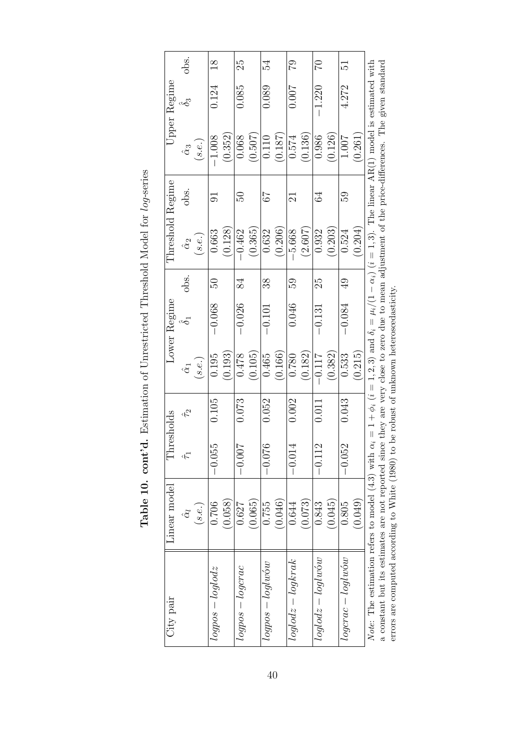**Table 10. cont'd.** Estimation of Unrestricted Threshold Model for *log*-series

| City pair | Linear model | Thresholds | | Lower Regime | | | Threshold Regime | | Upper Regime | | |
|---|---|---|---|---|---|---|---|---|---|---|---|
| | $\hat{\alpha}_l$ (*s.e.*) | $\hat{\tau}_1$ | $\hat{\tau}_2$ | $\hat{\alpha}_1$ (*s.e.*) | $\hat{\delta}_1$ | obs. | $\hat{\alpha}_2$ (*s.e.*) | obs. | $\hat{\alpha}_3$ (*s.e.*) | $\hat{\delta}_3$ | obs. |
| $logpos - loglodz$ | 0.706 (0.058) | −0.055 | 0.105 | 0.195 (0.193) | −0.068 | 50 | 0.663 (0.128) | 91 | −1.008 (0.352) | 0.124 | 18 |
| $logpos - logcrac$ | 0.627 (0.065) | −0.007 | 0.073 | 0.478 (0.105) | −0.026 | 84 | −0.462 (0.365) | 50 | 0.068 (0.507) | 0.085 | 25 |
| $logpos - logwrów$ | 0.755 (0.046) | −0.076 | 0.052 | 0.465 (0.166) | −0.101 | 38 | 0.632 (0.206) | 67 | 0.110 (0.187) | 0.089 | 54 |
| $loglodz - logkrak$ | 0.644 (0.073) | −0.014 | 0.002 | 0.780 (0.182) | 0.046 | 59 | −5.668 (2.607) | 21 | 0.574 (0.136) | 0.007 | 79 |
| $loglodz - logwrów$ | 0.843 (0.045) | −0.112 | 0.011 | −0.117 (0.382) | −0.131 | 25 | 0.932 (0.203) | 64 | 0.986 (0.126) | −1.220 | 70 |
| $logcrac - logwrów$ | 0.805 (0.049) | −0.052 | 0.043 | 0.533 (0.215) | −0.084 | 49 | 0.524 (0.204) | 59 | 1.007 (0.261) | 4.272 | 51 |

*Note*: The estimation refers to model (4.3) with $\alpha_i = 1 + \phi_i$ $(i = 1, 2, 3)$ and $\delta_i = \mu_i/(1 - \alpha_i)$ $(i = 1, 3)$. The linear AR(1) model is estimated with a constant but its estimates are not reported since they are very close to zero due to mean adjustment of the price-differences. The given standard errors are computed according to White (1980) to be robust of unknown heteroscedasticity.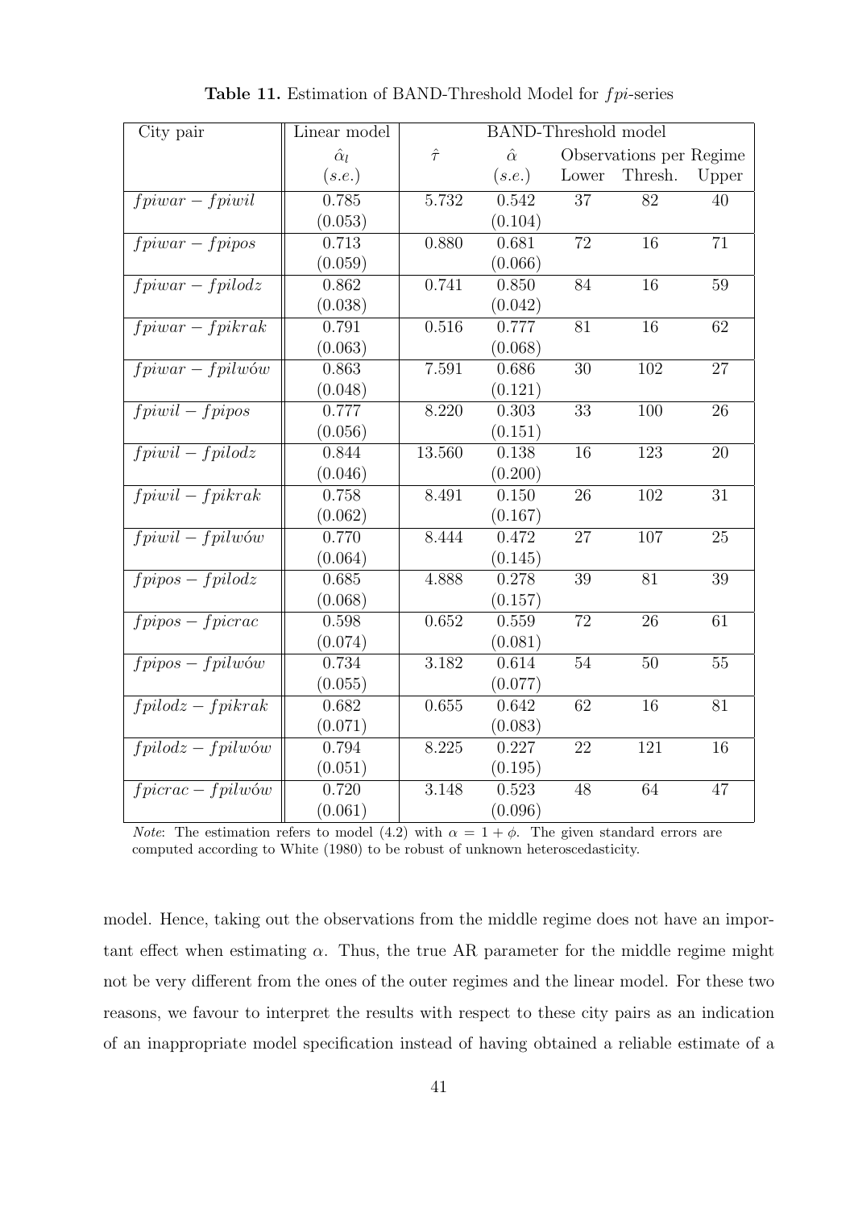**Table 11.** Estimation of BAND-Threshold Model for $fpi$-series

| City pair | Linear model | BAND-Threshold model | | | | |
|---|---|---|---|---|---|---|
| | $\hat{\alpha}_l$ | $\hat{\tau}$ | $\hat{\alpha}$ | Observations per Regime | | |
| | $(s.e.)$ | | $(s.e.)$ | Lower | Thresh. | Upper |
| $fpiwar - fpiwil$ | 0.785 | 5.732 | 0.542 | 37 | 82 | 40 |
| | (0.053) | | (0.104) | | | |
| $fpiwar - fpipos$ | 0.713 | 0.880 | 0.681 | 72 | 16 | 71 |
| | (0.059) | | (0.066) | | | |
| $fpiwar - fpilodz$ | 0.862 | 0.741 | 0.850 | 84 | 16 | 59 |
| | (0.038) | | (0.042) | | | |
| $fpiwar - fpikrak$ | 0.791 | 0.516 | 0.777 | 81 | 16 | 62 |
| | (0.063) | | (0.068) | | | |
| $fpiwar - fpilwów$ | 0.863 | 7.591 | 0.686 | 30 | 102 | 27 |
| | (0.048) | | (0.121) | | | |
| $fpiwil - fpipos$ | 0.777 | 8.220 | 0.303 | 33 | 100 | 26 |
| | (0.056) | | (0.151) | | | |
| $fpiwil - fpilodz$ | 0.844 | 13.560 | 0.138 | 16 | 123 | 20 |
| | (0.046) | | (0.200) | | | |
| $fpiwil - fpikrak$ | 0.758 | 8.491 | 0.150 | 26 | 102 | 31 |
| | (0.062) | | (0.167) | | | |
| $fpiwil - fpilwów$ | 0.770 | 8.444 | 0.472 | 27 | 107 | 25 |
| | (0.064) | | (0.145) | | | |
| $fpipos - fpilodz$ | 0.685 | 4.888 | 0.278 | 39 | 81 | 39 |
| | (0.068) | | (0.157) | | | |
| $fpipos - fpicrac$ | 0.598 | 0.652 | 0.559 | 72 | 26 | 61 |
| | (0.074) | | (0.081) | | | |
| $fpipos - fpilwów$ | 0.734 | 3.182 | 0.614 | 54 | 50 | 55 |
| | (0.055) | | (0.077) | | | |
| $fpilodz - fpikrak$ | 0.682 | 0.655 | 0.642 | 62 | 16 | 81 |
| | (0.071) | | (0.083) | | | |
| $fpilodz - fpilwów$ | 0.794 | 8.225 | 0.227 | 22 | 121 | 16 |
| | (0.051) | | (0.195) | | | |
| $fpicrac - fpilwów$ | 0.720 | 3.148 | 0.523 | 48 | 64 | 47 |
| | (0.061) | | (0.096) | | | |

*Note*: The estimation refers to model (4.2) with $\alpha = 1 + \phi$. The given standard errors are computed according to White (1980) to be robust of unknown heteroscedasticity.

model. Hence, taking out the observations from the middle regime does not have an important effect when estimating $\alpha$. Thus, the true AR parameter for the middle regime might not be very different from the ones of the outer regimes and the linear model. For these two reasons, we favour to interpret the results with respect to these city pairs as an indication of an inappropriate model specification instead of having obtained a reliable estimate of a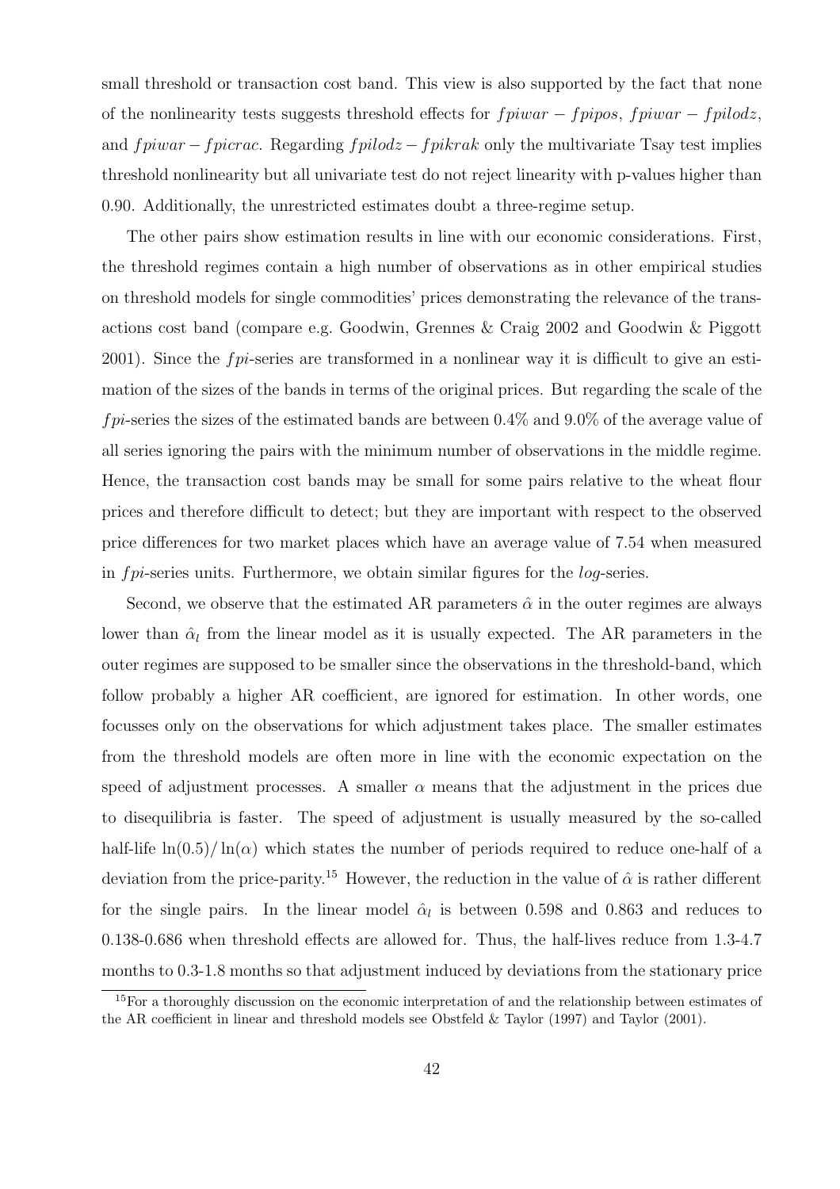small threshold or transaction cost band. This view is also supported by the fact that none of the nonlinearity tests suggests threshold effects for $fpiwar - fpipos$, $fpiwar - fpilodz$, and $fpiwar - fpicrac$. Regarding $fpilodz - fpikrak$ only the multivariate Tsay test implies threshold nonlinearity but all univariate test do not reject linearity with p-values higher than 0.90. Additionally, the unrestricted estimates doubt a three-regime setup.

The other pairs show estimation results in line with our economic considerations. First, the threshold regimes contain a high number of observations as in other empirical studies on threshold models for single commodities' prices demonstrating the relevance of the transactions cost band (compare e.g. Goodwin, Grennes & Craig 2002 and Goodwin & Piggott 2001). Since the $fpi$-series are transformed in a nonlinear way it is difficult to give an estimation of the sizes of the bands in terms of the original prices. But regarding the scale of the $fpi$-series the sizes of the estimated bands are between 0.4% and 9.0% of the average value of all series ignoring the pairs with the minimum number of observations in the middle regime. Hence, the transaction cost bands may be small for some pairs relative to the wheat flour prices and therefore difficult to detect; but they are important with respect to the observed price differences for two market places which have an average value of 7.54 when measured in $fpi$-series units. Furthermore, we obtain similar figures for the $log$-series.

Second, we observe that the estimated AR parameters $\hat{\alpha}$ in the outer regimes are always lower than $\hat{\alpha}_l$ from the linear model as it is usually expected. The AR parameters in the outer regimes are supposed to be smaller since the observations in the threshold-band, which follow probably a higher AR coefficient, are ignored for estimation. In other words, one focusses only on the observations for which adjustment takes place. The smaller estimates from the threshold models are often more in line with the economic expectation on the speed of adjustment processes. A smaller $\alpha$ means that the adjustment in the prices due to disequilibria is faster. The speed of adjustment is usually measured by the so-called half-life $\ln(0.5)/\ln(\alpha)$ which states the number of periods required to reduce one-half of a deviation from the price-parity.[15] However, the reduction in the value of $\hat{\alpha}$ is rather different for the single pairs. In the linear model $\hat{\alpha}_l$ is between 0.598 and 0.863 and reduces to 0.138-0.686 when threshold effects are allowed for. Thus, the half-lives reduce from 1.3-4.7 months to 0.3-1.8 months so that adjustment induced by deviations from the stationary price

[15]For a thoroughly discussion on the economic interpretation of and the relationship between estimates of the AR coefficient in linear and threshold models see Obstfeld & Taylor (1997) and Taylor (2001).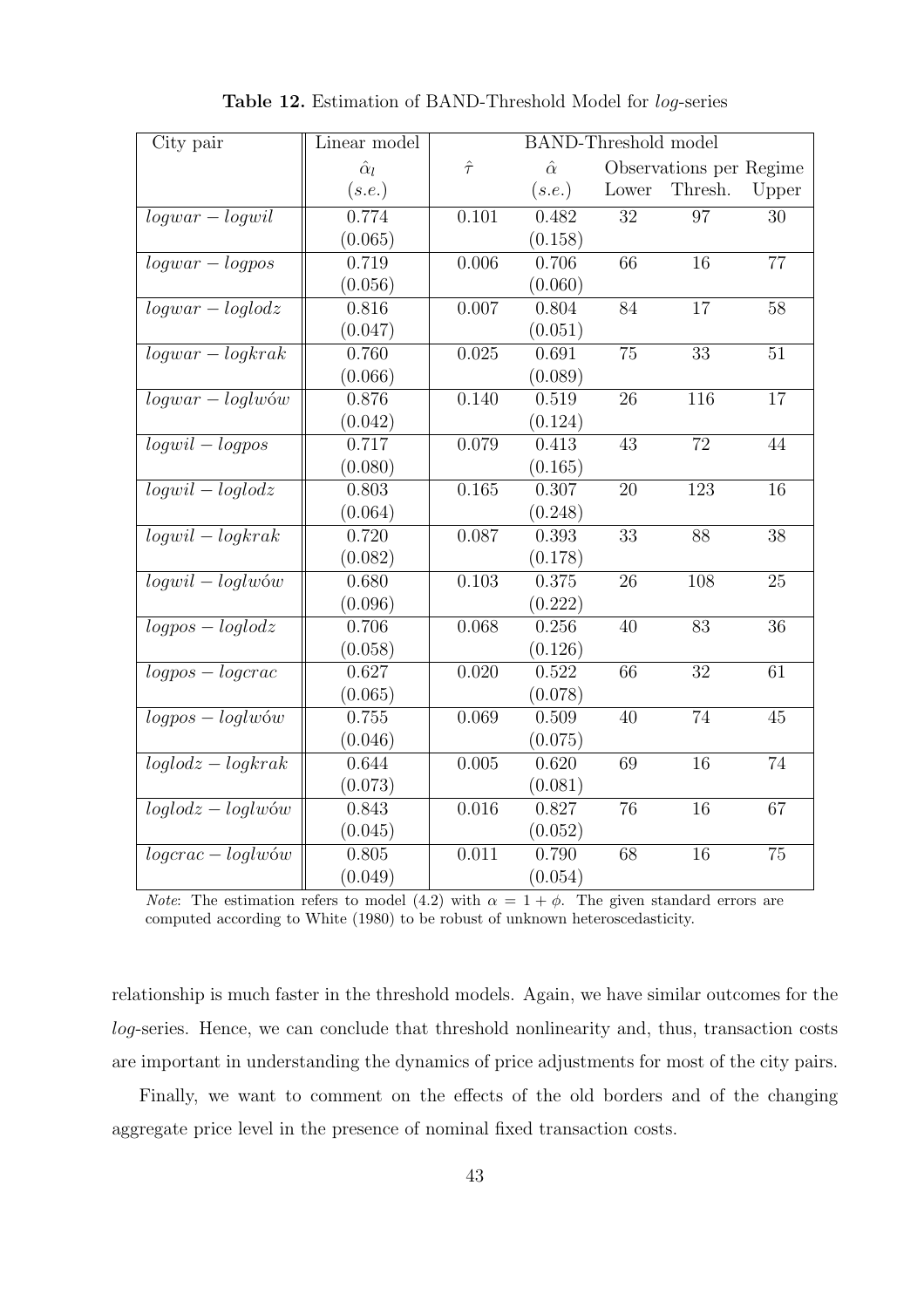**Table 12.** Estimation of BAND-Threshold Model for *log*-series

| City pair | Linear model | BAND-Threshold model | | | | |
|---|---|---|---|---|---|---|
| | $\hat{\alpha}_l$ | $\hat{\tau}$ | $\hat{\alpha}$ | Observations per Regime | | |
| | $(s.e.)$ | | $(s.e.)$ | Lower | Thresh. | Upper |
| $logwar - logwil$ | 0.774 (0.065) | 0.101 | 0.482 (0.158) | 32 | 97 | 30 |
| $logwar - logpos$ | 0.719 (0.056) | 0.006 | 0.706 (0.060) | 66 | 16 | 77 |
| $logwar - loglodz$ | 0.816 (0.047) | 0.007 | 0.804 (0.051) | 84 | 17 | 58 |
| $logwar - logkrak$ | 0.760 (0.066) | 0.025 | 0.691 (0.089) | 75 | 33 | 51 |
| $logwar - loglwów$ | 0.876 (0.042) | 0.140 | 0.519 (0.124) | 26 | 116 | 17 |
| $logwil - logpos$ | 0.717 (0.080) | 0.079 | 0.413 (0.165) | 43 | 72 | 44 |
| $logwil - loglodz$ | 0.803 (0.064) | 0.165 | 0.307 (0.248) | 20 | 123 | 16 |
| $logwil - logkrak$ | 0.720 (0.082) | 0.087 | 0.393 (0.178) | 33 | 88 | 38 |
| $logwil - loglwów$ | 0.680 (0.096) | 0.103 | 0.375 (0.222) | 26 | 108 | 25 |
| $logpos - loglodz$ | 0.706 (0.058) | 0.068 | 0.256 (0.126) | 40 | 83 | 36 |
| $logpos - logcrac$ | 0.627 (0.065) | 0.020 | 0.522 (0.078) | 66 | 32 | 61 |
| $logpos - loglwów$ | 0.755 (0.046) | 0.069 | 0.509 (0.075) | 40 | 74 | 45 |
| $loglodz - logkrak$ | 0.644 (0.073) | 0.005 | 0.620 (0.081) | 69 | 16 | 74 |
| $loglodz - loglwów$ | 0.843 (0.045) | 0.016 | 0.827 (0.052) | 76 | 16 | 67 |
| $logcrac - loglwów$ | 0.805 (0.049) | 0.011 | 0.790 (0.054) | 68 | 16 | 75 |

*Note*: The estimation refers to model (4.2) with $\alpha = 1 + \phi$. The given standard errors are computed according to White (1980) to be robust of unknown heteroscedasticity.

relationship is much faster in the threshold models. Again, we have similar outcomes for the *log*-series. Hence, we can conclude that threshold nonlinearity and, thus, transaction costs are important in understanding the dynamics of price adjustments for most of the city pairs.

Finally, we want to comment on the effects of the old borders and of the changing aggregate price level in the presence of nominal fixed transaction costs.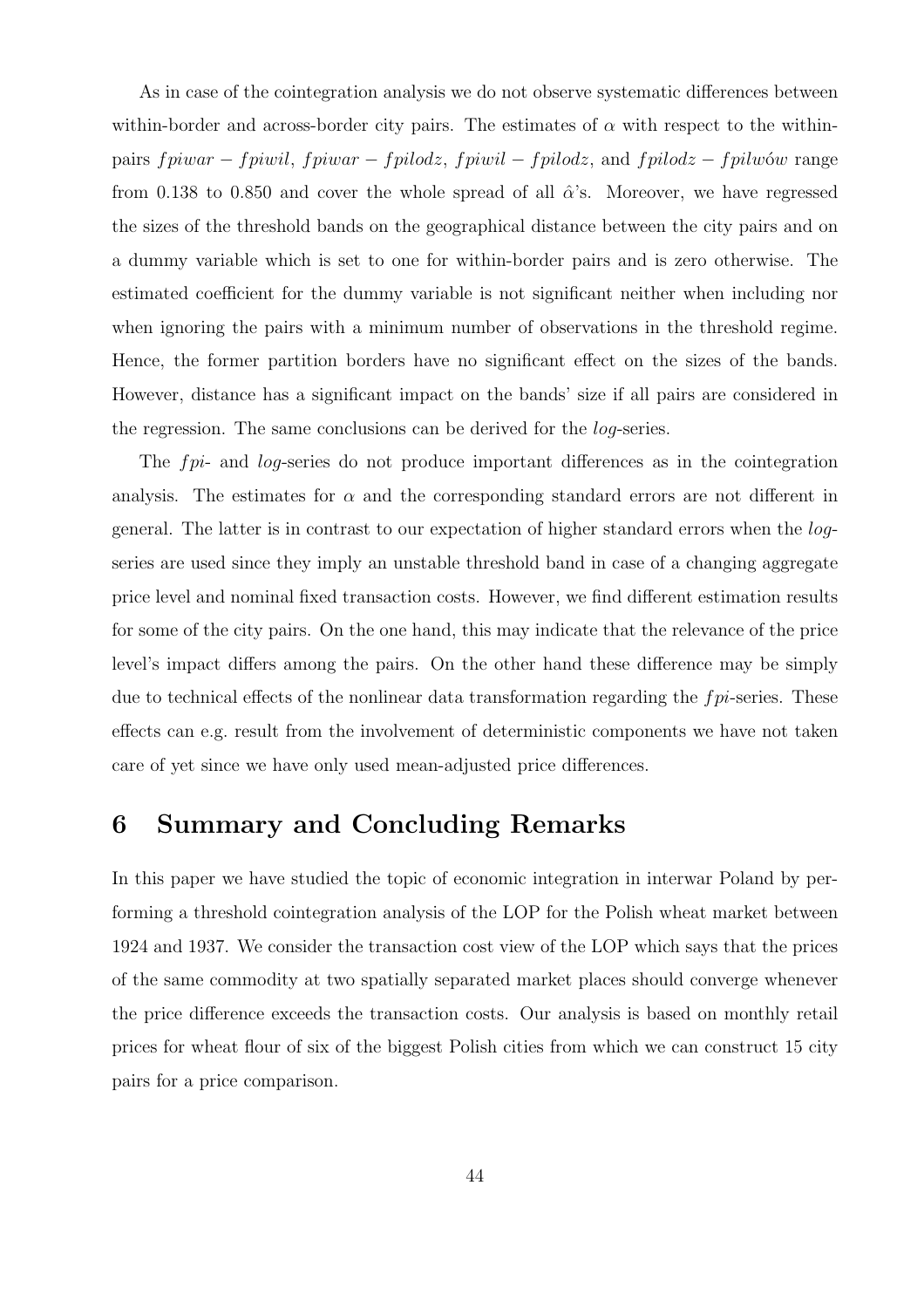As in case of the cointegration analysis we do not observe systematic differences between within-border and across-border city pairs. The estimates of $\alpha$ with respect to the within-pairs $fpiwar - fpiwil$, $fpiwar - fpilodz$, $fpiwil - fpilodz$, and $fpilodz - fpilwów$ range from 0.138 to 0.850 and cover the whole spread of all $\hat{\alpha}$'s. Moreover, we have regressed the sizes of the threshold bands on the geographical distance between the city pairs and on a dummy variable which is set to one for within-border pairs and is zero otherwise. The estimated coefficient for the dummy variable is not significant neither when including nor when ignoring the pairs with a minimum number of observations in the threshold regime. Hence, the former partition borders have no significant effect on the sizes of the bands. However, distance has a significant impact on the bands' size if all pairs are considered in the regression. The same conclusions can be derived for the *log*-series.

The *fpi*- and *log*-series do not produce important differences as in the cointegration analysis. The estimates for $\alpha$ and the corresponding standard errors are not different in general. The latter is in contrast to our expectation of higher standard errors when the *log*-series are used since they imply an unstable threshold band in case of a changing aggregate price level and nominal fixed transaction costs. However, we find different estimation results for some of the city pairs. On the one hand, this may indicate that the relevance of the price level's impact differs among the pairs. On the other hand these difference may be simply due to technical effects of the nonlinear data transformation regarding the *fpi*-series. These effects can e.g. result from the involvement of deterministic components we have not taken care of yet since we have only used mean-adjusted price differences.

# 6 Summary and Concluding Remarks

In this paper we have studied the topic of economic integration in interwar Poland by performing a threshold cointegration analysis of the LOP for the Polish wheat market between 1924 and 1937. We consider the transaction cost view of the LOP which says that the prices of the same commodity at two spatially separated market places should converge whenever the price difference exceeds the transaction costs. Our analysis is based on monthly retail prices for wheat flour of six of the biggest Polish cities from which we can construct 15 city pairs for a price comparison.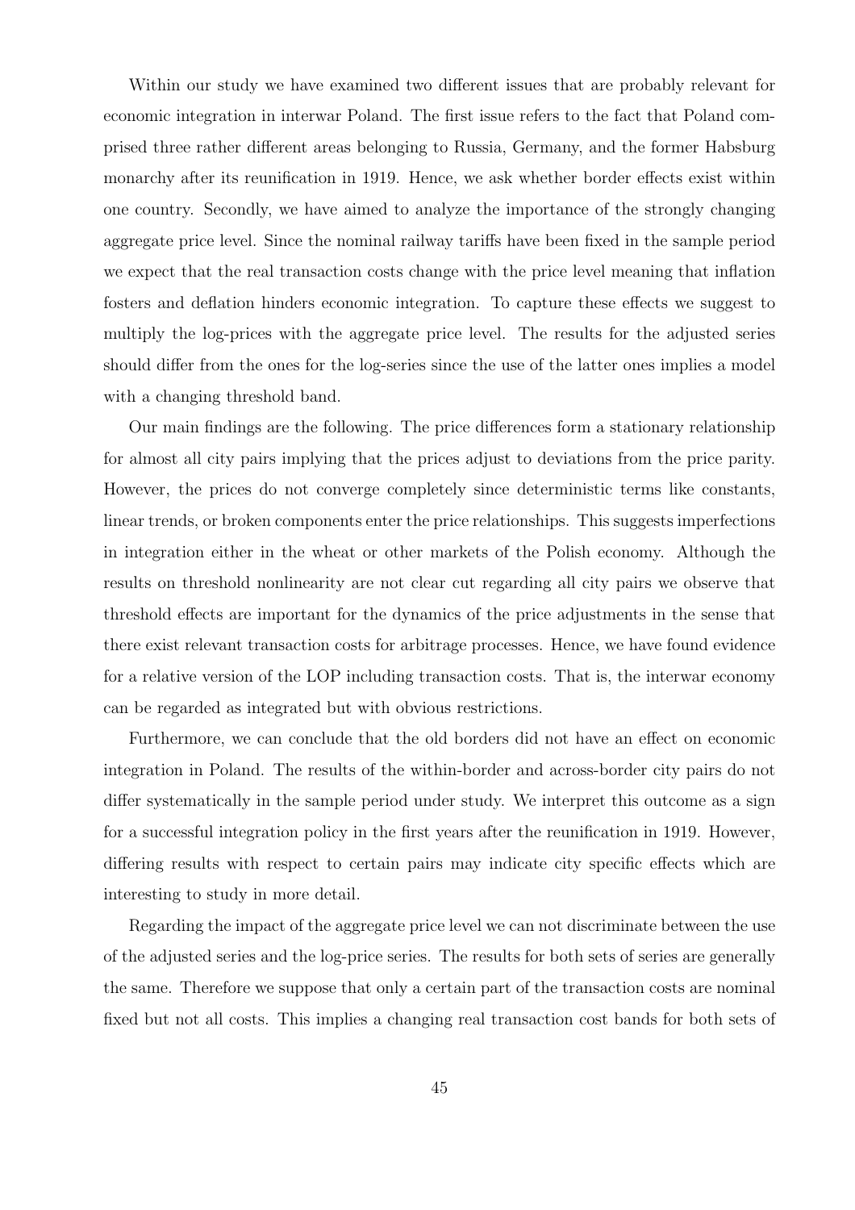Within our study we have examined two different issues that are probably relevant for economic integration in interwar Poland. The first issue refers to the fact that Poland comprised three rather different areas belonging to Russia, Germany, and the former Habsburg monarchy after its reunification in 1919. Hence, we ask whether border effects exist within one country. Secondly, we have aimed to analyze the importance of the strongly changing aggregate price level. Since the nominal railway tariffs have been fixed in the sample period we expect that the real transaction costs change with the price level meaning that inflation fosters and deflation hinders economic integration. To capture these effects we suggest to multiply the log-prices with the aggregate price level. The results for the adjusted series should differ from the ones for the log-series since the use of the latter ones implies a model with a changing threshold band.

Our main findings are the following. The price differences form a stationary relationship for almost all city pairs implying that the prices adjust to deviations from the price parity. However, the prices do not converge completely since deterministic terms like constants, linear trends, or broken components enter the price relationships. This suggests imperfections in integration either in the wheat or other markets of the Polish economy. Although the results on threshold nonlinearity are not clear cut regarding all city pairs we observe that threshold effects are important for the dynamics of the price adjustments in the sense that there exist relevant transaction costs for arbitrage processes. Hence, we have found evidence for a relative version of the LOP including transaction costs. That is, the interwar economy can be regarded as integrated but with obvious restrictions.

Furthermore, we can conclude that the old borders did not have an effect on economic integration in Poland. The results of the within-border and across-border city pairs do not differ systematically in the sample period under study. We interpret this outcome as a sign for a successful integration policy in the first years after the reunification in 1919. However, differing results with respect to certain pairs may indicate city specific effects which are interesting to study in more detail.

Regarding the impact of the aggregate price level we can not discriminate between the use of the adjusted series and the log-price series. The results for both sets of series are generally the same. Therefore we suppose that only a certain part of the transaction costs are nominal fixed but not all costs. This implies a changing real transaction cost bands for both sets of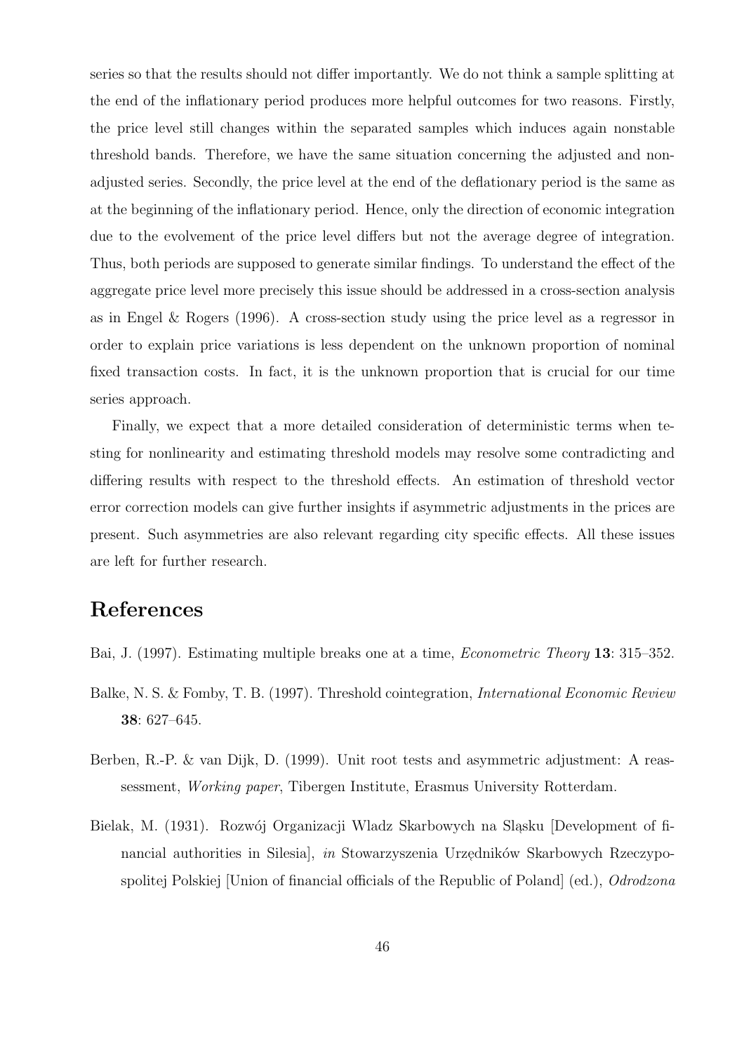series so that the results should not differ importantly. We do not think a sample splitting at the end of the inflationary period produces more helpful outcomes for two reasons. Firstly, the price level still changes within the separated samples which induces again nonstable threshold bands. Therefore, we have the same situation concerning the adjusted and non-adjusted series. Secondly, the price level at the end of the deflationary period is the same as at the beginning of the inflationary period. Hence, only the direction of economic integration due to the evolvement of the price level differs but not the average degree of integration. Thus, both periods are supposed to generate similar findings. To understand the effect of the aggregate price level more precisely this issue should be addressed in a cross-section analysis as in Engel & Rogers (1996). A cross-section study using the price level as a regressor in order to explain price variations is less dependent on the unknown proportion of nominal fixed transaction costs. In fact, it is the unknown proportion that is crucial for our time series approach.

Finally, we expect that a more detailed consideration of deterministic terms when testing for nonlinearity and estimating threshold models may resolve some contradicting and differing results with respect to the threshold effects. An estimation of threshold vector error correction models can give further insights if asymmetric adjustments in the prices are present. Such asymmetries are also relevant regarding city specific effects. All these issues are left for further research.

# References

Bai, J. (1997). Estimating multiple breaks one at a time, *Econometric Theory* **13**: 315–352.

Balke, N. S. & Fomby, T. B. (1997). Threshold cointegration, *International Economic Review* **38**: 627–645.

Berben, R.-P. & van Dijk, D. (1999). Unit root tests and asymmetric adjustment: A reassessment, *Working paper*, Tibergen Institute, Erasmus University Rotterdam.

Bielak, M. (1931). Rozwój Organizacji Wladz Skarbowych na Śląsku [Development of financial authorities in Silesia], *in* Stowarzyszenia Urzędników Skarbowych Rzeczypospolitej Polskiej [Union of financial officials of the Republic of Poland] (ed.), *Odrodzona*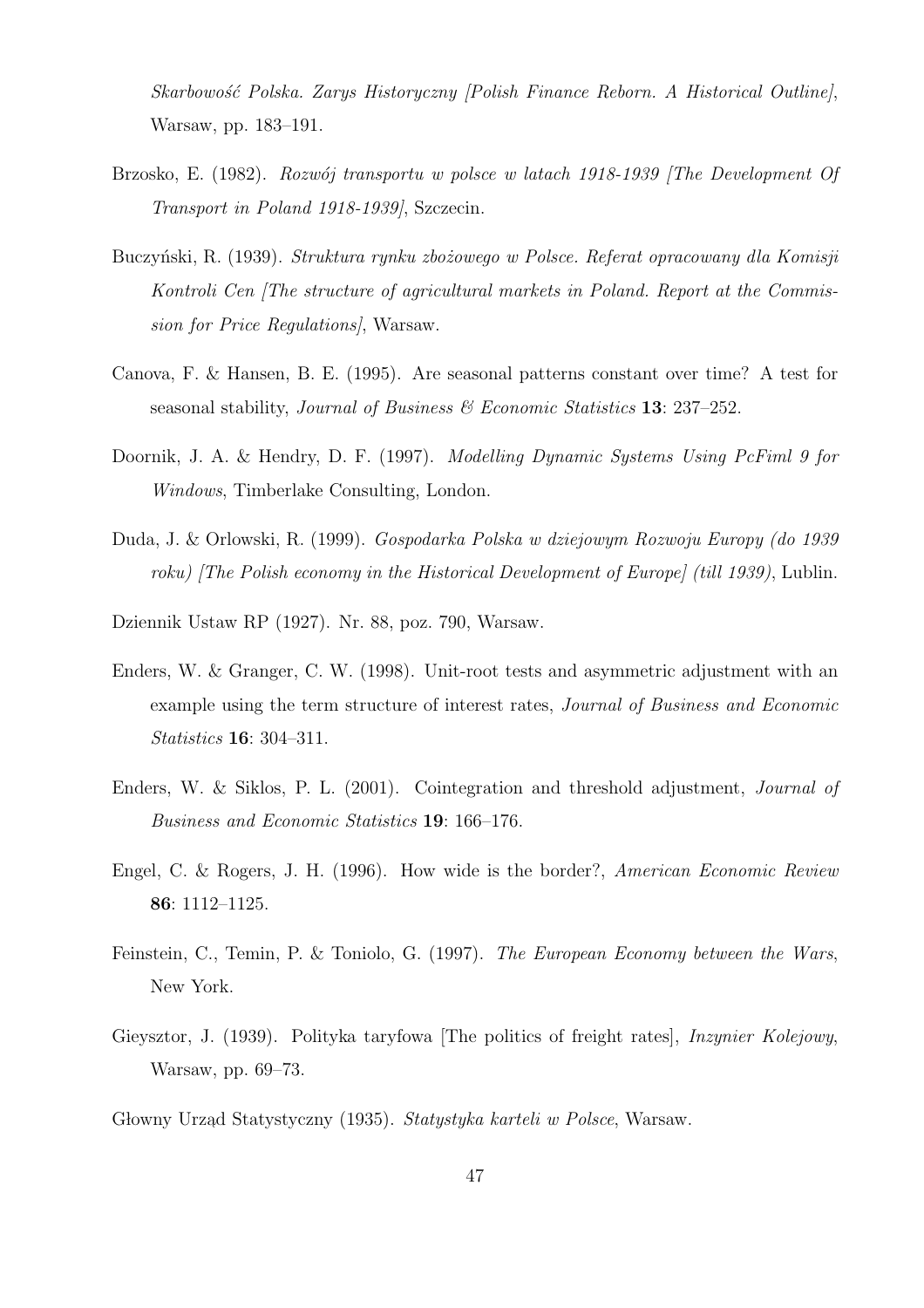*Skarbowość Polska. Zarys Historyczny [Polish Finance Reborn. A Historical Outline]*, Warsaw, pp. 183–191.

Brzosko, E. (1982). *Rozwój transportu w polsce w latach 1918-1939 [The Development Of Transport in Poland 1918-1939]*, Szczecin.

Buczyński, R. (1939). *Struktura rynku zbożowego w Polsce. Referat opracowany dla Komisji Kontroli Cen [The structure of agricultural markets in Poland. Report at the Commission for Price Regulations]*, Warsaw.

Canova, F. & Hansen, B. E. (1995). Are seasonal patterns constant over time? A test for seasonal stability, *Journal of Business & Economic Statistics* **13**: 237–252.

Doornik, J. A. & Hendry, D. F. (1997). *Modelling Dynamic Systems Using PcFiml 9 for Windows*, Timberlake Consulting, London.

Duda, J. & Orlowski, R. (1999). *Gospodarka Polska w dziejowym Rozwoju Europy (do 1939 roku) [The Polish economy in the Historical Development of Europe] (till 1939)*, Lublin.

Dziennik Ustaw RP (1927). Nr. 88, poz. 790, Warsaw.

Enders, W. & Granger, C. W. (1998). Unit-root tests and asymmetric adjustment with an example using the term structure of interest rates, *Journal of Business and Economic Statistics* **16**: 304–311.

Enders, W. & Siklos, P. L. (2001). Cointegration and threshold adjustment, *Journal of Business and Economic Statistics* **19**: 166–176.

Engel, C. & Rogers, J. H. (1996). How wide is the border?, *American Economic Review* **86**: 1112–1125.

Feinstein, C., Temin, P. & Toniolo, G. (1997). *The European Economy between the Wars*, New York.

Gieysztor, J. (1939). Polityka taryfowa [The politics of freight rates], *Inzynier Kolejowy*, Warsaw, pp. 69–73.

Głowny Urząd Statystyczny (1935). *Statystyka karteli w Polsce*, Warsaw.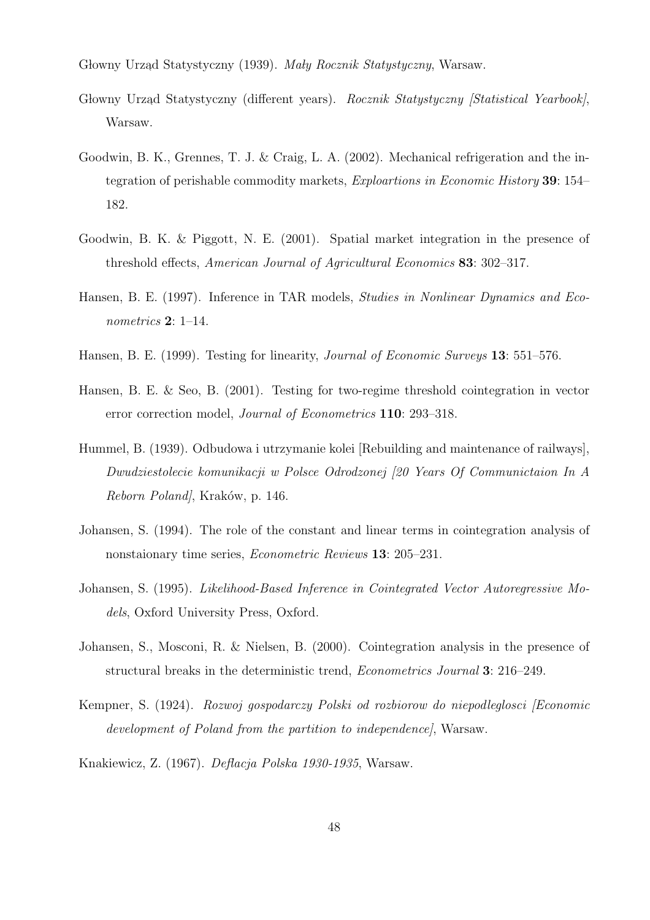Głowny Urząd Statystyczny (1939). *Mały Rocznik Statystyczny*, Warsaw.

Głowny Urząd Statystyczny (different years). *Rocznik Statystyczny [Statistical Yearbook]*, Warsaw.

Goodwin, B. K., Grennes, T. J. & Craig, L. A. (2002). Mechanical refrigeration and the integration of perishable commodity markets, *Exploartions in Economic History* **39**: 154–182.

Goodwin, B. K. & Piggott, N. E. (2001). Spatial market integration in the presence of threshold effects, *American Journal of Agricultural Economics* **83**: 302–317.

Hansen, B. E. (1997). Inference in TAR models, *Studies in Nonlinear Dynamics and Econometrics* **2**: 1–14.

Hansen, B. E. (1999). Testing for linearity, *Journal of Economic Surveys* **13**: 551–576.

Hansen, B. E. & Seo, B. (2001). Testing for two-regime threshold cointegration in vector error correction model, *Journal of Econometrics* **110**: 293–318.

Hummel, B. (1939). Odbudowa i utrzymanie kolei [Rebuilding and maintenance of railways], *Dwudziestolecie komunikacji w Polsce Odrodzonej [20 Years Of Communictaion In A Reborn Poland]*, Kraków, p. 146.

Johansen, S. (1994). The role of the constant and linear terms in cointegration analysis of nonstaionary time series, *Econometric Reviews* **13**: 205–231.

Johansen, S. (1995). *Likelihood-Based Inference in Cointegrated Vector Autoregressive Models*, Oxford University Press, Oxford.

Johansen, S., Mosconi, R. & Nielsen, B. (2000). Cointegration analysis in the presence of structural breaks in the deterministic trend, *Econometrics Journal* **3**: 216–249.

Kempner, S. (1924). *Rozwoj gospodarczy Polski od rozbiorow do niepodleglosci [Economic development of Poland from the partition to independence]*, Warsaw.

Knakiewicz, Z. (1967). *Deflacja Polska 1930-1935*, Warsaw.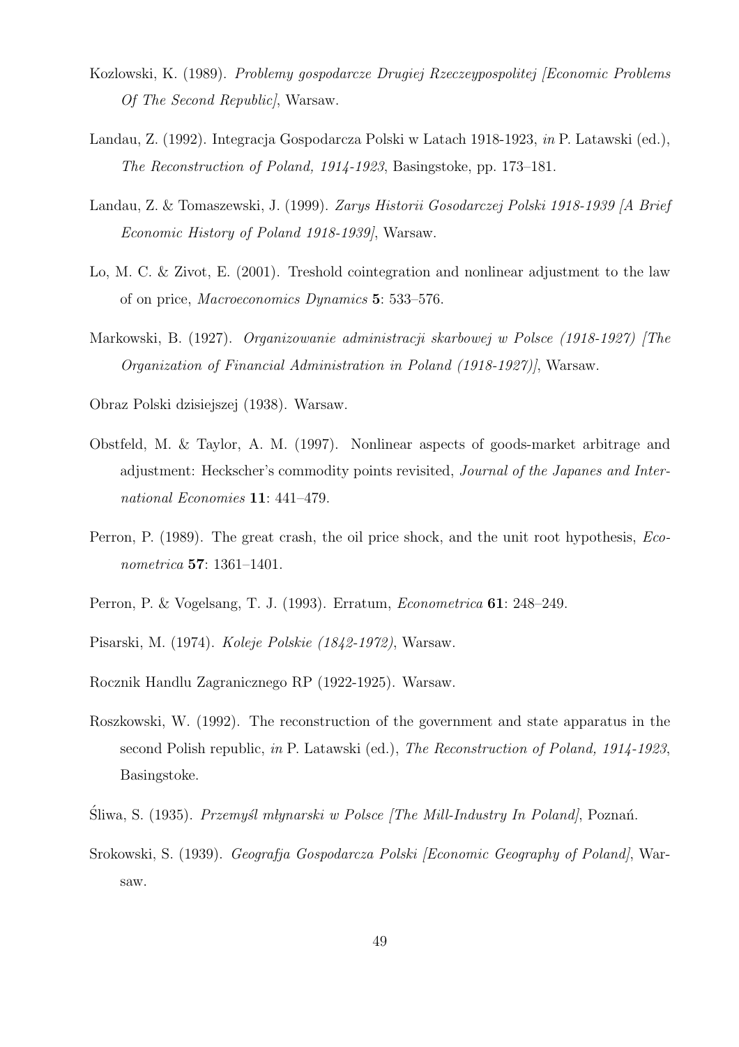Kozlowski, K. (1989). *Problemy gospodarcze Drugiej Rzeczeypospolitej [Economic Problems Of The Second Republic]*, Warsaw.

Landau, Z. (1992). Integracja Gospodarcza Polski w Latach 1918-1923, *in* P. Latawski (ed.), *The Reconstruction of Poland, 1914-1923*, Basingstoke, pp. 173–181.

Landau, Z. & Tomaszewski, J. (1999). *Zarys Historii Gosodarczej Polski 1918-1939 [A Brief Economic History of Poland 1918-1939]*, Warsaw.

Lo, M. C. & Zivot, E. (2001). Treshold cointegration and nonlinear adjustment to the law of on price, *Macroeconomics Dynamics* **5**: 533–576.

Markowski, B. (1927). *Organizowanie administracji skarbowej w Polsce (1918-1927) [The Organization of Financial Administration in Poland (1918-1927)]*, Warsaw.

Obraz Polski dzisiejszej (1938). Warsaw.

Obstfeld, M. & Taylor, A. M. (1997). Nonlinear aspects of goods-market arbitrage and adjustment: Heckscher's commodity points revisited, *Journal of the Japanes and International Economies* **11**: 441–479.

Perron, P. (1989). The great crash, the oil price shock, and the unit root hypothesis, *Econometrica* **57**: 1361–1401.

Perron, P. & Vogelsang, T. J. (1993). Erratum, *Econometrica* **61**: 248–249.

Pisarski, M. (1974). *Koleje Polskie (1842-1972)*, Warsaw.

Rocznik Handlu Zagranicznego RP (1922-1925). Warsaw.

Roszkowski, W. (1992). The reconstruction of the government and state apparatus in the second Polish republic, *in* P. Latawski (ed.), *The Reconstruction of Poland, 1914-1923*, Basingstoke.

Śliwa, S. (1935). *Przemyśl młynarski w Polsce [The Mill-Industry In Poland]*, Poznań.

Srokowski, S. (1939). *Geografja Gospodarcza Polski [Economic Geography of Poland]*, Warsaw.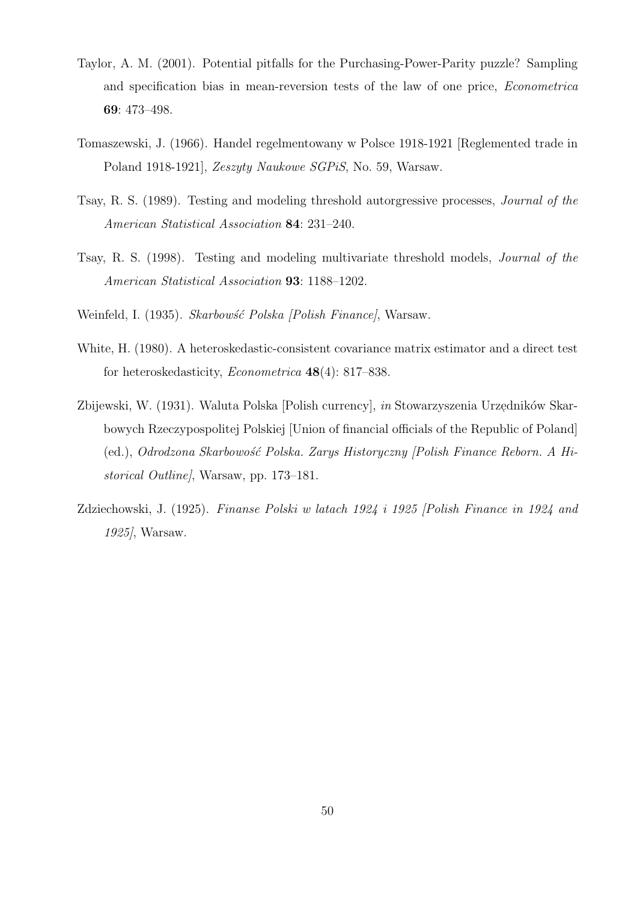Taylor, A. M. (2001). Potential pitfalls for the Purchasing-Power-Parity puzzle? Sampling and specification bias in mean-reversion tests of the law of one price, *Econometrica* **69**: 473–498.

Tomaszewski, J. (1966). Handel regelmentowany w Polsce 1918-1921 [Reglemented trade in Poland 1918-1921], *Zeszyty Naukowe SGPiS*, No. 59, Warsaw.

Tsay, R. S. (1989). Testing and modeling threshold autorgressive processes, *Journal of the American Statistical Association* **84**: 231–240.

Tsay, R. S. (1998). Testing and modeling multivariate threshold models, *Journal of the American Statistical Association* **93**: 1188–1202.

Weinfeld, I. (1935). *Skarbowść Polska [Polish Finance]*, Warsaw.

White, H. (1980). A heteroskedastic-consistent covariance matrix estimator and a direct test for heteroskedasticity, *Econometrica* **48**(4): 817–838.

Zbijewski, W. (1931). Waluta Polska [Polish currency], *in* Stowarzyszenia Urzędników Skarbowych Rzeczypospolitej Polskiej [Union of financial officials of the Republic of Poland] (ed.), *Odrodzona Skarbowość Polska. Zarys Historyczny [Polish Finance Reborn. A Historical Outline]*, Warsaw, pp. 173–181.

Zdziechowski, J. (1925). *Finanse Polski w latach 1924 i 1925 [Polish Finance in 1924 and 1925]*, Warsaw.